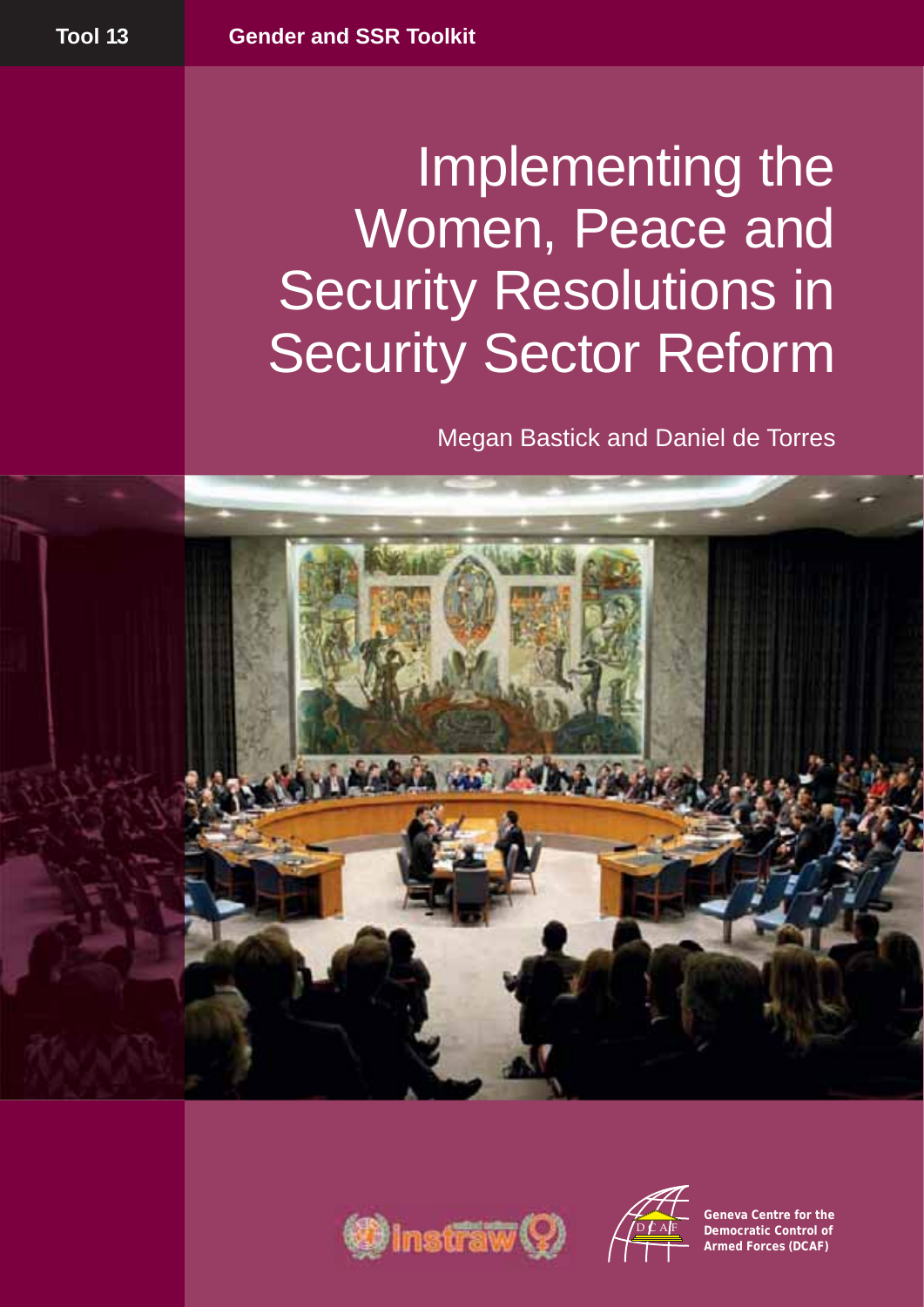Tool 13 **Gender and SSR Toolkit**

# Implementing the Women, Peace and Security Resolutions in Security Sector Reform

Megan Bastick and Daniel de Torres

**Geneva Centre for the Democratic Control of Armed Forces (DCAF)**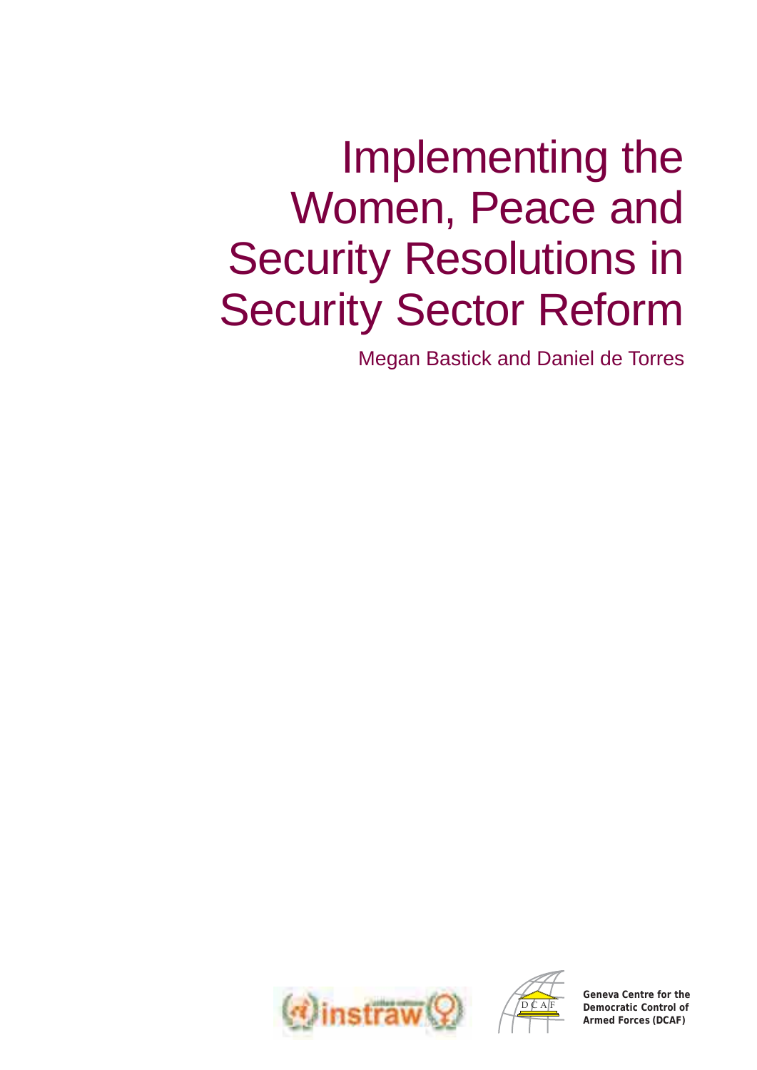# Implementing the Women, Peace and Security Resolutions in Security Sector Reform

Megan Bastick and Daniel de Torres

instraw

DCAF

**Geneva Centre for the Democratic Control of Armed Forces (DCAF)**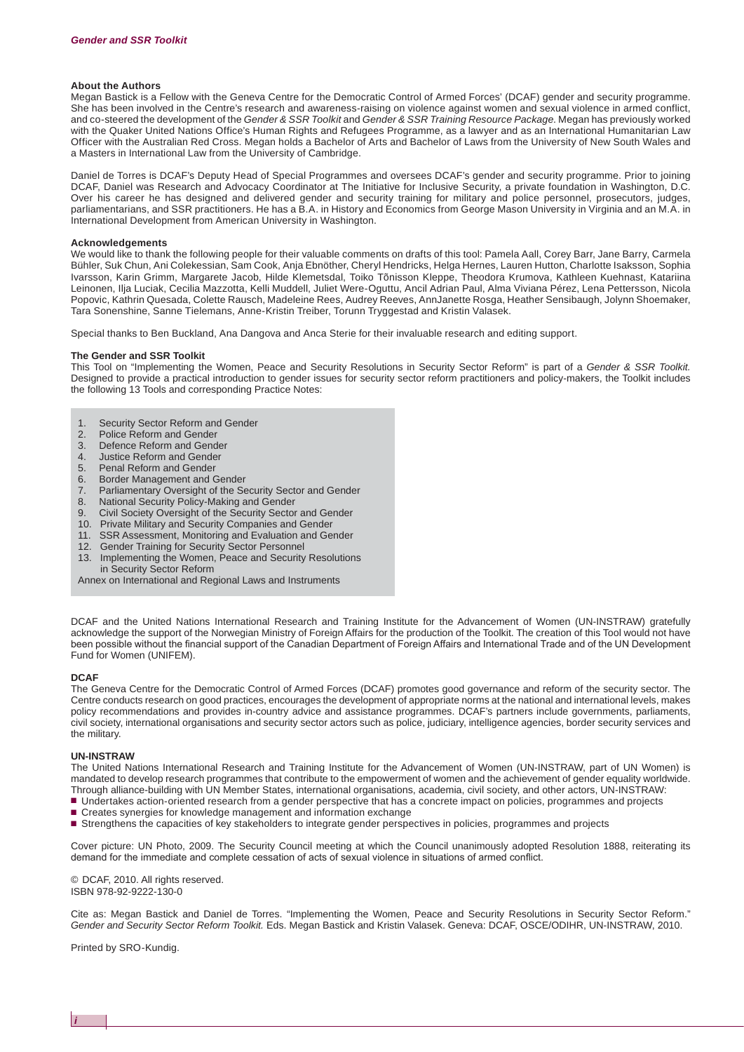### About the Authors

Megan Bastick is a Fellow with the Geneva Centre for the Democratic Control of Armed Forces' (DCAF) gender and security programme. She has been involved in the Centre's research and awareness-raising on violence against women and sexual violence in armed conflict, and co-steered the development of the *Gender & SSR Toolkit* and *Gender & SSR Training Resource Package.* Megan has previously worked with the Quaker United Nations Office's Human Rights and Refugees Programme, as a lawyer and as an International Humanitarian Law Officer with the Australian Red Cross. Megan holds a Bachelor of Arts and Bachelor of Laws from the University of New South Wales and a Masters in International Law from the University of Cambridge.

Daniel de Torres is DCAF's Deputy Head of Special Programmes and oversees DCAF's gender and security programme. Prior to joining DCAF, Daniel was Research and Advocacy Coordinator at The Initiative for Inclusive Security, a private foundation in Washington, D.C. Over his career he has designed and delivered gender and security training for military and police personnel, prosecutors, judges, parliamentarians, and SSR practitioners. He has a B.A. in History and Economics from George Mason University in Virginia and an M.A. in International Development from American University in Washington.

### Acknowledgements

We would like to thank the following people for their valuable comments on drafts of this tool: Pamela Aall, Corey Barr, Jane Barry, Carmela Bühler, Suk Chun, Ani Colekessian, Sam Cook, Anja Ebnöther, Cheryl Hendricks, Helga Hernes, Lauren Hutton, Charlotte Isaksson, Sophia Ivarsson, Karin Grimm, Margarete Jacob, Hilde Klemetsdal, Toiko Tõnisson Kleppe, Theodora Krumova, Kathleen Kuehnast, Katariina Leinonen, Ilja Luciak, Cecilia Mazzotta, Kelli Muddell, Juliet Were-Oguttu, Ancil Adrian Paul, Alma Viviana Pérez, Lena Pettersson, Nicola Popovic, Kathrin Quesada, Colette Rausch, Madeleine Rees, Audrey Reeves, AnnJanette Rosga, Heather Sensibaugh, Jolynn Shoemaker, Tara Sonenshine, Sanne Tielemans, Anne-Kristin Treiber, Torunn Tryggestad and Kristin Valasek.

Special thanks to Ben Buckland, Ana Dangova and Anca Sterie for their invaluable research and editing support.

### The Gender and SSR Toolkit

This Tool on "Implementing the Women, Peace and Security Resolutions in Security Sector Reform" is part of a *Gender & SSR Toolkit.* Designed to provide a practical introduction to gender issues for security sector reform practitioners and policy-makers, the Toolkit includes the following 13 Tools and corresponding Practice Notes:

1. Security Sector Reform and Gender
2. Police Reform and Gender
3. Defence Reform and Gender
4. Justice Reform and Gender
5. Penal Reform and Gender
6. Border Management and Gender
7. Parliamentary Oversight of the Security Sector and Gender
8. National Security Policy-Making and Gender
9. Civil Society Oversight of the Security Sector and Gender
10. Private Military and Security Companies and Gender
11. SSR Assessment, Monitoring and Evaluation and Gender
12. Gender Training for Security Sector Personnel
13. Implementing the Women, Peace and Security Resolutions in Security Sector Reform

Annex on International and Regional Laws and Instruments

DCAF and the United Nations International Research and Training Institute for the Advancement of Women (UN-INSTRAW) gratefully acknowledge the support of the Norwegian Ministry of Foreign Affairs for the production of the Toolkit. The creation of this Tool would not have been possible without the financial support of the Canadian Department of Foreign Affairs and International Trade and of the UN Development Fund for Women (UNIFEM).

### DCAF

The Geneva Centre for the Democratic Control of Armed Forces (DCAF) promotes good governance and reform of the security sector. The Centre conducts research on good practices, encourages the development of appropriate norms at the national and international levels, makes policy recommendations and provides in-country advice and assistance programmes. DCAF's partners include governments, parliaments, civil society, international organisations and security sector actors such as police, judiciary, intelligence agencies, border security services and the military.

### UN-INSTRAW

The United Nations International Research and Training Institute for the Advancement of Women (UN-INSTRAW, part of UN Women) is mandated to develop research programmes that contribute to the empowerment of women and the achievement of gender equality worldwide. Through alliance-building with UN Member States, international organisations, academia, civil society, and other actors, UN-INSTRAW:

- Undertakes action-oriented research from a gender perspective that has a concrete impact on policies, programmes and projects
- Creates synergies for knowledge management and information exchange
- Strengthens the capacities of key stakeholders to integrate gender perspectives in policies, programmes and projects

Cover picture: UN Photo, 2009. The Security Council meeting at which the Council unanimously adopted Resolution 1888, reiterating its demand for the immediate and complete cessation of acts of sexual violence in situations of armed conflict.

© DCAF, 2010. All rights reserved.
ISBN 978-92-9222-130-0

Cite as: Megan Bastick and Daniel de Torres. "Implementing the Women, Peace and Security Resolutions in Security Sector Reform." *Gender and Security Sector Reform Toolkit.* Eds. Megan Bastick and Kristin Valasek. Geneva: DCAF, OSCE/ODIHR, UN-INSTRAW, 2010.

Printed by SRO-Kundig.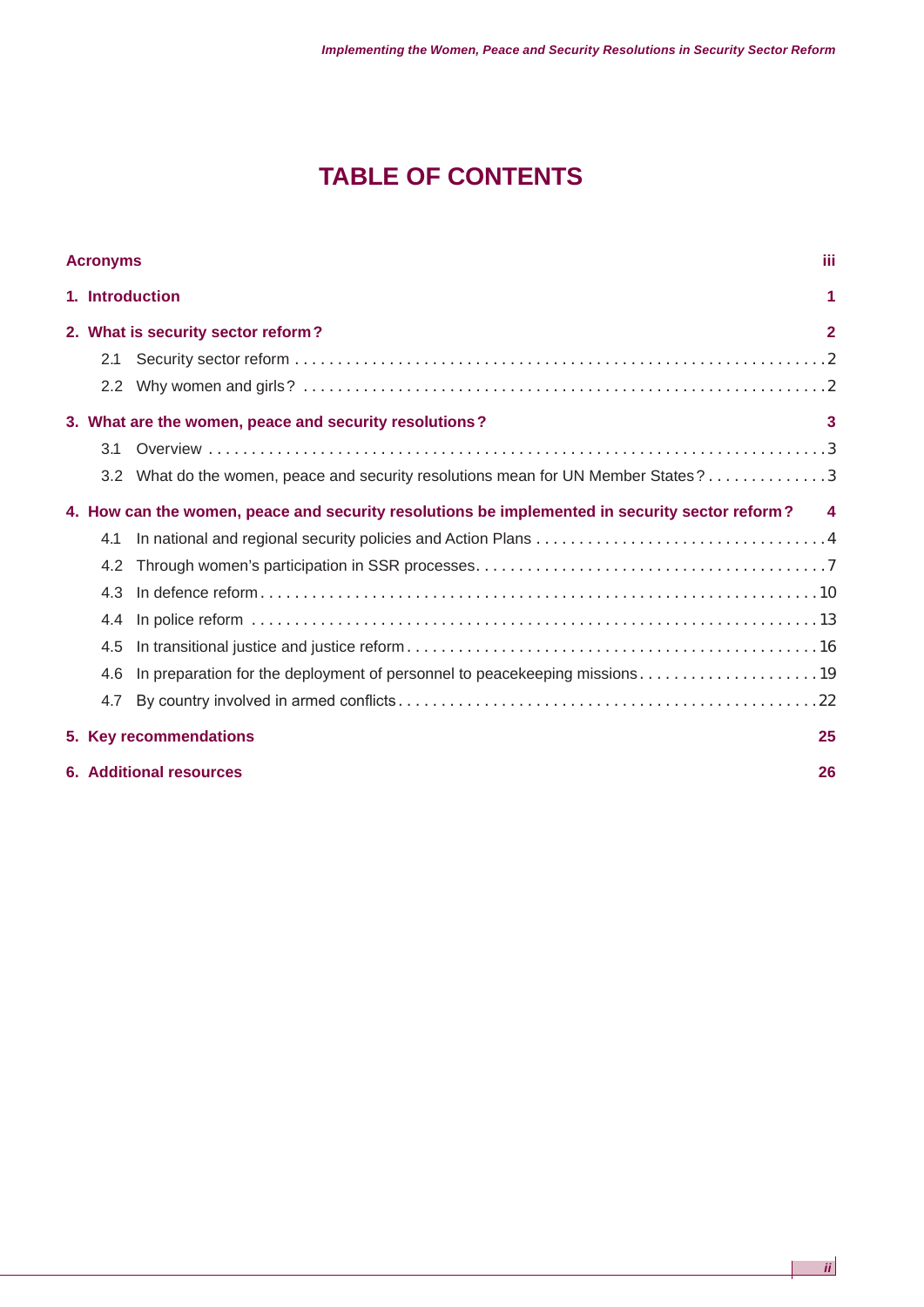# TABLE OF CONTENTS

**Acronyms** iii

**1. Introduction** 1

**2. What is security sector reform?** 2

- 2.1 Security sector reform . . . . . 2
- 2.2 Why women and girls? . . . . . 2

**3. What are the women, peace and security resolutions?** 3

- 3.1 Overview . . . . . 3
- 3.2 What do the women, peace and security resolutions mean for UN Member States? . . . . . 3

**4. How can the women, peace and security resolutions be implemented in security sector reform?** 4

- 4.1 In national and regional security policies and Action Plans . . . . . 4
- 4.2 Through women's participation in SSR processes. . . . . . 7
- 4.3 In defence reform . . . . . 10
- 4.4 In police reform . . . . . 13
- 4.5 In transitional justice and justice reform . . . . . 16
- 4.6 In preparation for the deployment of personnel to peacekeeping missions . . . . . 19
- 4.7 By country involved in armed conflicts . . . . . 22

**5. Key recommendations** 25

**6. Additional resources** 26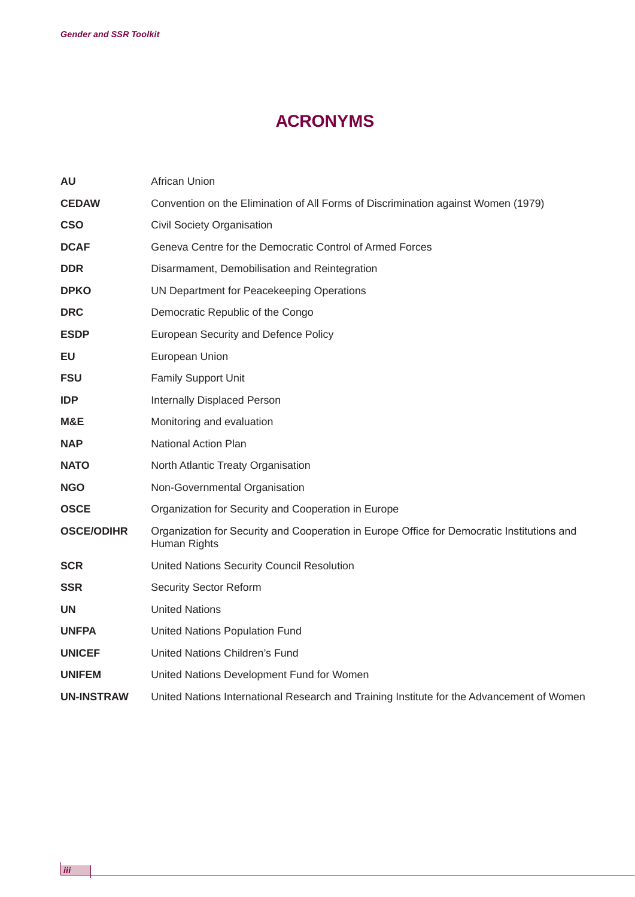# ACRONYMS

| | |
|---|---|
| **AU** | African Union |
| **CEDAW** | Convention on the Elimination of All Forms of Discrimination against Women (1979) |
| **CSO** | Civil Society Organisation |
| **DCAF** | Geneva Centre for the Democratic Control of Armed Forces |
| **DDR** | Disarmament, Demobilisation and Reintegration |
| **DPKO** | UN Department for Peacekeeping Operations |
| **DRC** | Democratic Republic of the Congo |
| **ESDP** | European Security and Defence Policy |
| **EU** | European Union |
| **FSU** | Family Support Unit |
| **IDP** | Internally Displaced Person |
| **M&E** | Monitoring and evaluation |
| **NAP** | National Action Plan |
| **NATO** | North Atlantic Treaty Organisation |
| **NGO** | Non-Governmental Organisation |
| **OSCE** | Organization for Security and Cooperation in Europe |
| **OSCE/ODIHR** | Organization for Security and Cooperation in Europe Office for Democratic Institutions and Human Rights |
| **SCR** | United Nations Security Council Resolution |
| **SSR** | Security Sector Reform |
| **UN** | United Nations |
| **UNFPA** | United Nations Population Fund |
| **UNICEF** | United Nations Children's Fund |
| **UNIFEM** | United Nations Development Fund for Women |
| **UN-INSTRAW** | United Nations International Research and Training Institute for the Advancement of Women |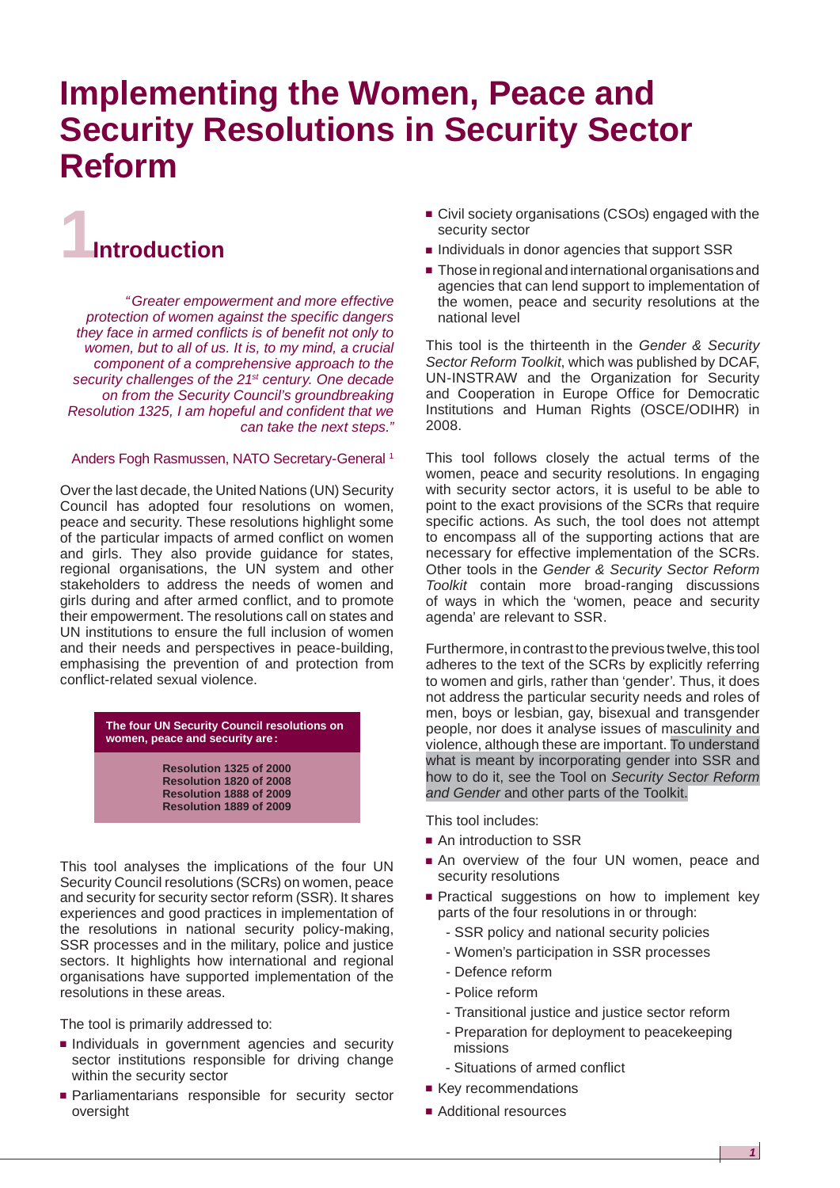# Implementing the Women, Peace and Security Resolutions in Security Sector Reform

## 1 Introduction

*"Greater empowerment and more effective protection of women against the specific dangers they face in armed conflicts is of benefit not only to women, but to all of us. It is, to my mind, a crucial component of a comprehensive approach to the security challenges of the 21st century. One decade on from the Security Council's groundbreaking Resolution 1325, I am hopeful and confident that we can take the next steps."*

Anders Fogh Rasmussen, NATO Secretary-General [1]

Over the last decade, the United Nations (UN) Security Council has adopted four resolutions on women, peace and security. These resolutions highlight some of the particular impacts of armed conflict on women and girls. They also provide guidance for states, regional organisations, the UN system and other stakeholders to address the needs of women and girls during and after armed conflict, and to promote their empowerment. The resolutions call on states and UN institutions to ensure the full inclusion of women and their needs and perspectives in peace-building, emphasising the prevention of and protection from conflict-related sexual violence.

**The four UN Security Council resolutions on women, peace and security are:**

**Resolution 1325 of 2000**
**Resolution 1820 of 2008**
**Resolution 1888 of 2009**
**Resolution 1889 of 2009**

This tool analyses the implications of the four UN Security Council resolutions (SCRs) on women, peace and security for security sector reform (SSR). It shares experiences and good practices in implementation of the resolutions in national security policy-making, SSR processes and in the military, police and justice sectors. It highlights how international and regional organisations have supported implementation of the resolutions in these areas.

The tool is primarily addressed to:

- Individuals in government agencies and security sector institutions responsible for driving change within the security sector
- Parliamentarians responsible for security sector oversight
- Civil society organisations (CSOs) engaged with the security sector
- Individuals in donor agencies that support SSR
- Those in regional and international organisations and agencies that can lend support to implementation of the women, peace and security resolutions at the national level

This tool is the thirteenth in the *Gender & Security Sector Reform Toolkit*, which was published by DCAF, UN-INSTRAW and the Organization for Security and Cooperation in Europe Office for Democratic Institutions and Human Rights (OSCE/ODIHR) in 2008.

This tool follows closely the actual terms of the women, peace and security resolutions. In engaging with security sector actors, it is useful to be able to point to the exact provisions of the SCRs that require specific actions. As such, the tool does not attempt to encompass all of the supporting actions that are necessary for effective implementation of the SCRs. Other tools in the *Gender & Security Sector Reform Toolkit* contain more broad-ranging discussions of ways in which the 'women, peace and security agenda' are relevant to SSR.

Furthermore, in contrast to the previous twelve, this tool adheres to the text of the SCRs by explicitly referring to women and girls, rather than 'gender'. Thus, it does not address the particular security needs and roles of men, boys or lesbian, gay, bisexual and transgender people, nor does it analyse issues of masculinity and violence, although these are important. To understand what is meant by incorporating gender into SSR and how to do it, see the Tool on *Security Sector Reform and Gender* and other parts of the Toolkit.

This tool includes:

- An introduction to SSR
- An overview of the four UN women, peace and security resolutions
- Practical suggestions on how to implement key parts of the four resolutions in or through:
  - SSR policy and national security policies
  - Women's participation in SSR processes
  - Defence reform
  - Police reform
  - Transitional justice and justice sector reform
  - Preparation for deployment to peacekeeping missions
  - Situations of armed conflict
- Key recommendations
- Additional resources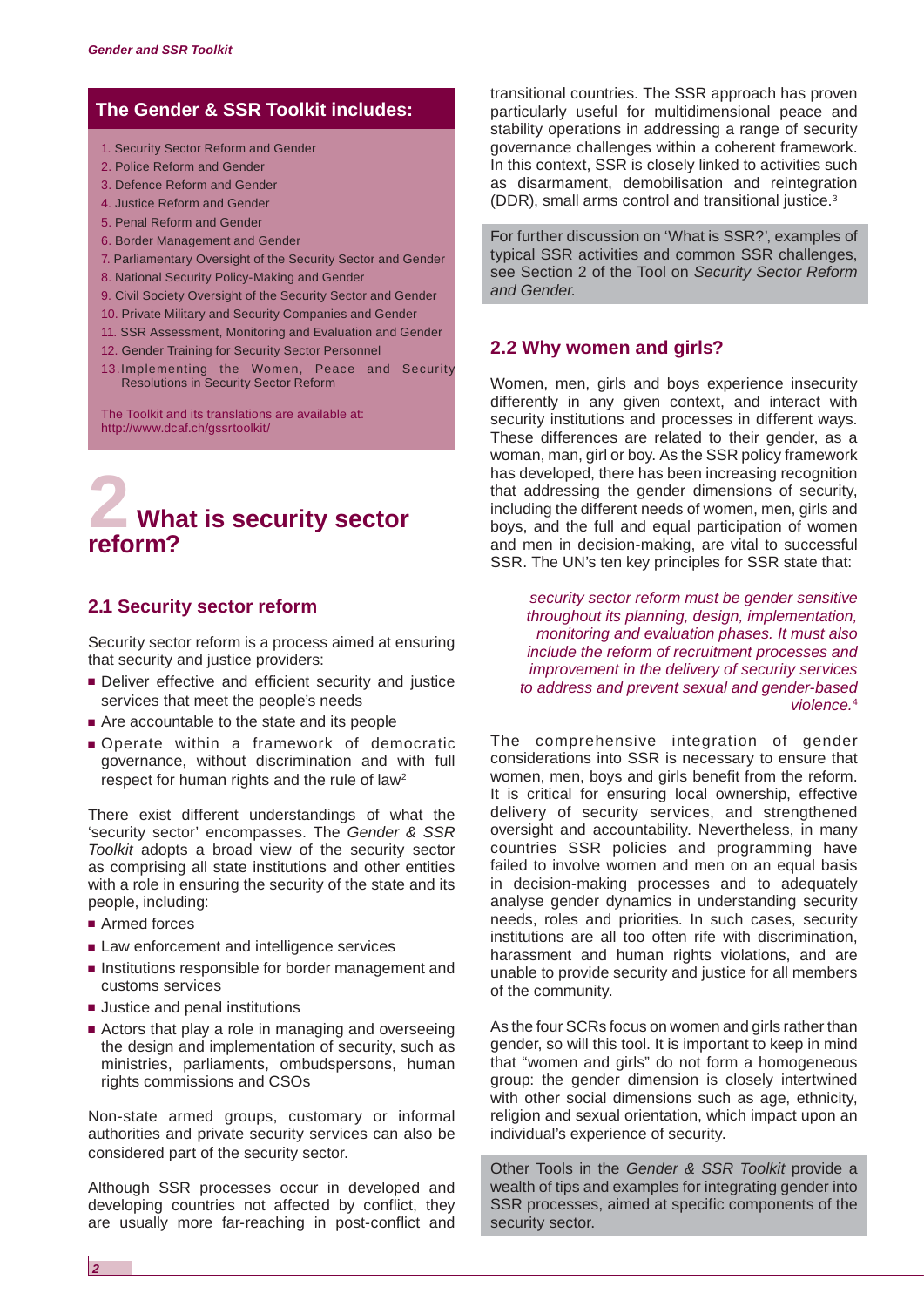## The Gender & SSR Toolkit includes:

1. Security Sector Reform and Gender
2. Police Reform and Gender
3. Defence Reform and Gender
4. Justice Reform and Gender
5. Penal Reform and Gender
6. Border Management and Gender
7. Parliamentary Oversight of the Security Sector and Gender
8. National Security Policy-Making and Gender
9. Civil Society Oversight of the Security Sector and Gender
10. Private Military and Security Companies and Gender
11. SSR Assessment, Monitoring and Evaluation and Gender
12. Gender Training for Security Sector Personnel
13. Implementing the Women, Peace and Security Resolutions in Security Sector Reform

The Toolkit and its translations are available at: http://www.dcaf.ch/gssrtoolkit/

# 2 What is security sector reform?

## 2.1 Security sector reform

Security sector reform is a process aimed at ensuring that security and justice providers:

- Deliver effective and efficient security and justice services that meet the people's needs
- Are accountable to the state and its people
- Operate within a framework of democratic governance, without discrimination and with full respect for human rights and the rule of law[2]

There exist different understandings of what the 'security sector' encompasses. The *Gender & SSR Toolkit* adopts a broad view of the security sector as comprising all state institutions and other entities with a role in ensuring the security of the state and its people, including:

- Armed forces
- Law enforcement and intelligence services
- Institutions responsible for border management and customs services
- Justice and penal institutions
- Actors that play a role in managing and overseeing the design and implementation of security, such as ministries, parliaments, ombudspersons, human rights commissions and CSOs

Non-state armed groups, customary or informal authorities and private security services can also be considered part of the security sector.

Although SSR processes occur in developed and developing countries not affected by conflict, they are usually more far-reaching in post-conflict and transitional countries. The SSR approach has proven particularly useful for multidimensional peace and stability operations in addressing a range of security governance challenges within a coherent framework. In this context, SSR is closely linked to activities such as disarmament, demobilisation and reintegration (DDR), small arms control and transitional justice.[3]

For further discussion on 'What is SSR?', examples of typical SSR activities and common SSR challenges, see Section 2 of the Tool on *Security Sector Reform and Gender.*

## 2.2 Why women and girls?

Women, men, girls and boys experience insecurity differently in any given context, and interact with security institutions and processes in different ways. These differences are related to their gender, as a woman, man, girl or boy. As the SSR policy framework has developed, there has been increasing recognition that addressing the gender dimensions of security, including the different needs of women, men, girls and boys, and the full and equal participation of women and men in decision-making, are vital to successful SSR. The UN's ten key principles for SSR state that:

> *security sector reform must be gender sensitive throughout its planning, design, implementation, monitoring and evaluation phases. It must also include the reform of recruitment processes and improvement in the delivery of security services to address and prevent sexual and gender-based violence.*[4]

The comprehensive integration of gender considerations into SSR is necessary to ensure that women, men, boys and girls benefit from the reform. It is critical for ensuring local ownership, effective delivery of security services, and strengthened oversight and accountability. Nevertheless, in many countries SSR policies and programming have failed to involve women and men on an equal basis in decision-making processes and to adequately analyse gender dynamics in understanding security needs, roles and priorities. In such cases, security institutions are all too often rife with discrimination, harassment and human rights violations, and are unable to provide security and justice for all members of the community.

As the four SCRs focus on women and girls rather than gender, so will this tool. It is important to keep in mind that "women and girls" do not form a homogeneous group: the gender dimension is closely intertwined with other social dimensions such as age, ethnicity, religion and sexual orientation, which impact upon an individual's experience of security.

Other Tools in the *Gender & SSR Toolkit* provide a wealth of tips and examples for integrating gender into SSR processes, aimed at specific components of the security sector.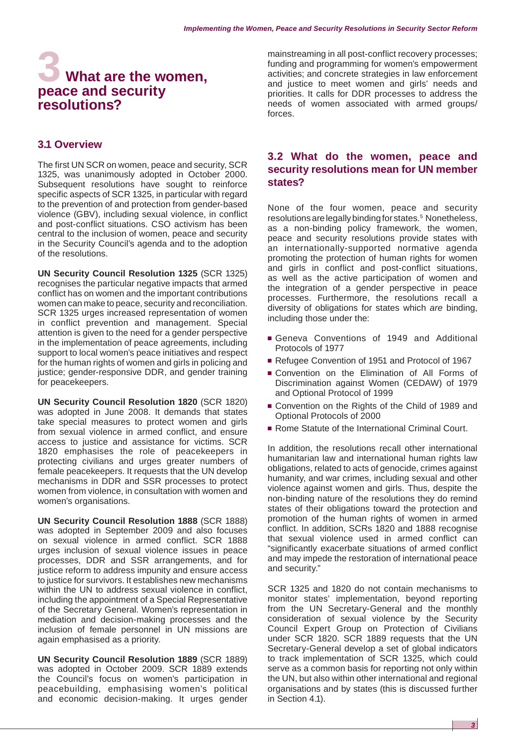# 3 What are the women, peace and security resolutions?

## 3.1 Overview

The first UN SCR on women, peace and security, SCR 1325, was unanimously adopted in October 2000. Subsequent resolutions have sought to reinforce specific aspects of SCR 1325, in particular with regard to the prevention of and protection from gender-based violence (GBV), including sexual violence, in conflict and post-conflict situations. CSO activism has been central to the inclusion of women, peace and security in the Security Council's agenda and to the adoption of the resolutions.

**UN Security Council Resolution 1325** (SCR 1325) recognises the particular negative impacts that armed conflict has on women and the important contributions women can make to peace, security and reconciliation. SCR 1325 urges increased representation of women in conflict prevention and management. Special attention is given to the need for a gender perspective in the implementation of peace agreements, including support to local women's peace initiatives and respect for the human rights of women and girls in policing and justice; gender-responsive DDR, and gender training for peacekeepers.

**UN Security Council Resolution 1820** (SCR 1820) was adopted in June 2008. It demands that states take special measures to protect women and girls from sexual violence in armed conflict, and ensure access to justice and assistance for victims. SCR 1820 emphasises the role of peacekeepers in protecting civilians and urges greater numbers of female peacekeepers. It requests that the UN develop mechanisms in DDR and SSR processes to protect women from violence, in consultation with women and women's organisations.

**UN Security Council Resolution 1888** (SCR 1888) was adopted in September 2009 and also focuses on sexual violence in armed conflict. SCR 1888 urges inclusion of sexual violence issues in peace processes, DDR and SSR arrangements, and for justice reform to address impunity and ensure access to justice for survivors. It establishes new mechanisms within the UN to address sexual violence in conflict, including the appointment of a Special Representative of the Secretary General. Women's representation in mediation and decision-making processes and the inclusion of female personnel in UN missions are again emphasised as a priority.

**UN Security Council Resolution 1889** (SCR 1889) was adopted in October 2009. SCR 1889 extends the Council's focus on women's participation in peacebuilding, emphasising women's political and economic decision-making. It urges gender mainstreaming in all post-conflict recovery processes; funding and programming for women's empowerment activities; and concrete strategies in law enforcement and justice to meet women and girls' needs and priorities. It calls for DDR processes to address the needs of women associated with armed groups/forces.

## 3.2 What do the women, peace and security resolutions mean for UN member states?

None of the four women, peace and security resolutions are legally binding for states.[5] Nonetheless, as a non-binding policy framework, the women, peace and security resolutions provide states with an internationally-supported normative agenda promoting the protection of human rights for women and girls in conflict and post-conflict situations, as well as the active participation of women and the integration of a gender perspective in peace processes. Furthermore, the resolutions recall a diversity of obligations for states which *are* binding, including those under the:

- Geneva Conventions of 1949 and Additional Protocols of 1977
- Refugee Convention of 1951 and Protocol of 1967
- Convention on the Elimination of All Forms of Discrimination against Women (CEDAW) of 1979 and Optional Protocol of 1999
- Convention on the Rights of the Child of 1989 and Optional Protocols of 2000
- Rome Statute of the International Criminal Court.

In addition, the resolutions recall other international humanitarian law and international human rights law obligations, related to acts of genocide, crimes against humanity, and war crimes, including sexual and other violence against women and girls. Thus, despite the non-binding nature of the resolutions they do remind states of their obligations toward the protection and promotion of the human rights of women in armed conflict. In addition, SCRs 1820 and 1888 recognise that sexual violence used in armed conflict can "significantly exacerbate situations of armed conflict and may impede the restoration of international peace and security."

SCR 1325 and 1820 do not contain mechanisms to monitor states' implementation, beyond reporting from the UN Secretary-General and the monthly consideration of sexual violence by the Security Council Expert Group on Protection of Civilians under SCR 1820. SCR 1889 requests that the UN Secretary-General develop a set of global indicators to track implementation of SCR 1325, which could serve as a common basis for reporting not only within the UN, but also within other international and regional organisations and by states (this is discussed further in Section 4.1).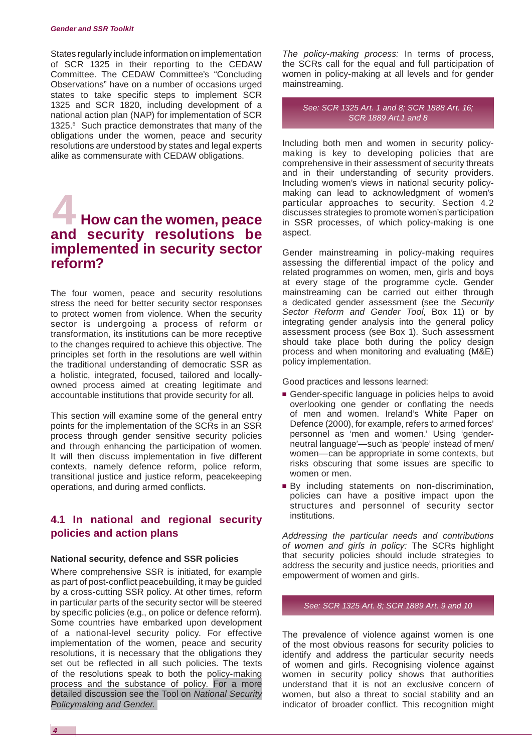States regularly include information on implementation of SCR 1325 in their reporting to the CEDAW Committee. The CEDAW Committee's "Concluding Observations" have on a number of occasions urged states to take specific steps to implement SCR 1325 and SCR 1820, including development of a national action plan (NAP) for implementation of SCR 1325.[6] Such practice demonstrates that many of the obligations under the women, peace and security resolutions are understood by states and legal experts alike as commensurate with CEDAW obligations.

# 4 How can the women, peace and security resolutions be implemented in security sector reform?

The four women, peace and security resolutions stress the need for better security sector responses to protect women from violence. When the security sector is undergoing a process of reform or transformation, its institutions can be more receptive to the changes required to achieve this objective. The principles set forth in the resolutions are well within the traditional understanding of democratic SSR as a holistic, integrated, focused, tailored and locally-owned process aimed at creating legitimate and accountable institutions that provide security for all.

This section will examine some of the general entry points for the implementation of the SCRs in an SSR process through gender sensitive security policies and through enhancing the participation of women. It will then discuss implementation in five different contexts, namely defence reform, police reform, transitional justice and justice reform, peacekeeping operations, and during armed conflicts.

## 4.1 In national and regional security policies and action plans

### National security, defence and SSR policies

Where comprehensive SSR is initiated, for example as part of post-conflict peacebuilding, it may be guided by a cross-cutting SSR policy. At other times, reform in particular parts of the security sector will be steered by specific policies (e.g., on police or defence reform). Some countries have embarked upon development of a national-level security policy. For effective implementation of the women, peace and security resolutions, it is necessary that the obligations they set out be reflected in all such policies. The texts of the resolutions speak to both the policy-making process and the substance of policy. For a more detailed discussion see the Tool on *National Security Policymaking and Gender.*

*The policy-making process:* In terms of process, the SCRs call for the equal and full participation of women in policy-making at all levels and for gender mainstreaming.

*See: SCR 1325 Art. 1 and 8; SCR 1888 Art. 16; SCR 1889 Art.1 and 8*

Including both men and women in security policy-making is key to developing policies that are comprehensive in their assessment of security threats and in their understanding of security providers. Including women's views in national security policy-making can lead to acknowledgment of women's particular approaches to security. Section 4.2 discusses strategies to promote women's participation in SSR processes, of which policy-making is one aspect.

Gender mainstreaming in policy-making requires assessing the differential impact of the policy and related programmes on women, men, girls and boys at every stage of the programme cycle. Gender mainstreaming can be carried out either through a dedicated gender assessment (see the *Security Sector Reform and Gender Tool*, Box 11) or by integrating gender analysis into the general policy assessment process (see Box 1). Such assessment should take place both during the policy design process and when monitoring and evaluating (M&E) policy implementation.

Good practices and lessons learned:

- Gender-specific language in policies helps to avoid overlooking one gender or conflating the needs of men and women. Ireland's White Paper on Defence (2000), for example, refers to armed forces' personnel as 'men and women.' Using 'gender-neutral language'—such as 'people' instead of men/women—can be appropriate in some contexts, but risks obscuring that some issues are specific to women or men.
- By including statements on non-discrimination, policies can have a positive impact upon the structures and personnel of security sector institutions.

*Addressing the particular needs and contributions of women and girls in policy:* The SCRs highlight that security policies should include strategies to address the security and justice needs, priorities and empowerment of women and girls.

*See: SCR 1325 Art. 8; SCR 1889 Art. 9 and 10*

The prevalence of violence against women is one of the most obvious reasons for security policies to identify and address the particular security needs of women and girls. Recognising violence against women in security policy shows that authorities understand that it is not an exclusive concern of women, but also a threat to social stability and an indicator of broader conflict. This recognition might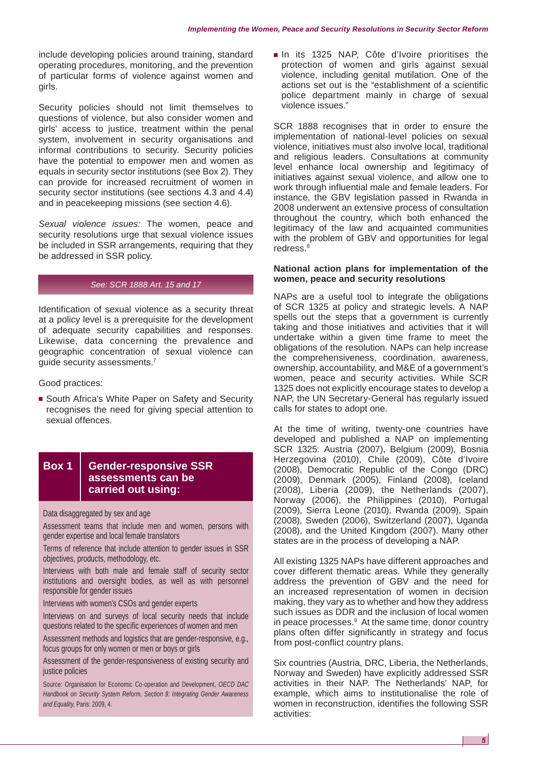include developing policies around training, standard operating procedures, monitoring, and the prevention of particular forms of violence against women and girls.

Security policies should not limit themselves to questions of violence, but also consider women and girls' access to justice, treatment within the penal system, involvement in security organisations and informal contributions to security. Security policies have the potential to empower men and women as equals in security sector institutions (see Box 2). They can provide for increased recruitment of women in security sector institutions (see sections 4.3 and 4.4) and in peacekeeping missions (see section 4.6).

*Sexual violence issues:* The women, peace and security resolutions urge that sexual violence issues be included in SSR arrangements, requiring that they be addressed in SSR policy.

*See: SCR 1888 Art. 15 and 17*

Identification of sexual violence as a security threat at a policy level is a prerequisite for the development of adequate security capabilities and responses. Likewise, data concerning the prevalence and geographic concentration of sexual violence can guide security assessments.[7]

Good practices:

- South Africa's White Paper on Safety and Security recognises the need for giving special attention to sexual offences.

### Box 1 Gender-responsive SSR assessments can be carried out using:

- Data disaggregated by sex and age
- Assessment teams that include men and women, persons with gender expertise and local female translators
- Terms of reference that include attention to gender issues in SSR objectives, products, methodology, etc.
- Interviews with both male and female staff of security sector institutions and oversight bodies, as well as with personnel responsible for gender issues
- Interviews with women's CSOs and gender experts
- Interviews on and surveys of local security needs that include questions related to the specific experiences of women and men
- Assessment methods and logistics that are gender-responsive, e.g., focus groups for only women or men or boys or girls
- Assessment of the gender-responsiveness of existing security and justice policies

Source: Organisation for Economic Co-operation and Development, *OECD DAC Handbook on Security System Reform, Section 9: Integrating Gender Awareness and Equality,* Paris: 2009, 4.

- In its 1325 NAP, Côte d'Ivoire prioritises the protection of women and girls against sexual violence, including genital mutilation. One of the actions set out is the "establishment of a scientific police department mainly in charge of sexual violence issues."

SCR 1888 recognises that in order to ensure the implementation of national-level policies on sexual violence, initiatives must also involve local, traditional and religious leaders. Consultations at community level enhance local ownership and legitimacy of initiatives against sexual violence, and allow one to work through influential male and female leaders. For instance, the GBV legislation passed in Rwanda in 2008 underwent an extensive process of consultation throughout the country, which both enhanced the legitimacy of the law and acquainted communities with the problem of GBV and opportunities for legal redress.[8]

**National action plans for implementation of the women, peace and security resolutions**

NAPs are a useful tool to integrate the obligations of SCR 1325 at policy and strategic levels. A NAP spells out the steps that a government is currently taking and those initiatives and activities that it will undertake within a given time frame to meet the obligations of the resolution. NAPs can help increase the comprehensiveness, coordination, awareness, ownership, accountability, and M&E of a government's women, peace and security activities. While SCR 1325 does not explicitly encourage states to develop a NAP, the UN Secretary-General has regularly issued calls for states to adopt one.

At the time of writing, twenty-one countries have developed and published a NAP on implementing SCR 1325: Austria (2007), Belgium (2009), Bosnia Herzegovina (2010), Chile (2009), Côte d'Ivoire (2008), Democratic Republic of the Congo (DRC) (2009), Denmark (2005), Finland (2008), Iceland (2008), Liberia (2009), the Netherlands (2007), Norway (2006), the Philippines (2010), Portugal (2009), Sierra Leone (2010), Rwanda (2009), Spain (2008), Sweden (2006), Switzerland (2007), Uganda (2008), and the United Kingdom (2007). Many other states are in the process of developing a NAP.

All existing 1325 NAPs have different approaches and cover different thematic areas. While they generally address the prevention of GBV and the need for an increased representation of women in decision making, they vary as to whether and how they address such issues as DDR and the inclusion of local women in peace processes.[9] At the same time, donor country plans often differ significantly in strategy and focus from post-conflict country plans.

Six countries (Austria, DRC, Liberia, the Netherlands, Norway and Sweden) have explicitly addressed SSR activities in their NAP. The Netherlands' NAP, for example, which aims to institutionalise the role of women in reconstruction, identifies the following SSR activities: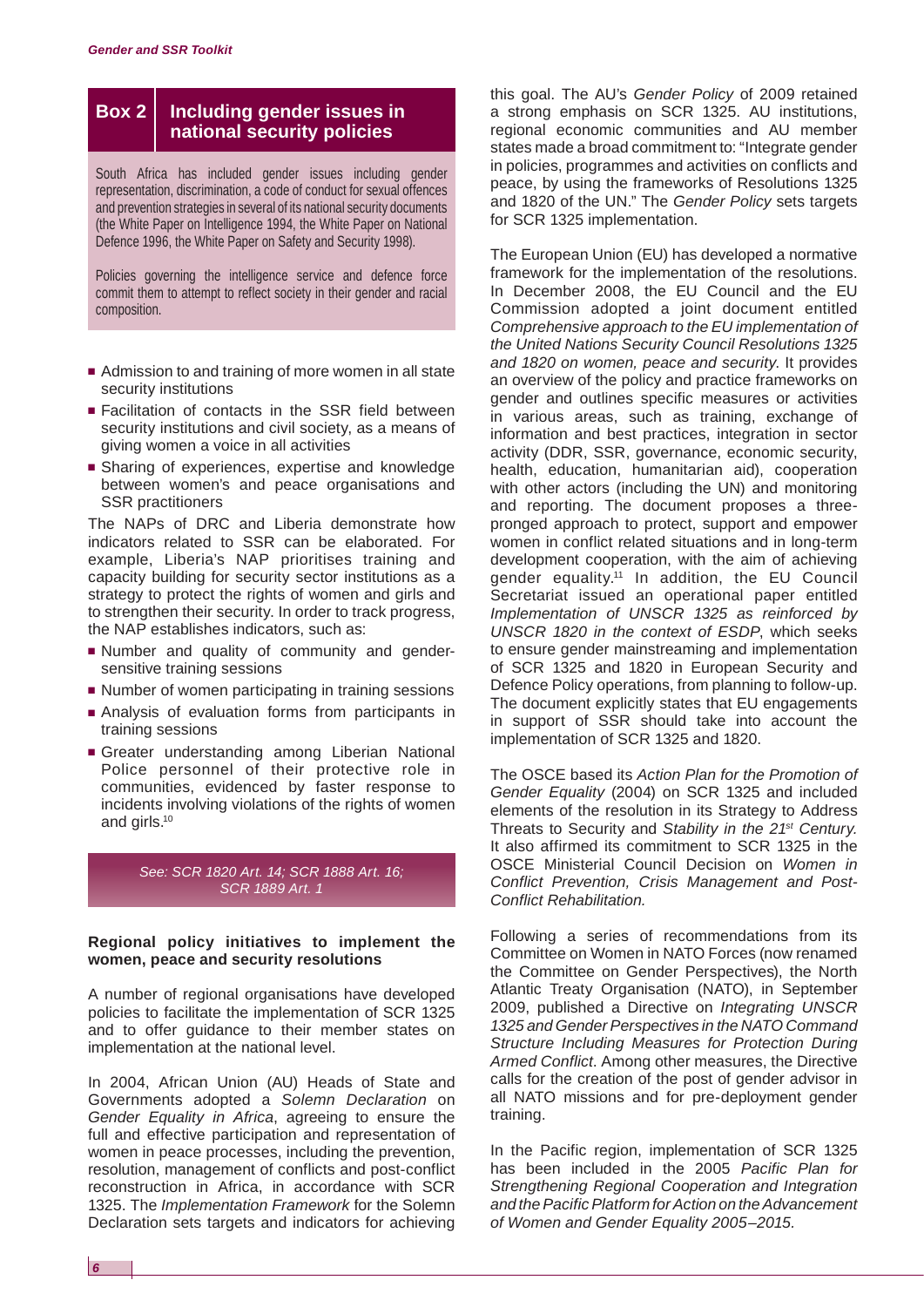### Box 2 Including gender issues in national security policies

South Africa has included gender issues including gender representation, discrimination, a code of conduct for sexual offences and prevention strategies in several of its national security documents (the White Paper on Intelligence 1994, the White Paper on National Defence 1996, the White Paper on Safety and Security 1998).

Policies governing the intelligence service and defence force commit them to attempt to reflect society in their gender and racial composition.

- Admission to and training of more women in all state security institutions
- Facilitation of contacts in the SSR field between security institutions and civil society, as a means of giving women a voice in all activities
- Sharing of experiences, expertise and knowledge between women's and peace organisations and SSR practitioners

The NAPs of DRC and Liberia demonstrate how indicators related to SSR can be elaborated. For example, Liberia's NAP prioritises training and capacity building for security sector institutions as a strategy to protect the rights of women and girls and to strengthen their security. In order to track progress, the NAP establishes indicators, such as:

- Number and quality of community and gender-sensitive training sessions
- Number of women participating in training sessions
- Analysis of evaluation forms from participants in training sessions
- Greater understanding among Liberian National Police personnel of their protective role in communities, evidenced by faster response to incidents involving violations of the rights of women and girls.[10]

*See: SCR 1820 Art. 14; SCR 1888 Art. 16; SCR 1889 Art. 1*

**Regional policy initiatives to implement the women, peace and security resolutions**

A number of regional organisations have developed policies to facilitate the implementation of SCR 1325 and to offer guidance to their member states on implementation at the national level.

In 2004, African Union (AU) Heads of State and Governments adopted a *Solemn Declaration* on *Gender Equality in Africa*, agreeing to ensure the full and effective participation and representation of women in peace processes, including the prevention, resolution, management of conflicts and post-conflict reconstruction in Africa, in accordance with SCR 1325. The *Implementation Framework* for the Solemn Declaration sets targets and indicators for achieving this goal. The AU's *Gender Policy* of 2009 retained a strong emphasis on SCR 1325. AU institutions, regional economic communities and AU member states made a broad commitment to: "Integrate gender in policies, programmes and activities on conflicts and peace, by using the frameworks of Resolutions 1325 and 1820 of the UN." The *Gender Policy* sets targets for SCR 1325 implementation.

The European Union (EU) has developed a normative framework for the implementation of the resolutions. In December 2008, the EU Council and the EU Commission adopted a joint document entitled *Comprehensive approach to the EU implementation of the United Nations Security Council Resolutions 1325 and 1820 on women, peace and security*. It provides an overview of the policy and practice frameworks on gender and outlines specific measures or activities in various areas, such as training, exchange of information and best practices, integration in sector activity (DDR, SSR, governance, economic security, health, education, humanitarian aid), cooperation with other actors (including the UN) and monitoring and reporting. The document proposes a three-pronged approach to protect, support and empower women in conflict related situations and in long-term development cooperation, with the aim of achieving gender equality.[11] In addition, the EU Council Secretariat issued an operational paper entitled *Implementation of UNSCR 1325 as reinforced by UNSCR 1820 in the context of ESDP*, which seeks to ensure gender mainstreaming and implementation of SCR 1325 and 1820 in European Security and Defence Policy operations, from planning to follow-up. The document explicitly states that EU engagements in support of SSR should take into account the implementation of SCR 1325 and 1820.

The OSCE based its *Action Plan for the Promotion of Gender Equality* (2004) on SCR 1325 and included elements of the resolution in its Strategy to Address Threats to Security and *Stability in the 21st Century.* It also affirmed its commitment to SCR 1325 in the OSCE Ministerial Council Decision on *Women in Conflict Prevention, Crisis Management and Post-Conflict Rehabilitation.*

Following a series of recommendations from its Committee on Women in NATO Forces (now renamed the Committee on Gender Perspectives), the North Atlantic Treaty Organisation (NATO), in September 2009, published a Directive on *Integrating UNSCR 1325 and Gender Perspectives in the NATO Command Structure Including Measures for Protection During Armed Conflict*. Among other measures, the Directive calls for the creation of the post of gender advisor in all NATO missions and for pre-deployment gender training.

In the Pacific region, implementation of SCR 1325 has been included in the 2005 *Pacific Plan for Strengthening Regional Cooperation and Integration and the Pacific Platform for Action on the Advancement of Women and Gender Equality 2005–2015.*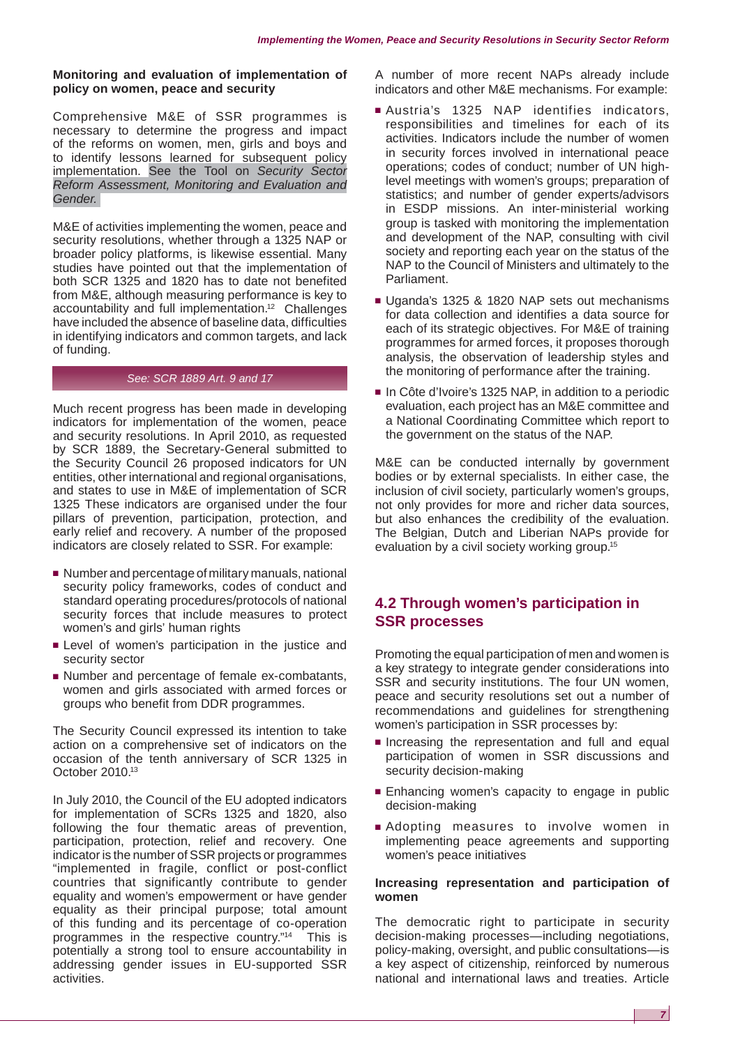**Monitoring and evaluation of implementation of policy on women, peace and security**

Comprehensive M&E of SSR programmes is necessary to determine the progress and impact of the reforms on women, men, girls and boys and to identify lessons learned for subsequent policy implementation. See the Tool on *Security Sector Reform Assessment, Monitoring and Evaluation and Gender.*

M&E of activities implementing the women, peace and security resolutions, whether through a 1325 NAP or broader policy platforms, is likewise essential. Many studies have pointed out that the implementation of both SCR 1325 and 1820 has to date not benefited from M&E, although measuring performance is key to accountability and full implementation.[12] Challenges have included the absence of baseline data, difficulties in identifying indicators and common targets, and lack of funding.

*See: SCR 1889 Art. 9 and 17*

Much recent progress has been made in developing indicators for implementation of the women, peace and security resolutions. In April 2010, as requested by SCR 1889, the Secretary-General submitted to the Security Council 26 proposed indicators for UN entities, other international and regional organisations, and states to use in M&E of implementation of SCR 1325 These indicators are organised under the four pillars of prevention, participation, protection, and early relief and recovery. A number of the proposed indicators are closely related to SSR. For example:

- Number and percentage of military manuals, national security policy frameworks, codes of conduct and standard operating procedures/protocols of national security forces that include measures to protect women's and girls' human rights
- Level of women's participation in the justice and security sector
- Number and percentage of female ex-combatants, women and girls associated with armed forces or groups who benefit from DDR programmes.

The Security Council expressed its intention to take action on a comprehensive set of indicators on the occasion of the tenth anniversary of SCR 1325 in October 2010.[13]

In July 2010, the Council of the EU adopted indicators for implementation of SCRs 1325 and 1820, also following the four thematic areas of prevention, participation, protection, relief and recovery. One indicator is the number of SSR projects or programmes "implemented in fragile, conflict or post-conflict countries that significantly contribute to gender equality and women's empowerment or have gender equality as their principal purpose; total amount of this funding and its percentage of co-operation programmes in the respective country."[14] This is potentially a strong tool to ensure accountability in addressing gender issues in EU-supported SSR activities.

A number of more recent NAPs already include indicators and other M&E mechanisms. For example:

- Austria's 1325 NAP identifies indicators, responsibilities and timelines for each of its activities. Indicators include the number of women in security forces involved in international peace operations; codes of conduct; number of UN high-level meetings with women's groups; preparation of statistics; and number of gender experts/advisors in ESDP missions. An inter-ministerial working group is tasked with monitoring the implementation and development of the NAP, consulting with civil society and reporting each year on the status of the NAP to the Council of Ministers and ultimately to the Parliament.
- Uganda's 1325 & 1820 NAP sets out mechanisms for data collection and identifies a data source for each of its strategic objectives. For M&E of training programmes for armed forces, it proposes thorough analysis, the observation of leadership styles and the monitoring of performance after the training.
- In Côte d'Ivoire's 1325 NAP, in addition to a periodic evaluation, each project has an M&E committee and a National Coordinating Committee which report to the government on the status of the NAP.

M&E can be conducted internally by government bodies or by external specialists. In either case, the inclusion of civil society, particularly women's groups, not only provides for more and richer data sources, but also enhances the credibility of the evaluation. The Belgian, Dutch and Liberian NAPs provide for evaluation by a civil society working group.[15]

## 4.2 Through women's participation in SSR processes

Promoting the equal participation of men and women is a key strategy to integrate gender considerations into SSR and security institutions. The four UN women, peace and security resolutions set out a number of recommendations and guidelines for strengthening women's participation in SSR processes by:

- Increasing the representation and full and equal participation of women in SSR discussions and security decision-making
- Enhancing women's capacity to engage in public decision-making
- Adopting measures to involve women in implementing peace agreements and supporting women's peace initiatives

**Increasing representation and participation of women**

The democratic right to participate in security decision-making processes—including negotiations, policy-making, oversight, and public consultations—is a key aspect of citizenship, reinforced by numerous national and international laws and treaties. Article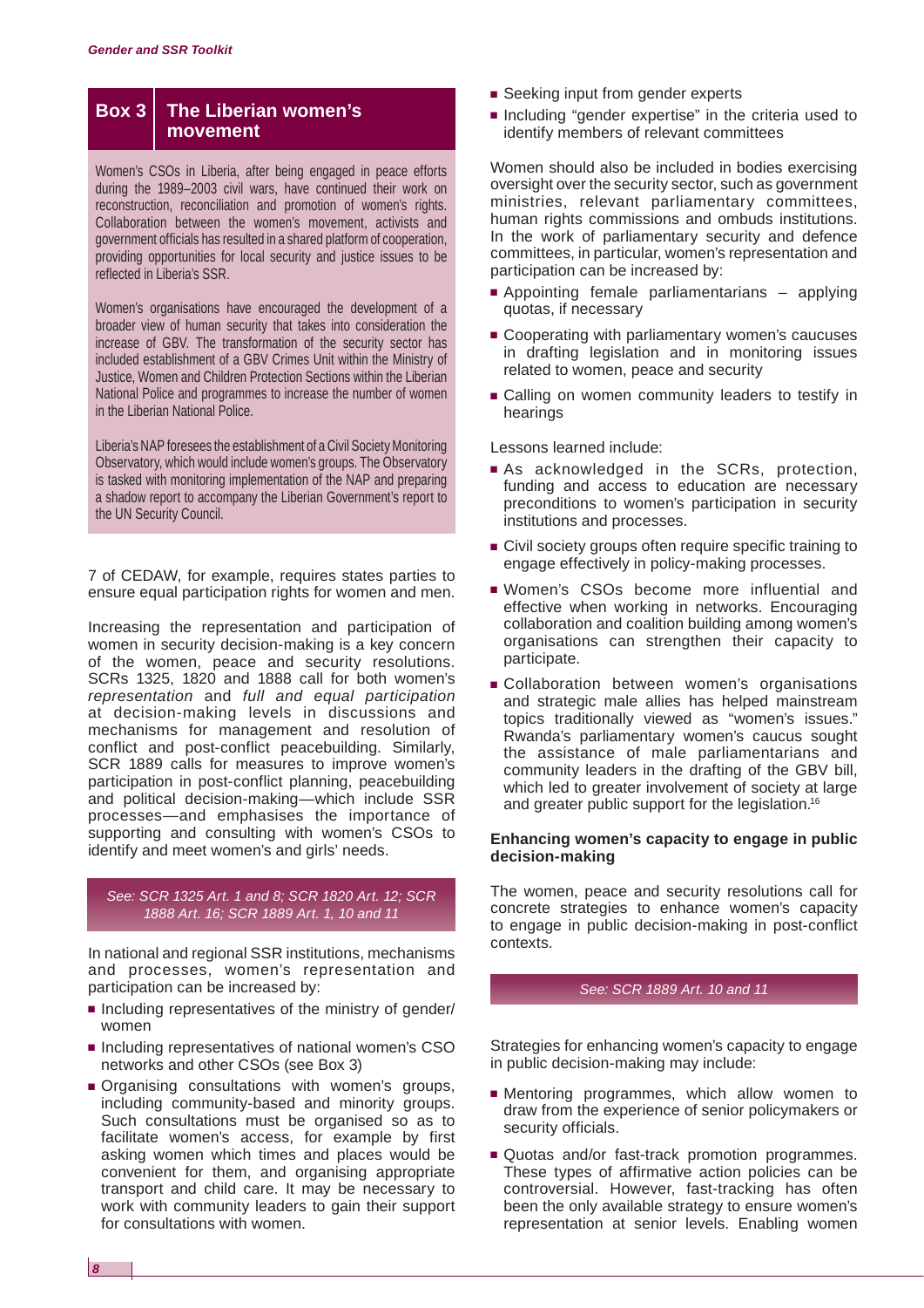## Box 3 The Liberian women's movement

Women's CSOs in Liberia, after being engaged in peace efforts during the 1989–2003 civil wars, have continued their work on reconstruction, reconciliation and promotion of women's rights. Collaboration between the women's movement, activists and government officials has resulted in a shared platform of cooperation, providing opportunities for local security and justice issues to be reflected in Liberia's SSR.

Women's organisations have encouraged the development of a broader view of human security that takes into consideration the increase of GBV. The transformation of the security sector has included establishment of a GBV Crimes Unit within the Ministry of Justice, Women and Children Protection Sections within the Liberian National Police and programmes to increase the number of women in the Liberian National Police.

Liberia's NAP foresees the establishment of a Civil Society Monitoring Observatory, which would include women's groups. The Observatory is tasked with monitoring implementation of the NAP and preparing a shadow report to accompany the Liberian Government's report to the UN Security Council.

7 of CEDAW, for example, requires states parties to ensure equal participation rights for women and men.

Increasing the representation and participation of women in security decision-making is a key concern of the women, peace and security resolutions. SCRs 1325, 1820 and 1888 call for both women's *representation* and *full and equal participation* at decision-making levels in discussions and mechanisms for management and resolution of conflict and post-conflict peacebuilding. Similarly, SCR 1889 calls for measures to improve women's participation in post-conflict planning, peacebuilding and political decision-making—which include SSR processes—and emphasises the importance of supporting and consulting with women's CSOs to identify and meet women's and girls' needs.

*See: SCR 1325 Art. 1 and 8; SCR 1820 Art. 12; SCR 1888 Art. 16; SCR 1889 Art. 1, 10 and 11*

In national and regional SSR institutions, mechanisms and processes, women's representation and participation can be increased by:

- Including representatives of the ministry of gender/women
- Including representatives of national women's CSO networks and other CSOs (see Box 3)
- Organising consultations with women's groups, including community-based and minority groups. Such consultations must be organised so as to facilitate women's access, for example by first asking women which times and places would be convenient for them, and organising appropriate transport and child care. It may be necessary to work with community leaders to gain their support for consultations with women.
- Seeking input from gender experts
- Including "gender expertise" in the criteria used to identify members of relevant committees

Women should also be included in bodies exercising oversight over the security sector, such as government ministries, relevant parliamentary committees, human rights commissions and ombuds institutions. In the work of parliamentary security and defence committees, in particular, women's representation and participation can be increased by:

- Appointing female parliamentarians – applying quotas, if necessary
- Cooperating with parliamentary women's caucuses in drafting legislation and in monitoring issues related to women, peace and security
- Calling on women community leaders to testify in hearings

Lessons learned include:

- As acknowledged in the SCRs, protection, funding and access to education are necessary preconditions to women's participation in security institutions and processes.
- Civil society groups often require specific training to engage effectively in policy-making processes.
- Women's CSOs become more influential and effective when working in networks. Encouraging collaboration and coalition building among women's organisations can strengthen their capacity to participate.
- Collaboration between women's organisations and strategic male allies has helped mainstream topics traditionally viewed as "women's issues." Rwanda's parliamentary women's caucus sought the assistance of male parliamentarians and community leaders in the drafting of the GBV bill, which led to greater involvement of society at large and greater public support for the legislation.[16]

**Enhancing women's capacity to engage in public decision-making**

The women, peace and security resolutions call for concrete strategies to enhance women's capacity to engage in public decision-making in post-conflict contexts.

*See: SCR 1889 Art. 10 and 11*

Strategies for enhancing women's capacity to engage in public decision-making may include:

- Mentoring programmes, which allow women to draw from the experience of senior policymakers or security officials.
- Quotas and/or fast-track promotion programmes. These types of affirmative action policies can be controversial. However, fast-tracking has often been the only available strategy to ensure women's representation at senior levels. Enabling women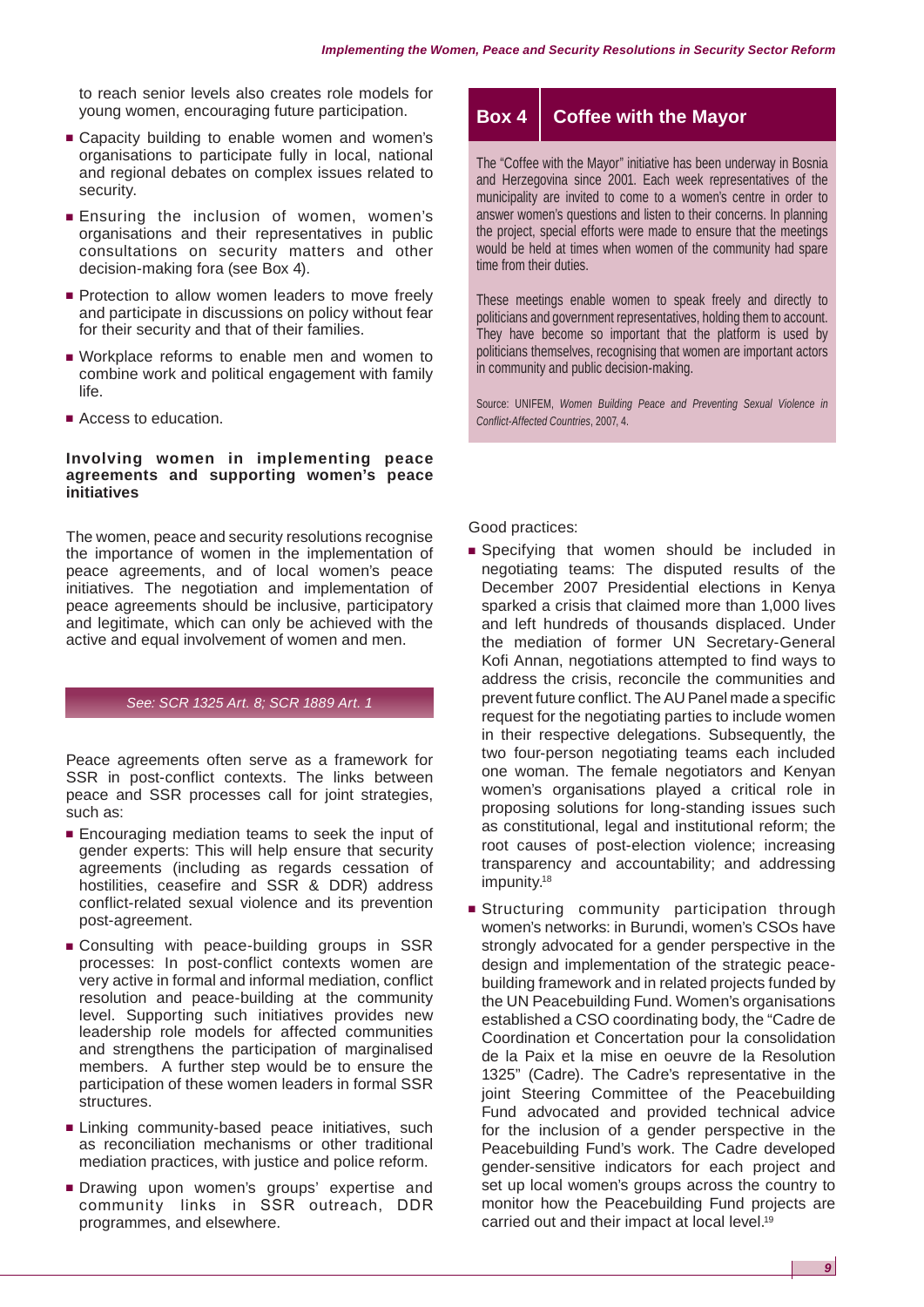to reach senior levels also creates role models for young women, encouraging future participation.

- Capacity building to enable women and women's organisations to participate fully in local, national and regional debates on complex issues related to security.
- Ensuring the inclusion of women, women's organisations and their representatives in public consultations on security matters and other decision-making fora (see Box 4).
- Protection to allow women leaders to move freely and participate in discussions on policy without fear for their security and that of their families.
- Workplace reforms to enable men and women to combine work and political engagement with family life.
- Access to education.

### Involving women in implementing peace agreements and supporting women's peace initiatives

The women, peace and security resolutions recognise the importance of women in the implementation of peace agreements, and of local women's peace initiatives. The negotiation and implementation of peace agreements should be inclusive, participatory and legitimate, which can only be achieved with the active and equal involvement of women and men.

*See: SCR 1325 Art. 8; SCR 1889 Art. 1*

Peace agreements often serve as a framework for SSR in post-conflict contexts. The links between peace and SSR processes call for joint strategies, such as:

- Encouraging mediation teams to seek the input of gender experts: This will help ensure that security agreements (including as regards cessation of hostilities, ceasefire and SSR & DDR) address conflict-related sexual violence and its prevention post-agreement.
- Consulting with peace-building groups in SSR processes: In post-conflict contexts women are very active in formal and informal mediation, conflict resolution and peace-building at the community level. Supporting such initiatives provides new leadership role models for affected communities and strengthens the participation of marginalised members. A further step would be to ensure the participation of these women leaders in formal SSR structures.
- Linking community-based peace initiatives, such as reconciliation mechanisms or other traditional mediation practices, with justice and police reform.
- Drawing upon women's groups' expertise and community links in SSR outreach, DDR programmes, and elsewhere.

> **Box 4 — Coffee with the Mayor**
>
> The "Coffee with the Mayor" initiative has been underway in Bosnia and Herzegovina since 2001. Each week representatives of the municipality are invited to come to a women's centre in order to answer women's questions and listen to their concerns. In planning the project, special efforts were made to ensure that the meetings would be held at times when women of the community had spare time from their duties.
>
> These meetings enable women to speak freely and directly to politicians and government representatives, holding them to account. They have become so important that the platform is used by politicians themselves, recognising that women are important actors in community and public decision-making.
>
> Source: UNIFEM, *Women Building Peace and Preventing Sexual Violence in Conflict-Affected Countries*, 2007, 4.

Good practices:

- Specifying that women should be included in negotiating teams: The disputed results of the December 2007 Presidential elections in Kenya sparked a crisis that claimed more than 1,000 lives and left hundreds of thousands displaced. Under the mediation of former UN Secretary-General Kofi Annan, negotiations attempted to find ways to address the crisis, reconcile the communities and prevent future conflict. The AU Panel made a specific request for the negotiating parties to include women in their respective delegations. Subsequently, the two four-person negotiating teams each included one woman. The female negotiators and Kenyan women's organisations played a critical role in proposing solutions for long-standing issues such as constitutional, legal and institutional reform; the root causes of post-election violence; increasing transparency and accountability; and addressing impunity.[18]
- Structuring community participation through women's networks: in Burundi, women's CSOs have strongly advocated for a gender perspective in the design and implementation of the strategic peace-building framework and in related projects funded by the UN Peacebuilding Fund. Women's organisations established a CSO coordinating body, the "Cadre de Coordination et Concertation pour la consolidation de la Paix et la mise en oeuvre de la Resolution 1325" (Cadre). The Cadre's representative in the joint Steering Committee of the Peacebuilding Fund advocated and provided technical advice for the inclusion of a gender perspective in the Peacebuilding Fund's work. The Cadre developed gender-sensitive indicators for each project and set up local women's groups across the country to monitor how the Peacebuilding Fund projects are carried out and their impact at local level.[19]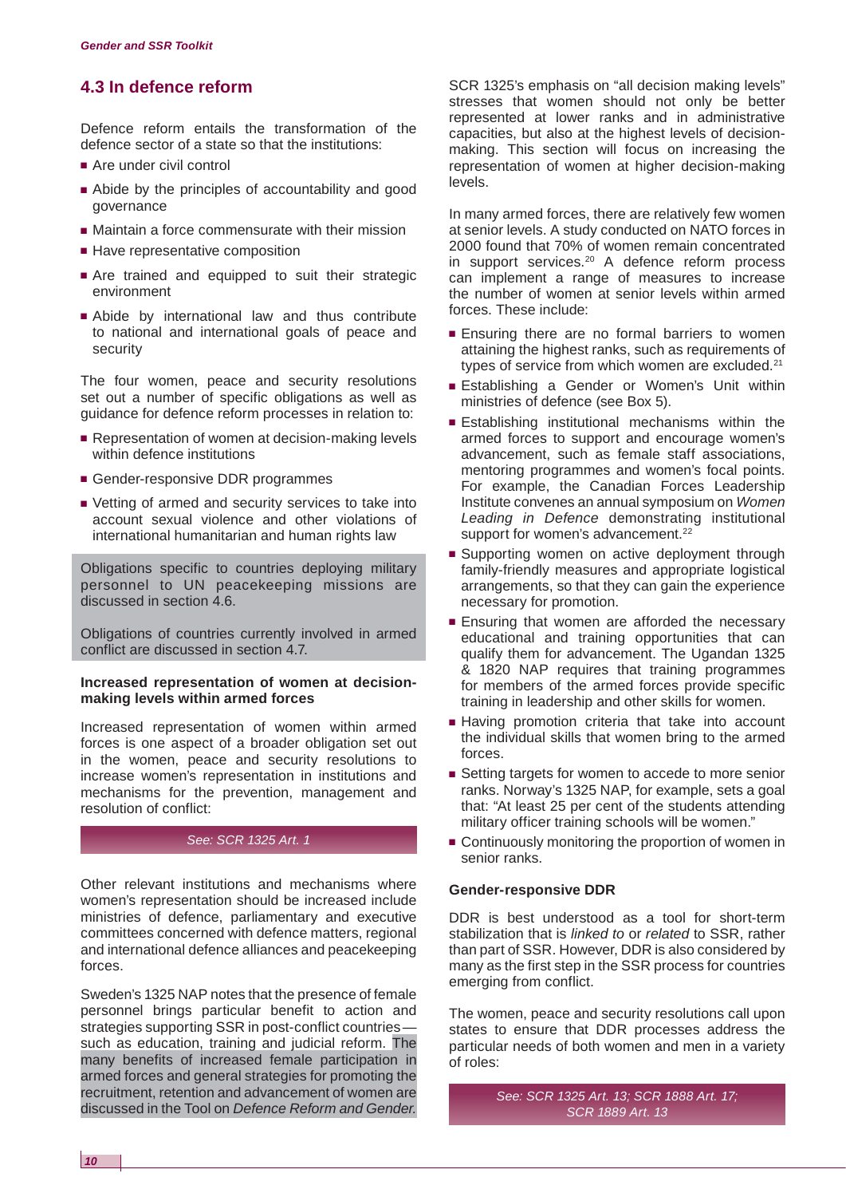## 4.3 In defence reform

Defence reform entails the transformation of the defence sector of a state so that the institutions:

- Are under civil control
- Abide by the principles of accountability and good governance
- Maintain a force commensurate with their mission
- Have representative composition
- Are trained and equipped to suit their strategic environment
- Abide by international law and thus contribute to national and international goals of peace and security

The four women, peace and security resolutions set out a number of specific obligations as well as guidance for defence reform processes in relation to:

- Representation of women at decision-making levels within defence institutions
- Gender-responsive DDR programmes
- Vetting of armed and security services to take into account sexual violence and other violations of international humanitarian and human rights law

> Obligations specific to countries deploying military personnel to UN peacekeeping missions are discussed in section 4.6.
>
> Obligations of countries currently involved in armed conflict are discussed in section 4.7.

**Increased representation of women at decision-making levels within armed forces**

Increased representation of women within armed forces is one aspect of a broader obligation set out in the women, peace and security resolutions to increase women's representation in institutions and mechanisms for the prevention, management and resolution of conflict:

*See: SCR 1325 Art. 1*

Other relevant institutions and mechanisms where women's representation should be increased include ministries of defence, parliamentary and executive committees concerned with defence matters, regional and international defence alliances and peacekeeping forces.

Sweden's 1325 NAP notes that the presence of female personnel brings particular benefit to action and strategies supporting SSR in post-conflict countries — such as education, training and judicial reform. The many benefits of increased female participation in armed forces and general strategies for promoting the recruitment, retention and advancement of women are discussed in the Tool on *Defence Reform and Gender.*

SCR 1325's emphasis on "all decision making levels" stresses that women should not only be better represented at lower ranks and in administrative capacities, but also at the highest levels of decision-making. This section will focus on increasing the representation of women at higher decision-making levels.

In many armed forces, there are relatively few women at senior levels. A study conducted on NATO forces in 2000 found that 70% of women remain concentrated in support services.[20] A defence reform process can implement a range of measures to increase the number of women at senior levels within armed forces. These include:

- Ensuring there are no formal barriers to women attaining the highest ranks, such as requirements of types of service from which women are excluded.[21]
- Establishing a Gender or Women's Unit within ministries of defence (see Box 5).
- Establishing institutional mechanisms within the armed forces to support and encourage women's advancement, such as female staff associations, mentoring programmes and women's focal points. For example, the Canadian Forces Leadership Institute convenes an annual symposium on *Women Leading in Defence* demonstrating institutional support for women's advancement.[22]
- Supporting women on active deployment through family-friendly measures and appropriate logistical arrangements, so that they can gain the experience necessary for promotion.
- Ensuring that women are afforded the necessary educational and training opportunities that can qualify them for advancement. The Ugandan 1325 & 1820 NAP requires that training programmes for members of the armed forces provide specific training in leadership and other skills for women.
- Having promotion criteria that take into account the individual skills that women bring to the armed forces.
- Setting targets for women to accede to more senior ranks. Norway's 1325 NAP, for example, sets a goal that: "At least 25 per cent of the students attending military officer training schools will be women."
- Continuously monitoring the proportion of women in senior ranks.

**Gender-responsive DDR**

DDR is best understood as a tool for short-term stabilization that is *linked to* or *related* to SSR, rather than part of SSR. However, DDR is also considered by many as the first step in the SSR process for countries emerging from conflict.

The women, peace and security resolutions call upon states to ensure that DDR processes address the particular needs of both women and men in a variety of roles:

*See: SCR 1325 Art. 13; SCR 1888 Art. 17; SCR 1889 Art. 13*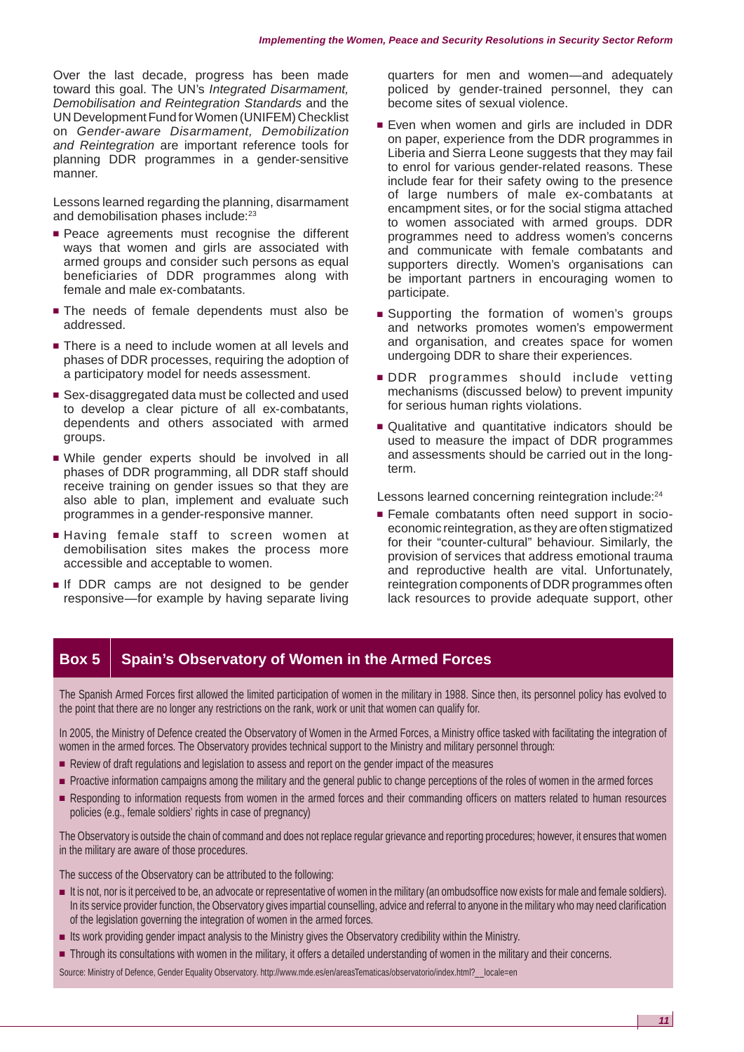Over the last decade, progress has been made toward this goal. The UN's *Integrated Disarmament, Demobilization and Reintegration Standards* and the UN Development Fund for Women (UNIFEM) Checklist on *Gender-aware Disarmament, Demobilization and Reintegration* are important reference tools for planning DDR programmes in a gender-sensitive manner.

Lessons learned regarding the planning, disarmament and demobilisation phases include:[23]

- Peace agreements must recognise the different ways that women and girls are associated with armed groups and consider such persons as equal beneficiaries of DDR programmes along with female and male ex-combatants.
- The needs of female dependents must also be addressed.
- There is a need to include women at all levels and phases of DDR processes, requiring the adoption of a participatory model for needs assessment.
- Sex-disaggregated data must be collected and used to develop a clear picture of all ex-combatants, dependents and others associated with armed groups.
- While gender experts should be involved in all phases of DDR programming, all DDR staff should receive training on gender issues so that they are also able to plan, implement and evaluate such programmes in a gender-responsive manner.
- Having female staff to screen women at demobilisation sites makes the process more accessible and acceptable to women.
- If DDR camps are not designed to be gender responsive—for example by having separate living quarters for men and women—and adequately policed by gender-trained personnel, they can become sites of sexual violence.
- Even when women and girls are included in DDR on paper, experience from the DDR programmes in Liberia and Sierra Leone suggests that they may fail to enrol for various gender-related reasons. These include fear for their safety owing to the presence of large numbers of male ex-combatants at encampment sites, or for the social stigma attached to women associated with armed groups. DDR programmes need to address women's concerns and communicate with female combatants and supporters directly. Women's organisations can be important partners in encouraging women to participate.
- Supporting the formation of women's groups and networks promotes women's empowerment and organisation, and creates space for women undergoing DDR to share their experiences.
- DDR programmes should include vetting mechanisms (discussed below) to prevent impunity for serious human rights violations.
- Qualitative and quantitative indicators should be used to measure the impact of DDR programmes and assessments should be carried out in the long-term.

Lessons learned concerning reintegration include:[24]

- Female combatants often need support in socio-economic reintegration, as they are often stigmatized for their "counter-cultural" behaviour. Similarly, the provision of services that address emotional trauma and reproductive health are vital. Unfortunately, reintegration components of DDR programmes often lack resources to provide adequate support, other

## Box 5 Spain's Observatory of Women in the Armed Forces

The Spanish Armed Forces first allowed the limited participation of women in the military in 1988. Since then, its personnel policy has evolved to the point that there are no longer any restrictions on the rank, work or unit that women can qualify for.

In 2005, the Ministry of Defence created the Observatory of Women in the Armed Forces, a Ministry office tasked with facilitating the integration of women in the armed forces. The Observatory provides technical support to the Ministry and military personnel through:

- Review of draft regulations and legislation to assess and report on the gender impact of the measures
- Proactive information campaigns among the military and the general public to change perceptions of the roles of women in the armed forces
- Responding to information requests from women in the armed forces and their commanding officers on matters related to human resources policies (e.g., female soldiers' rights in case of pregnancy)

The Observatory is outside the chain of command and does not replace regular grievance and reporting procedures; however, it ensures that women in the military are aware of those procedures.

The success of the Observatory can be attributed to the following:

- It is not, nor is it perceived to be, an advocate or representative of women in the military (an ombudsoffice now exists for male and female soldiers). In its service provider function, the Observatory gives impartial counselling, advice and referral to anyone in the military who may need clarification of the legislation governing the integration of women in the armed forces.
- Its work providing gender impact analysis to the Ministry gives the Observatory credibility within the Ministry.
- Through its consultations with women in the military, it offers a detailed understanding of women in the military and their concerns.

Source: Ministry of Defence, Gender Equality Observatory. http://www.mde.es/en/areasTematicas/observatorio/index.html?__locale=en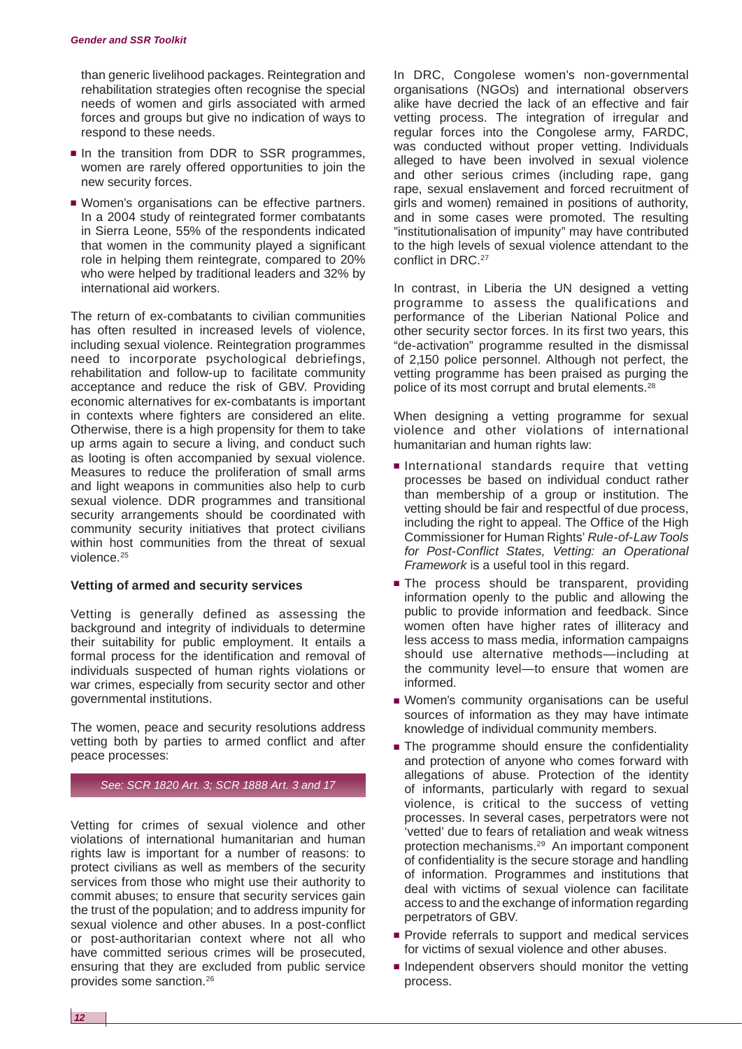than generic livelihood packages. Reintegration and rehabilitation strategies often recognise the special needs of women and girls associated with armed forces and groups but give no indication of ways to respond to these needs.

- In the transition from DDR to SSR programmes, women are rarely offered opportunities to join the new security forces.
- Women's organisations can be effective partners. In a 2004 study of reintegrated former combatants in Sierra Leone, 55% of the respondents indicated that women in the community played a significant role in helping them reintegrate, compared to 20% who were helped by traditional leaders and 32% by international aid workers.

The return of ex-combatants to civilian communities has often resulted in increased levels of violence, including sexual violence. Reintegration programmes need to incorporate psychological debriefings, rehabilitation and follow-up to facilitate community acceptance and reduce the risk of GBV. Providing economic alternatives for ex-combatants is important in contexts where fighters are considered an elite. Otherwise, there is a high propensity for them to take up arms again to secure a living, and conduct such as looting is often accompanied by sexual violence. Measures to reduce the proliferation of small arms and light weapons in communities also help to curb sexual violence. DDR programmes and transitional security arrangements should be coordinated with community security initiatives that protect civilians within host communities from the threat of sexual violence.[25]

**Vetting of armed and security services**

Vetting is generally defined as assessing the background and integrity of individuals to determine their suitability for public employment. It entails a formal process for the identification and removal of individuals suspected of human rights violations or war crimes, especially from security sector and other governmental institutions.

The women, peace and security resolutions address vetting both by parties to armed conflict and after peace processes:

*See: SCR 1820 Art. 3; SCR 1888 Art. 3 and 17*

Vetting for crimes of sexual violence and other violations of international humanitarian and human rights law is important for a number of reasons: to protect civilians as well as members of the security services from those who might use their authority to commit abuses; to ensure that security services gain the trust of the population; and to address impunity for sexual violence and other abuses. In a post-conflict or post-authoritarian context where not all who have committed serious crimes will be prosecuted, ensuring that they are excluded from public service provides some sanction.[26]

In DRC, Congolese women's non-governmental organisations (NGOs) and international observers alike have decried the lack of an effective and fair vetting process. The integration of irregular and regular forces into the Congolese army, FARDC, was conducted without proper vetting. Individuals alleged to have been involved in sexual violence and other serious crimes (including rape, gang rape, sexual enslavement and forced recruitment of girls and women) remained in positions of authority, and in some cases were promoted. The resulting "institutionalisation of impunity" may have contributed to the high levels of sexual violence attendant to the conflict in DRC.[27]

In contrast, in Liberia the UN designed a vetting programme to assess the qualifications and performance of the Liberian National Police and other security sector forces. In its first two years, this "de-activation" programme resulted in the dismissal of 2,150 police personnel. Although not perfect, the vetting programme has been praised as purging the police of its most corrupt and brutal elements.[28]

When designing a vetting programme for sexual violence and other violations of international humanitarian and human rights law:

- International standards require that vetting processes be based on individual conduct rather than membership of a group or institution. The vetting should be fair and respectful of due process, including the right to appeal. The Office of the High Commissioner for Human Rights' *Rule-of-Law Tools for Post-Conflict States, Vetting: an Operational Framework* is a useful tool in this regard.
- The process should be transparent, providing information openly to the public and allowing the public to provide information and feedback. Since women often have higher rates of illiteracy and less access to mass media, information campaigns should use alternative methods—including at the community level—to ensure that women are informed.
- Women's community organisations can be useful sources of information as they may have intimate knowledge of individual community members.
- The programme should ensure the confidentiality and protection of anyone who comes forward with allegations of abuse. Protection of the identity of informants, particularly with regard to sexual violence, is critical to the success of vetting processes. In several cases, perpetrators were not 'vetted' due to fears of retaliation and weak witness protection mechanisms.[29] An important component of confidentiality is the secure storage and handling of information. Programmes and institutions that deal with victims of sexual violence can facilitate access to and the exchange of information regarding perpetrators of GBV.
- Provide referrals to support and medical services for victims of sexual violence and other abuses.
- Independent observers should monitor the vetting process.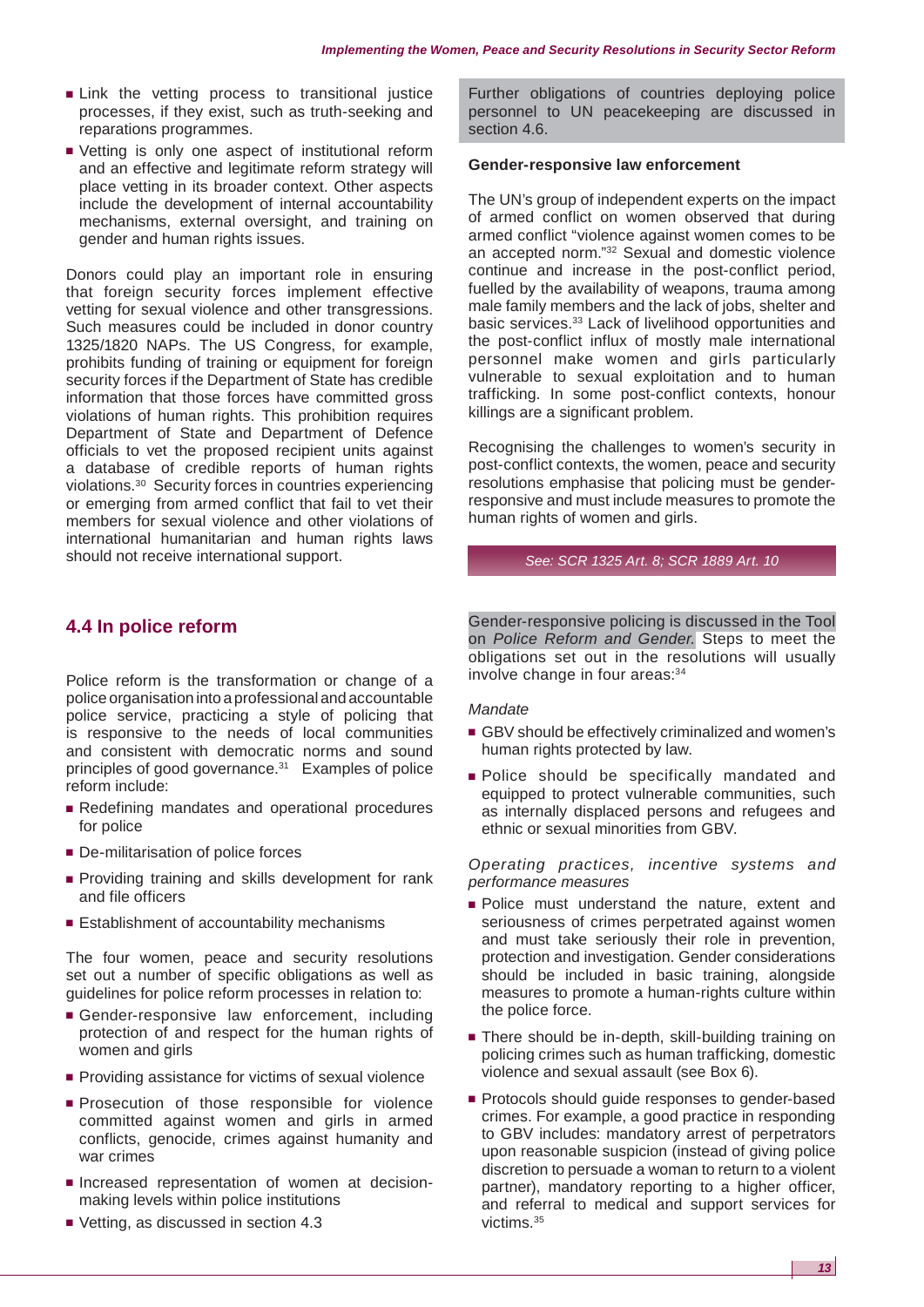- Link the vetting process to transitional justice processes, if they exist, such as truth-seeking and reparations programmes.
- Vetting is only one aspect of institutional reform and an effective and legitimate reform strategy will place vetting in its broader context. Other aspects include the development of internal accountability mechanisms, external oversight, and training on gender and human rights issues.

Donors could play an important role in ensuring that foreign security forces implement effective vetting for sexual violence and other transgressions. Such measures could be included in donor country 1325/1820 NAPs. The US Congress, for example, prohibits funding of training or equipment for foreign security forces if the Department of State has credible information that those forces have committed gross violations of human rights. This prohibition requires Department of State and Department of Defence officials to vet the proposed recipient units against a database of credible reports of human rights violations.[30] Security forces in countries experiencing or emerging from armed conflict that fail to vet their members for sexual violence and other violations of international humanitarian and human rights laws should not receive international support.

## 4.4 In police reform

Police reform is the transformation or change of a police organisation into a professional and accountable police service, practicing a style of policing that is responsive to the needs of local communities and consistent with democratic norms and sound principles of good governance.[31] Examples of police reform include:

- Redefining mandates and operational procedures for police
- De-militarisation of police forces
- Providing training and skills development for rank and file officers
- Establishment of accountability mechanisms

The four women, peace and security resolutions set out a number of specific obligations as well as guidelines for police reform processes in relation to:

- Gender-responsive law enforcement, including protection of and respect for the human rights of women and girls
- Providing assistance for victims of sexual violence
- Prosecution of those responsible for violence committed against women and girls in armed conflicts, genocide, crimes against humanity and war crimes
- Increased representation of women at decision-making levels within police institutions
- Vetting, as discussed in section 4.3

Further obligations of countries deploying police personnel to UN peacekeeping are discussed in section 4.6.

**Gender-responsive law enforcement**

The UN's group of independent experts on the impact of armed conflict on women observed that during armed conflict "violence against women comes to be an accepted norm."[32] Sexual and domestic violence continue and increase in the post-conflict period, fuelled by the availability of weapons, trauma among male family members and the lack of jobs, shelter and basic services.[33] Lack of livelihood opportunities and the post-conflict influx of mostly male international personnel make women and girls particularly vulnerable to sexual exploitation and to human trafficking. In some post-conflict contexts, honour killings are a significant problem.

Recognising the challenges to women's security in post-conflict contexts, the women, peace and security resolutions emphasise that policing must be gender-responsive and must include measures to promote the human rights of women and girls.

*See: SCR 1325 Art. 8; SCR 1889 Art. 10*

Gender-responsive policing is discussed in the Tool on *Police Reform and Gender.* Steps to meet the obligations set out in the resolutions will usually involve change in four areas:[34]

*Mandate*

- GBV should be effectively criminalized and women's human rights protected by law.
- Police should be specifically mandated and equipped to protect vulnerable communities, such as internally displaced persons and refugees and ethnic or sexual minorities from GBV.

*Operating practices, incentive systems and performance measures*

- Police must understand the nature, extent and seriousness of crimes perpetrated against women and must take seriously their role in prevention, protection and investigation. Gender considerations should be included in basic training, alongside measures to promote a human-rights culture within the police force.
- There should be in-depth, skill-building training on policing crimes such as human trafficking, domestic violence and sexual assault (see Box 6).
- Protocols should guide responses to gender-based crimes. For example, a good practice in responding to GBV includes: mandatory arrest of perpetrators upon reasonable suspicion (instead of giving police discretion to persuade a woman to return to a violent partner), mandatory reporting to a higher officer, and referral to medical and support services for victims.[35]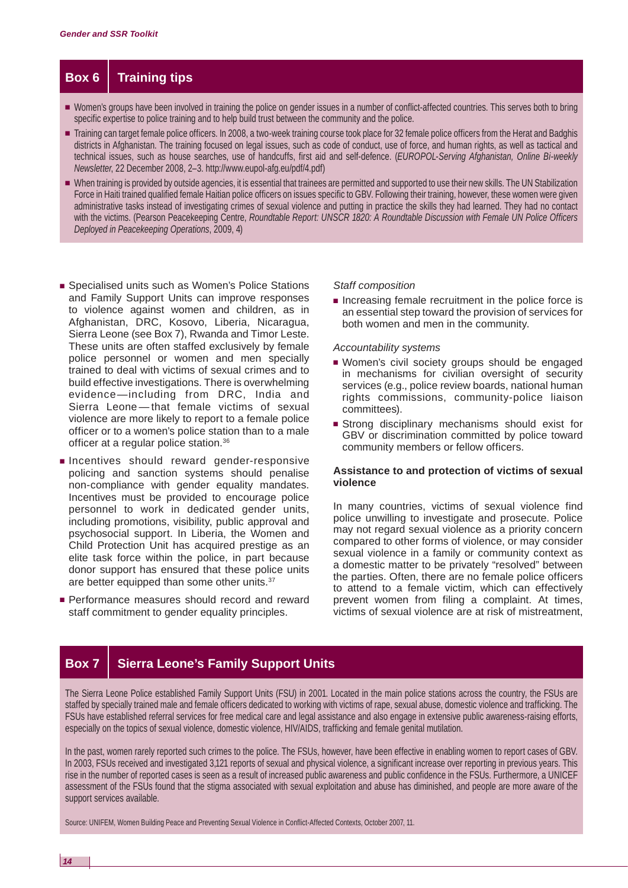## Box 6 Training tips

- Women's groups have been involved in training the police on gender issues in a number of conflict-affected countries. This serves both to bring specific expertise to police training and to help build trust between the community and the police.
- Training can target female police officers. In 2008, a two-week training course took place for 32 female police officers from the Herat and Badghis districts in Afghanistan. The training focused on legal issues, such as code of conduct, use of force, and human rights, as well as tactical and technical issues, such as house searches, use of handcuffs, first aid and self-defence. (*EUROPOL-Serving Afghanistan, Online Bi-weekly Newsletter,* 22 December 2008, 2–3. http://www.eupol-afg.eu/pdf/4.pdf)
- When training is provided by outside agencies, it is essential that trainees are permitted and supported to use their new skills. The UN Stabilization Force in Haiti trained qualified female Haitian police officers on issues specific to GBV. Following their training, however, these women were given administrative tasks instead of investigating crimes of sexual violence and putting in practice the skills they had learned. They had no contact with the victims. (Pearson Peacekeeping Centre, *Roundtable Report: UNSCR 1820: A Roundtable Discussion with Female UN Police Officers Deployed in Peacekeeping Operations*, 2009, 4)

- Specialised units such as Women's Police Stations and Family Support Units can improve responses to violence against women and children, as in Afghanistan, DRC, Kosovo, Liberia, Nicaragua, Sierra Leone (see Box 7), Rwanda and Timor Leste. These units are often staffed exclusively by female police personnel or women and men specially trained to deal with victims of sexual crimes and to build effective investigations. There is overwhelming evidence—including from DRC, India and Sierra Leone—that female victims of sexual violence are more likely to report to a female police officer or to a women's police station than to a male officer at a regular police station.[36]
- Incentives should reward gender-responsive policing and sanction systems should penalise non-compliance with gender equality mandates. Incentives must be provided to encourage police personnel to work in dedicated gender units, including promotions, visibility, public approval and psychosocial support. In Liberia, the Women and Child Protection Unit has acquired prestige as an elite task force within the police, in part because donor support has ensured that these police units are better equipped than some other units.[37]
- Performance measures should record and reward staff commitment to gender equality principles.

*Staff composition*

- Increasing female recruitment in the police force is an essential step toward the provision of services for both women and men in the community.

*Accountability systems*

- Women's civil society groups should be engaged in mechanisms for civilian oversight of security services (e.g., police review boards, national human rights commissions, community-police liaison committees).
- Strong disciplinary mechanisms should exist for GBV or discrimination committed by police toward community members or fellow officers.

### Assistance to and protection of victims of sexual violence

In many countries, victims of sexual violence find police unwilling to investigate and prosecute. Police may not regard sexual violence as a priority concern compared to other forms of violence, or may consider sexual violence in a family or community context as a domestic matter to be privately "resolved" between the parties. Often, there are no female police officers to attend to a female victim, which can effectively prevent women from filing a complaint. At times, victims of sexual violence are at risk of mistreatment,

## Box 7 Sierra Leone's Family Support Units

The Sierra Leone Police established Family Support Units (FSU) in 2001. Located in the main police stations across the country, the FSUs are staffed by specially trained male and female officers dedicated to working with victims of rape, sexual abuse, domestic violence and trafficking. The FSUs have established referral services for free medical care and legal assistance and also engage in extensive public awareness-raising efforts, especially on the topics of sexual violence, domestic violence, HIV/AIDS, trafficking and female genital mutilation.

In the past, women rarely reported such crimes to the police. The FSUs, however, have been effective in enabling women to report cases of GBV. In 2003, FSUs received and investigated 3,121 reports of sexual and physical violence, a significant increase over reporting in previous years. This rise in the number of reported cases is seen as a result of increased public awareness and public confidence in the FSUs. Furthermore, a UNICEF assessment of the FSUs found that the stigma associated with sexual exploitation and abuse has diminished, and people are more aware of the support services available.

Source: UNIFEM, Women Building Peace and Preventing Sexual Violence in Conflict-Affected Contexts, October 2007, 11.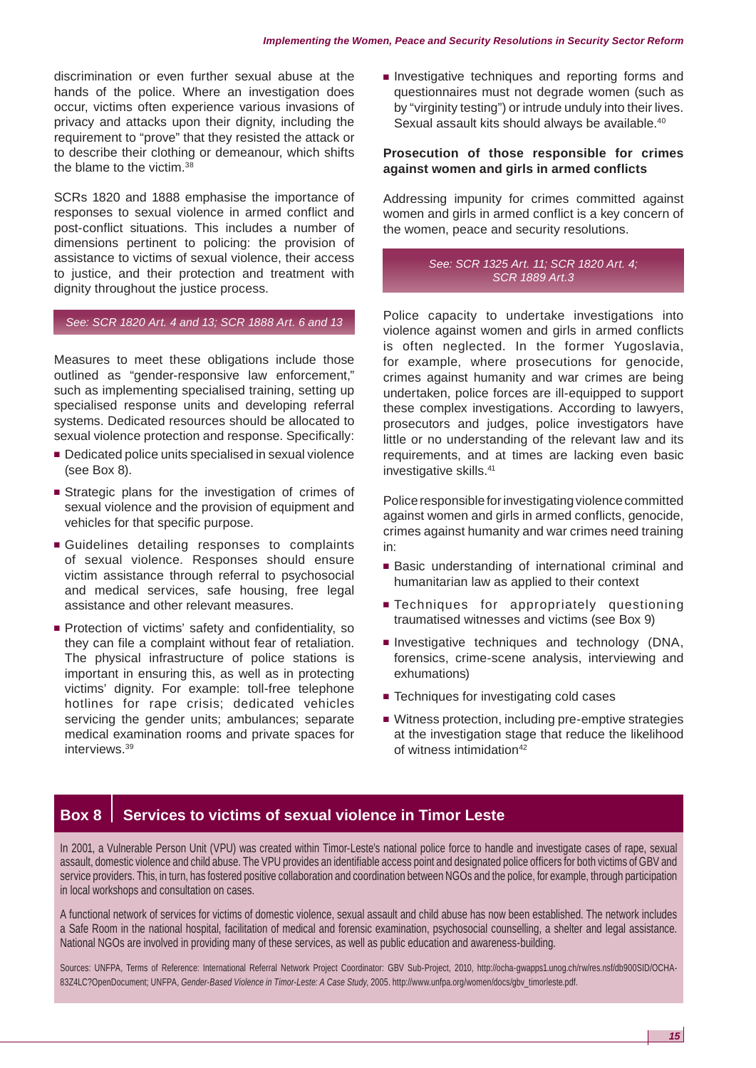discrimination or even further sexual abuse at the hands of the police. Where an investigation does occur, victims often experience various invasions of privacy and attacks upon their dignity, including the requirement to "prove" that they resisted the attack or to describe their clothing or demeanour, which shifts the blame to the victim.[38]

SCRs 1820 and 1888 emphasise the importance of responses to sexual violence in armed conflict and post-conflict situations. This includes a number of dimensions pertinent to policing: the provision of assistance to victims of sexual violence, their access to justice, and their protection and treatment with dignity throughout the justice process.

*See: SCR 1820 Art. 4 and 13; SCR 1888 Art. 6 and 13*

Measures to meet these obligations include those outlined as "gender-responsive law enforcement," such as implementing specialised training, setting up specialised response units and developing referral systems. Dedicated resources should be allocated to sexual violence protection and response. Specifically:

- Dedicated police units specialised in sexual violence (see Box 8).
- Strategic plans for the investigation of crimes of sexual violence and the provision of equipment and vehicles for that specific purpose.
- Guidelines detailing responses to complaints of sexual violence. Responses should ensure victim assistance through referral to psychosocial and medical services, safe housing, free legal assistance and other relevant measures.
- Protection of victims' safety and confidentiality, so they can file a complaint without fear of retaliation. The physical infrastructure of police stations is important in ensuring this, as well as in protecting victims' dignity. For example: toll-free telephone hotlines for rape crisis; dedicated vehicles servicing the gender units; ambulances; separate medical examination rooms and private spaces for interviews.[39]
- Investigative techniques and reporting forms and questionnaires must not degrade women (such as by "virginity testing") or intrude unduly into their lives. Sexual assault kits should always be available.[40]

**Prosecution of those responsible for crimes against women and girls in armed conflicts**

Addressing impunity for crimes committed against women and girls in armed conflict is a key concern of the women, peace and security resolutions.

*See: SCR 1325 Art. 11; SCR 1820 Art. 4; SCR 1889 Art.3*

Police capacity to undertake investigations into violence against women and girls in armed conflicts is often neglected. In the former Yugoslavia, for example, where prosecutions for genocide, crimes against humanity and war crimes are being undertaken, police forces are ill-equipped to support these complex investigations. According to lawyers, prosecutors and judges, police investigators have little or no understanding of the relevant law and its requirements, and at times are lacking even basic investigative skills.[41]

Police responsible for investigating violence committed against women and girls in armed conflicts, genocide, crimes against humanity and war crimes need training in:

- Basic understanding of international criminal and humanitarian law as applied to their context
- Techniques for appropriately questioning traumatised witnesses and victims (see Box 9)
- Investigative techniques and technology (DNA, forensics, crime-scene analysis, interviewing and exhumations)
- Techniques for investigating cold cases
- Witness protection, including pre-emptive strategies at the investigation stage that reduce the likelihood of witness intimidation[42]

## Box 8 | Services to victims of sexual violence in Timor Leste

In 2001, a Vulnerable Person Unit (VPU) was created within Timor-Leste's national police force to handle and investigate cases of rape, sexual assault, domestic violence and child abuse. The VPU provides an identifiable access point and designated police officers for both victims of GBV and service providers. This, in turn, has fostered positive collaboration and coordination between NGOs and the police, for example, through participation in local workshops and consultation on cases.

A functional network of services for victims of domestic violence, sexual assault and child abuse has now been established. The network includes a Safe Room in the national hospital, facilitation of medical and forensic examination, psychosocial counselling, a shelter and legal assistance. National NGOs are involved in providing many of these services, as well as public education and awareness-building.

Sources: UNFPA, Terms of Reference: International Referral Network Project Coordinator: GBV Sub-Project, 2010, http://ocha-gwapps1.unog.ch/rw/res.nsf/db900SID/OCHA-83Z4LC?OpenDocument; UNFPA, *Gender-Based Violence in Timor-Leste: A Case Study*, 2005. http://www.unfpa.org/women/docs/gbv_timorleste.pdf.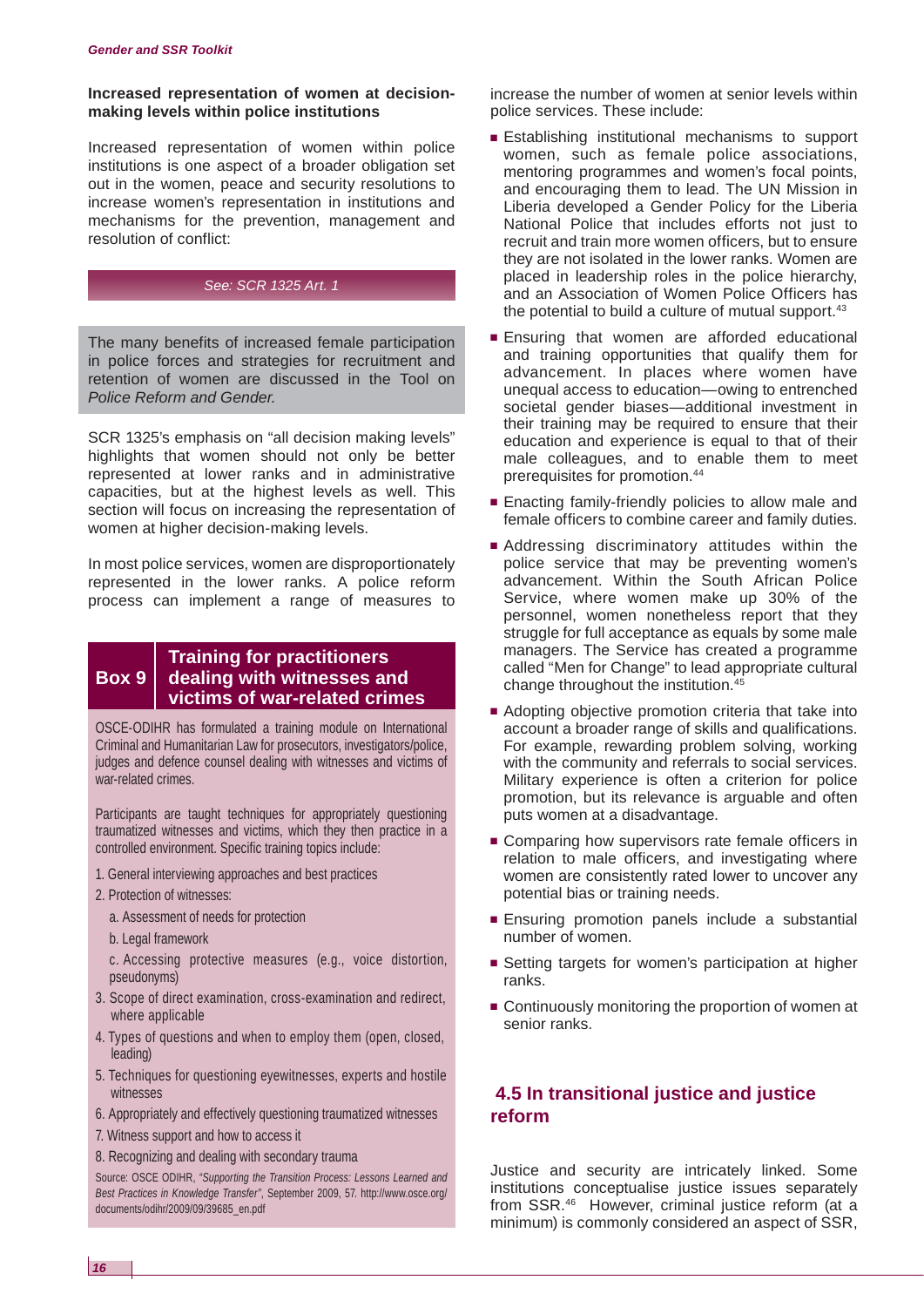### Increased representation of women at decision-making levels within police institutions

Increased representation of women within police institutions is one aspect of a broader obligation set out in the women, peace and security resolutions to increase women's representation in institutions and mechanisms for the prevention, management and resolution of conflict:

*See: SCR 1325 Art. 1*

The many benefits of increased female participation in police forces and strategies for recruitment and retention of women are discussed in the Tool on *Police Reform and Gender.*

SCR 1325's emphasis on "all decision making levels" highlights that women should not only be better represented at lower ranks and in administrative capacities, but at the highest levels as well. This section will focus on increasing the representation of women at higher decision-making levels.

In most police services, women are disproportionately represented in the lower ranks. A police reform process can implement a range of measures to increase the number of women at senior levels within police services. These include:

- Establishing institutional mechanisms to support women, such as female police associations, mentoring programmes and women's focal points, and encouraging them to lead. The UN Mission in Liberia developed a Gender Policy for the Liberia National Police that includes efforts not just to recruit and train more women officers, but to ensure they are not isolated in the lower ranks. Women are placed in leadership roles in the police hierarchy, and an Association of Women Police Officers has the potential to build a culture of mutual support.[43]
- Ensuring that women are afforded educational and training opportunities that qualify them for advancement. In places where women have unequal access to education—owing to entrenched societal gender biases—additional investment in their training may be required to ensure that their education and experience is equal to that of their male colleagues, and to enable them to meet prerequisites for promotion.[44]
- Enacting family-friendly policies to allow male and female officers to combine career and family duties.
- Addressing discriminatory attitudes within the police service that may be preventing women's advancement. Within the South African Police Service, where women make up 30% of the personnel, women nonetheless report that they struggle for full acceptance as equals by some male managers. The Service has created a programme called "Men for Change" to lead appropriate cultural change throughout the institution.[45]
- Adopting objective promotion criteria that take into account a broader range of skills and qualifications. For example, rewarding problem solving, working with the community and referrals to social services. Military experience is often a criterion for police promotion, but its relevance is arguable and often puts women at a disadvantage.
- Comparing how supervisors rate female officers in relation to male officers, and investigating where women are consistently rated lower to uncover any potential bias or training needs.
- Ensuring promotion panels include a substantial number of women.
- Setting targets for women's participation at higher ranks.
- Continuously monitoring the proportion of women at senior ranks.

**Box 9 — Training for practitioners dealing with witnesses and victims of war-related crimes**

OSCE-ODIHR has formulated a training module on International Criminal and Humanitarian Law for prosecutors, investigators/police, judges and defence counsel dealing with witnesses and victims of war-related crimes.

Participants are taught techniques for appropriately questioning traumatized witnesses and victims, which they then practice in a controlled environment. Specific training topics include:

1. General interviewing approaches and best practices
2. Protection of witnesses:
   a. Assessment of needs for protection
   b. Legal framework
   c. Accessing protective measures (e.g., voice distortion, pseudonyms)
3. Scope of direct examination, cross-examination and redirect, where applicable
4. Types of questions and when to employ them (open, closed, leading)
5. Techniques for questioning eyewitnesses, experts and hostile witnesses
6. Appropriately and effectively questioning traumatized witnesses
7. Witness support and how to access it
8. Recognizing and dealing with secondary trauma

Source: OSCE ODIHR, "*Supporting the Transition Process: Lessons Learned and Best Practices in Knowledge Transfer*", September 2009, 57. http://www.osce.org/documents/odihr/2009/09/39685_en.pdf

## 4.5 In transitional justice and justice reform

Justice and security are intricately linked. Some institutions conceptualise justice issues separately from SSR.[46] However, criminal justice reform (at a minimum) is commonly considered an aspect of SSR,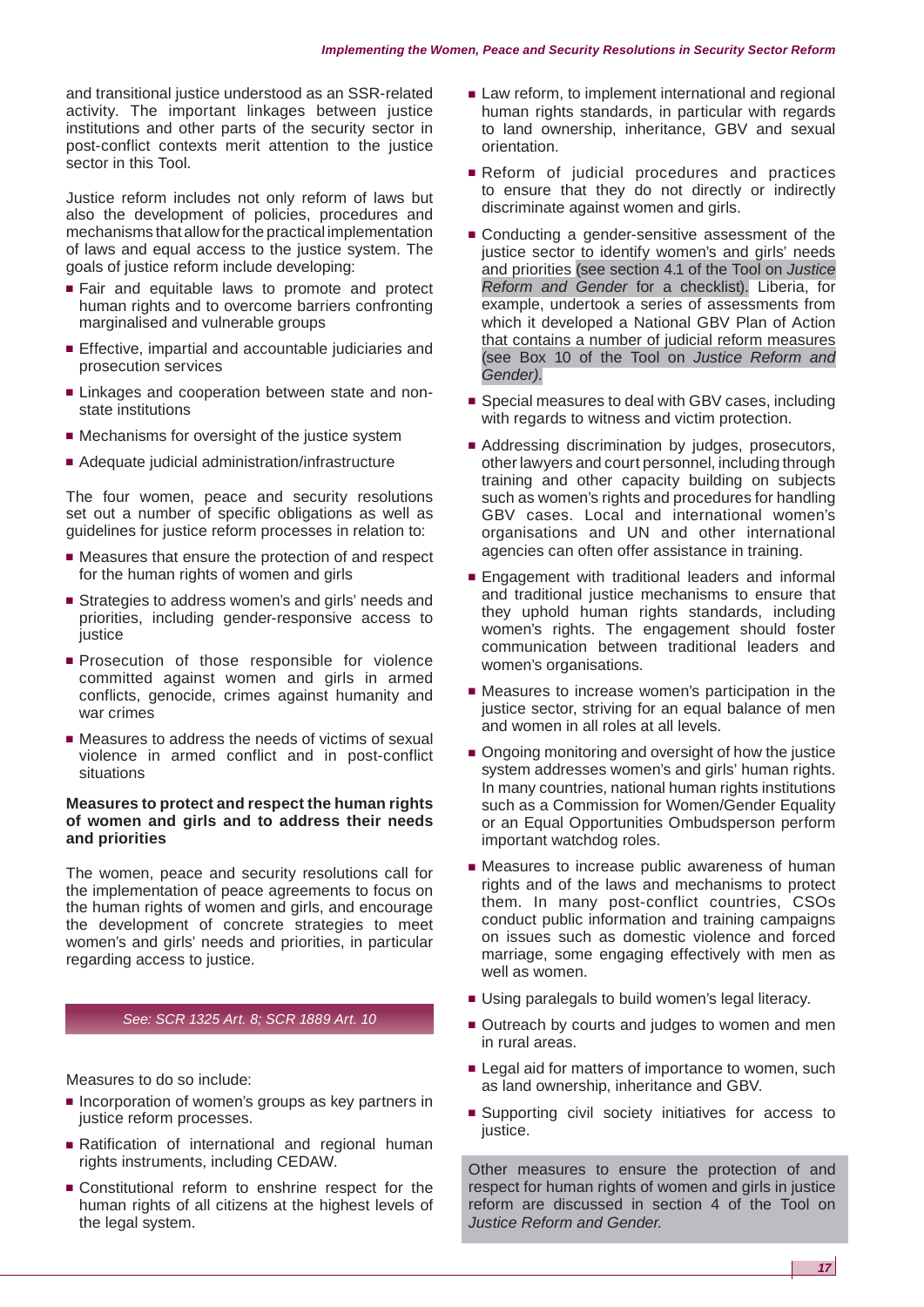and transitional justice understood as an SSR-related activity. The important linkages between justice institutions and other parts of the security sector in post-conflict contexts merit attention to the justice sector in this Tool.

Justice reform includes not only reform of laws but also the development of policies, procedures and mechanisms that allow for the practical implementation of laws and equal access to the justice system. The goals of justice reform include developing:

- Fair and equitable laws to promote and protect human rights and to overcome barriers confronting marginalised and vulnerable groups
- Effective, impartial and accountable judiciaries and prosecution services
- Linkages and cooperation between state and non-state institutions
- Mechanisms for oversight of the justice system
- Adequate judicial administration/infrastructure

The four women, peace and security resolutions set out a number of specific obligations as well as guidelines for justice reform processes in relation to:

- Measures that ensure the protection of and respect for the human rights of women and girls
- Strategies to address women's and girls' needs and priorities, including gender-responsive access to justice
- Prosecution of those responsible for violence committed against women and girls in armed conflicts, genocide, crimes against humanity and war crimes
- Measures to address the needs of victims of sexual violence in armed conflict and in post-conflict situations

**Measures to protect and respect the human rights of women and girls and to address their needs and priorities**

The women, peace and security resolutions call for the implementation of peace agreements to focus on the human rights of women and girls, and encourage the development of concrete strategies to meet women's and girls' needs and priorities, in particular regarding access to justice.

*See: SCR 1325 Art. 8; SCR 1889 Art. 10*

Measures to do so include:

- Incorporation of women's groups as key partners in justice reform processes.
- Ratification of international and regional human rights instruments, including CEDAW.
- Constitutional reform to enshrine respect for the human rights of all citizens at the highest levels of the legal system.
- Law reform, to implement international and regional human rights standards, in particular with regards to land ownership, inheritance, GBV and sexual orientation.
- Reform of judicial procedures and practices to ensure that they do not directly or indirectly discriminate against women and girls.
- Conducting a gender-sensitive assessment of the justice sector to identify women's and girls' needs and priorities (see section 4.1 of the Tool on *Justice Reform and Gender* for a checklist). Liberia, for example, undertook a series of assessments from which it developed a National GBV Plan of Action that contains a number of judicial reform measures (see Box 10 of the Tool on *Justice Reform and Gender).*
- Special measures to deal with GBV cases, including with regards to witness and victim protection.
- Addressing discrimination by judges, prosecutors, other lawyers and court personnel, including through training and other capacity building on subjects such as women's rights and procedures for handling GBV cases. Local and international women's organisations and UN and other international agencies can often offer assistance in training.
- Engagement with traditional leaders and informal and traditional justice mechanisms to ensure that they uphold human rights standards, including women's rights. The engagement should foster communication between traditional leaders and women's organisations.
- Measures to increase women's participation in the justice sector, striving for an equal balance of men and women in all roles at all levels.
- Ongoing monitoring and oversight of how the justice system addresses women's and girls' human rights. In many countries, national human rights institutions such as a Commission for Women/Gender Equality or an Equal Opportunities Ombudsperson perform important watchdog roles.
- Measures to increase public awareness of human rights and of the laws and mechanisms to protect them. In many post-conflict countries, CSOs conduct public information and training campaigns on issues such as domestic violence and forced marriage, some engaging effectively with men as well as women.
- Using paralegals to build women's legal literacy.
- Outreach by courts and judges to women and men in rural areas.
- Legal aid for matters of importance to women, such as land ownership, inheritance and GBV.
- Supporting civil society initiatives for access to justice.

Other measures to ensure the protection of and respect for human rights of women and girls in justice reform are discussed in section 4 of the Tool on *Justice Reform and Gender.*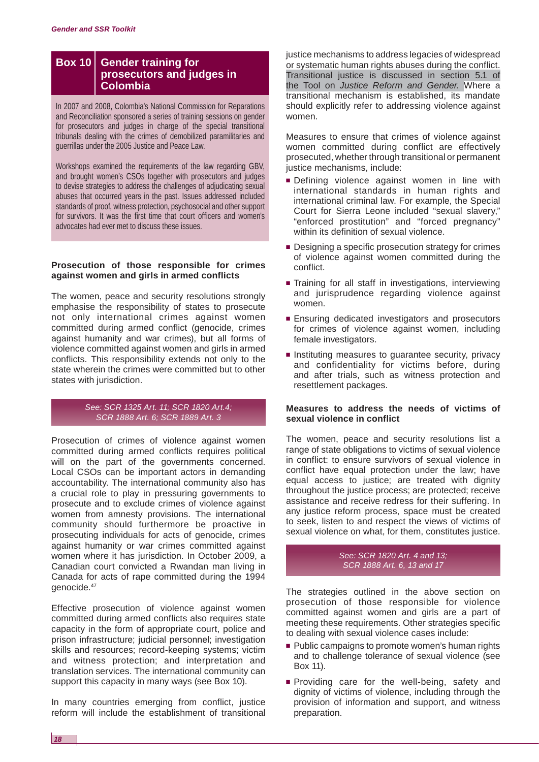## Box 10 Gender training for prosecutors and judges in Colombia

In 2007 and 2008, Colombia's National Commission for Reparations and Reconciliation sponsored a series of training sessions on gender for prosecutors and judges in charge of the special transitional tribunals dealing with the crimes of demobilized paramilitaries and guerrillas under the 2005 Justice and Peace Law.

Workshops examined the requirements of the law regarding GBV, and brought women's CSOs together with prosecutors and judges to devise strategies to address the challenges of adjudicating sexual abuses that occurred years in the past. Issues addressed included standards of proof, witness protection, psychosocial and other support for survivors. It was the first time that court officers and women's advocates had ever met to discuss these issues.

### Prosecution of those responsible for crimes against women and girls in armed conflicts

The women, peace and security resolutions strongly emphasise the responsibility of states to prosecute not only international crimes against women committed during armed conflict (genocide, crimes against humanity and war crimes), but all forms of violence committed against women and girls in armed conflicts. This responsibility extends not only to the state wherein the crimes were committed but to other states with jurisdiction.

*See: SCR 1325 Art. 11; SCR 1820 Art.4; SCR 1888 Art. 6; SCR 1889 Art. 3*

Prosecution of crimes of violence against women committed during armed conflicts requires political will on the part of the governments concerned. Local CSOs can be important actors in demanding accountability. The international community also has a crucial role to play in pressuring governments to prosecute and to exclude crimes of violence against women from amnesty provisions. The international community should furthermore be proactive in prosecuting individuals for acts of genocide, crimes against humanity or war crimes committed against women where it has jurisdiction. In October 2009, a Canadian court convicted a Rwandan man living in Canada for acts of rape committed during the 1994 genocide.[47]

Effective prosecution of violence against women committed during armed conflicts also requires state capacity in the form of appropriate court, police and prison infrastructure; judicial personnel; investigation skills and resources; record-keeping systems; victim and witness protection; and interpretation and translation services. The international community can support this capacity in many ways (see Box 10).

In many countries emerging from conflict, justice reform will include the establishment of transitional justice mechanisms to address legacies of widespread or systematic human rights abuses during the conflict. Transitional justice is discussed in section 5.1 of the Tool on *Justice Reform and Gender.* Where a transitional mechanism is established, its mandate should explicitly refer to addressing violence against women.

Measures to ensure that crimes of violence against women committed during conflict are effectively prosecuted, whether through transitional or permanent justice mechanisms, include:

- Defining violence against women in line with international standards in human rights and international criminal law. For example, the Special Court for Sierra Leone included "sexual slavery," "enforced prostitution" and "forced pregnancy" within its definition of sexual violence.
- Designing a specific prosecution strategy for crimes of violence against women committed during the conflict.
- Training for all staff in investigations, interviewing and jurisprudence regarding violence against women.
- Ensuring dedicated investigators and prosecutors for crimes of violence against women, including female investigators.
- Instituting measures to guarantee security, privacy and confidentiality for victims before, during and after trials, such as witness protection and resettlement packages.

### Measures to address the needs of victims of sexual violence in conflict

The women, peace and security resolutions list a range of state obligations to victims of sexual violence in conflict: to ensure survivors of sexual violence in conflict have equal protection under the law; have equal access to justice; are treated with dignity throughout the justice process; are protected; receive assistance and receive redress for their suffering. In any justice reform process, space must be created to seek, listen to and respect the views of victims of sexual violence on what, for them, constitutes justice.

*See: SCR 1820 Art. 4 and 13; SCR 1888 Art. 6, 13 and 17*

The strategies outlined in the above section on prosecution of those responsible for violence committed against women and girls are a part of meeting these requirements. Other strategies specific to dealing with sexual violence cases include:

- Public campaigns to promote women's human rights and to challenge tolerance of sexual violence (see Box 11).
- Providing care for the well-being, safety and dignity of victims of violence, including through the provision of information and support, and witness preparation.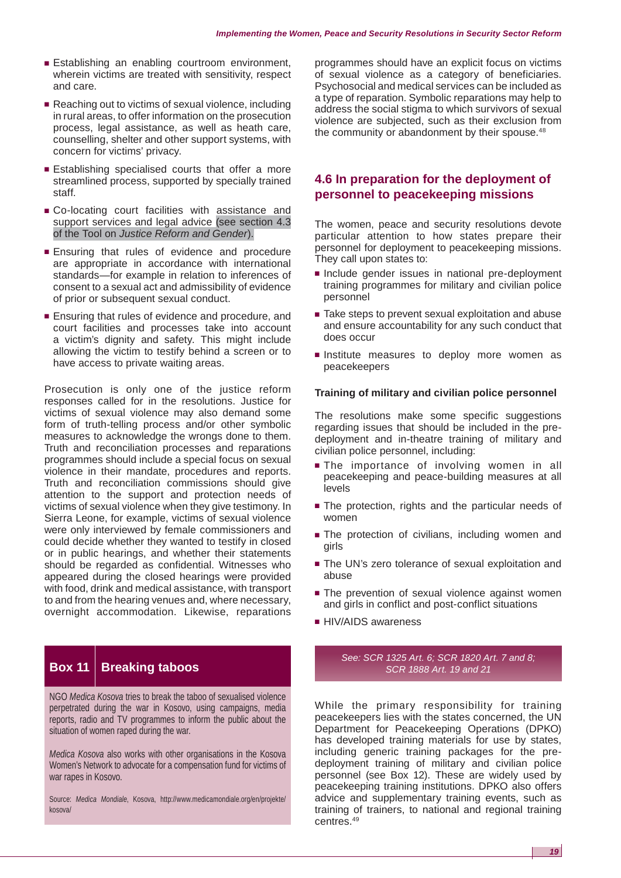- Establishing an enabling courtroom environment, wherein victims are treated with sensitivity, respect and care.
- Reaching out to victims of sexual violence, including in rural areas, to offer information on the prosecution process, legal assistance, as well as heath care, counselling, shelter and other support systems, with concern for victims' privacy.
- Establishing specialised courts that offer a more streamlined process, supported by specially trained staff.
- Co-locating court facilities with assistance and support services and legal advice (see section 4.3 of the Tool on *Justice Reform and Gender*).
- Ensuring that rules of evidence and procedure are appropriate in accordance with international standards—for example in relation to inferences of consent to a sexual act and admissibility of evidence of prior or subsequent sexual conduct.
- Ensuring that rules of evidence and procedure, and court facilities and processes take into account a victim's dignity and safety. This might include allowing the victim to testify behind a screen or to have access to private waiting areas.

Prosecution is only one of the justice reform responses called for in the resolutions. Justice for victims of sexual violence may also demand some form of truth-telling process and/or other symbolic measures to acknowledge the wrongs done to them. Truth and reconciliation processes and reparations programmes should include a special focus on sexual violence in their mandate, procedures and reports. Truth and reconciliation commissions should give attention to the support and protection needs of victims of sexual violence when they give testimony. In Sierra Leone, for example, victims of sexual violence were only interviewed by female commissioners and could decide whether they wanted to testify in closed or in public hearings, and whether their statements should be regarded as confidential. Witnesses who appeared during the closed hearings were provided with food, drink and medical assistance, with transport to and from the hearing venues and, where necessary, overnight accommodation. Likewise, reparations programmes should have an explicit focus on victims of sexual violence as a category of beneficiaries. Psychosocial and medical services can be included as a type of reparation. Symbolic reparations may help to address the social stigma to which survivors of sexual violence are subjected, such as their exclusion from the community or abandonment by their spouse.[48]

> **Box 11 Breaking taboos**
>
> NGO *Medica Kosova* tries to break the taboo of sexualised violence perpetrated during the war in Kosovo, using campaigns, media reports, radio and TV programmes to inform the public about the situation of women raped during the war.
>
> *Medica Kosova* also works with other organisations in the Kosova Women's Network to advocate for a compensation fund for victims of war rapes in Kosovo.
>
> Source: *Medica Mondiale*, Kosova, http://www.medicamondiale.org/en/projekte/kosova/

## 4.6 In preparation for the deployment of personnel to peacekeeping missions

The women, peace and security resolutions devote particular attention to how states prepare their personnel for deployment to peacekeeping missions. They call upon states to:

- Include gender issues in national pre-deployment training programmes for military and civilian police personnel
- Take steps to prevent sexual exploitation and abuse and ensure accountability for any such conduct that does occur
- Institute measures to deploy more women as peacekeepers

### Training of military and civilian police personnel

The resolutions make some specific suggestions regarding issues that should be included in the pre-deployment and in-theatre training of military and civilian police personnel, including:

- The importance of involving women in all peacekeeping and peace-building measures at all levels
- The protection, rights and the particular needs of women
- The protection of civilians, including women and girls
- The UN's zero tolerance of sexual exploitation and abuse
- The prevention of sexual violence against women and girls in conflict and post-conflict situations
- HIV/AIDS awareness

*See: SCR 1325 Art. 6; SCR 1820 Art. 7 and 8; SCR 1888 Art. 19 and 21*

While the primary responsibility for training peacekeepers lies with the states concerned, the UN Department for Peacekeeping Operations (DPKO) has developed training materials for use by states, including generic training packages for the pre-deployment training of military and civilian police personnel (see Box 12). These are widely used by peacekeeping training institutions. DPKO also offers advice and supplementary training events, such as training of trainers, to national and regional training centres.[49]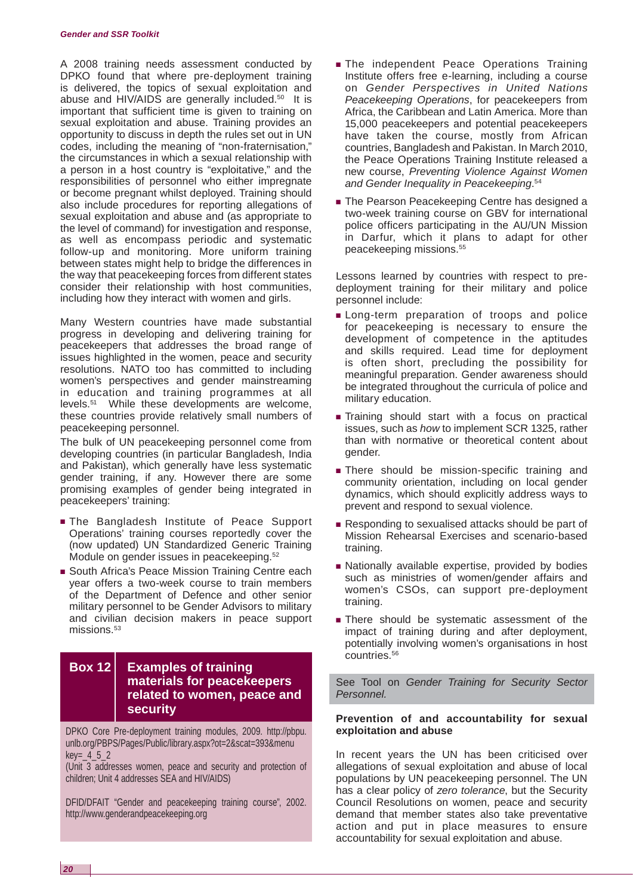A 2008 training needs assessment conducted by DPKO found that where pre-deployment training is delivered, the topics of sexual exploitation and abuse and HIV/AIDS are generally included.[50] It is important that sufficient time is given to training on sexual exploitation and abuse. Training provides an opportunity to discuss in depth the rules set out in UN codes, including the meaning of "non-fraternisation," the circumstances in which a sexual relationship with a person in a host country is "exploitative," and the responsibilities of personnel who either impregnate or become pregnant whilst deployed. Training should also include procedures for reporting allegations of sexual exploitation and abuse and (as appropriate to the level of command) for investigation and response, as well as encompass periodic and systematic follow-up and monitoring. More uniform training between states might help to bridge the differences in the way that peacekeeping forces from different states consider their relationship with host communities, including how they interact with women and girls.

Many Western countries have made substantial progress in developing and delivering training for peacekeepers that addresses the broad range of issues highlighted in the women, peace and security resolutions. NATO too has committed to including women's perspectives and gender mainstreaming in education and training programmes at all levels.[51] While these developments are welcome, these countries provide relatively small numbers of peacekeeping personnel.

The bulk of UN peacekeeping personnel come from developing countries (in particular Bangladesh, India and Pakistan), which generally have less systematic gender training, if any. However there are some promising examples of gender being integrated in peacekeepers' training:

- The Bangladesh Institute of Peace Support Operations' training courses reportedly cover the (now updated) UN Standardized Generic Training Module on gender issues in peacekeeping.[52]
- South Africa's Peace Mission Training Centre each year offers a two-week course to train members of the Department of Defence and other senior military personnel to be Gender Advisors to military and civilian decision makers in peace support missions.[53]

### Box 12 Examples of training materials for peacekeepers related to women, peace and security

DPKO Core Pre-deployment training modules, 2009. http://pbpu.unlb.org/PBPS/Pages/Public/library.aspx?ot=2&scat=393&menukey=_4_5_2
(Unit 3 addresses women, peace and security and protection of children; Unit 4 addresses SEA and HIV/AIDS)

DFID/DFAIT "Gender and peacekeeping training course", 2002. http://www.genderandpeacekeeping.org

- The independent Peace Operations Training Institute offers free e-learning, including a course on *Gender Perspectives in United Nations Peacekeeping Operations*, for peacekeepers from Africa, the Caribbean and Latin America. More than 15,000 peacekeepers and potential peacekeepers have taken the course, mostly from African countries, Bangladesh and Pakistan. In March 2010, the Peace Operations Training Institute released a new course, *Preventing Violence Against Women and Gender Inequality in Peacekeeping*.[54]
- The Pearson Peacekeeping Centre has designed a two-week training course on GBV for international police officers participating in the AU/UN Mission in Darfur, which it plans to adapt for other peacekeeping missions.[55]

Lessons learned by countries with respect to pre-deployment training for their military and police personnel include:

- Long-term preparation of troops and police for peacekeeping is necessary to ensure the development of competence in the aptitudes and skills required. Lead time for deployment is often short, precluding the possibility for meaningful preparation. Gender awareness should be integrated throughout the curricula of police and military education.
- Training should start with a focus on practical issues, such as *how* to implement SCR 1325, rather than with normative or theoretical content about gender.
- There should be mission-specific training and community orientation, including on local gender dynamics, which should explicitly address ways to prevent and respond to sexual violence.
- Responding to sexualised attacks should be part of Mission Rehearsal Exercises and scenario-based training.
- Nationally available expertise, provided by bodies such as ministries of women/gender affairs and women's CSOs, can support pre-deployment training.
- There should be systematic assessment of the impact of training during and after deployment, potentially involving women's organisations in host countries.[56]

See Tool on *Gender Training for Security Sector Personnel.*

### Prevention of and accountability for sexual exploitation and abuse

In recent years the UN has been criticised over allegations of sexual exploitation and abuse of local populations by UN peacekeeping personnel. The UN has a clear policy of *zero tolerance*, but the Security Council Resolutions on women, peace and security demand that member states also take preventative action and put in place measures to ensure accountability for sexual exploitation and abuse.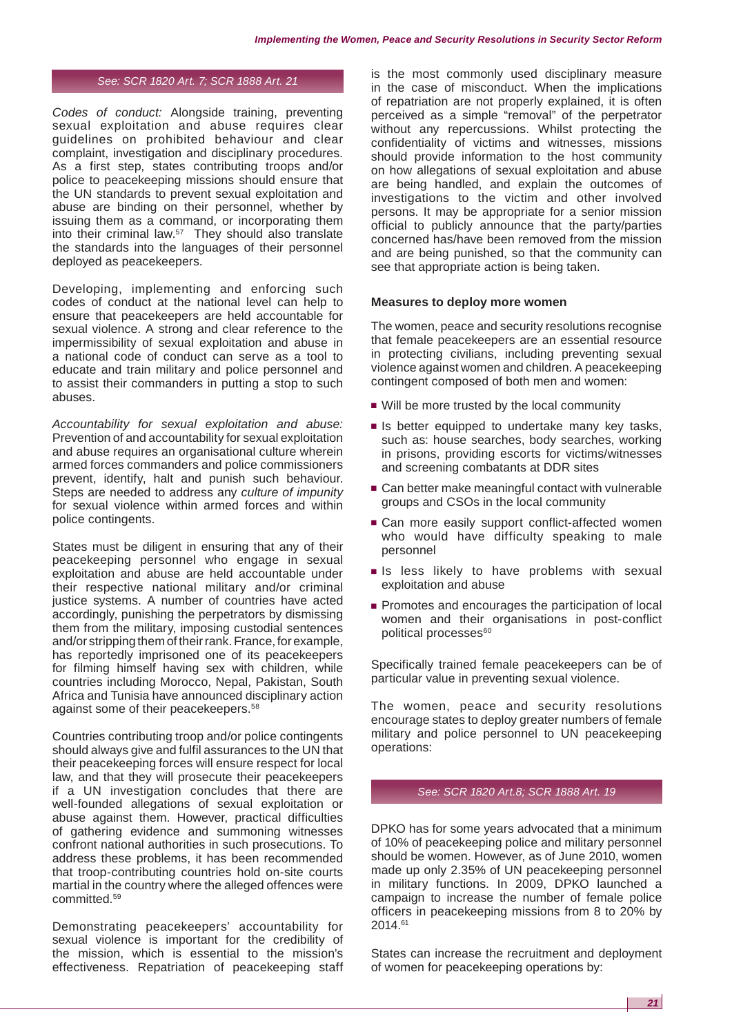*See: SCR 1820 Art. 7; SCR 1888 Art. 21*

*Codes of conduct:* Alongside training, preventing sexual exploitation and abuse requires clear guidelines on prohibited behaviour and clear complaint, investigation and disciplinary procedures. As a first step, states contributing troops and/or police to peacekeeping missions should ensure that the UN standards to prevent sexual exploitation and abuse are binding on their personnel, whether by issuing them as a command, or incorporating them into their criminal law.[57] They should also translate the standards into the languages of their personnel deployed as peacekeepers.

Developing, implementing and enforcing such codes of conduct at the national level can help to ensure that peacekeepers are held accountable for sexual violence. A strong and clear reference to the impermissibility of sexual exploitation and abuse in a national code of conduct can serve as a tool to educate and train military and police personnel and to assist their commanders in putting a stop to such abuses.

*Accountability for sexual exploitation and abuse:* Prevention of and accountability for sexual exploitation and abuse requires an organisational culture wherein armed forces commanders and police commissioners prevent, identify, halt and punish such behaviour. Steps are needed to address any *culture of impunity* for sexual violence within armed forces and within police contingents.

States must be diligent in ensuring that any of their peacekeeping personnel who engage in sexual exploitation and abuse are held accountable under their respective national military and/or criminal justice systems. A number of countries have acted accordingly, punishing the perpetrators by dismissing them from the military, imposing custodial sentences and/or stripping them of their rank. France, for example, has reportedly imprisoned one of its peacekeepers for filming himself having sex with children, while countries including Morocco, Nepal, Pakistan, South Africa and Tunisia have announced disciplinary action against some of their peacekeepers.[58]

Countries contributing troop and/or police contingents should always give and fulfil assurances to the UN that their peacekeeping forces will ensure respect for local law, and that they will prosecute their peacekeepers if a UN investigation concludes that there are well-founded allegations of sexual exploitation or abuse against them. However, practical difficulties of gathering evidence and summoning witnesses confront national authorities in such prosecutions. To address these problems, it has been recommended that troop-contributing countries hold on-site courts martial in the country where the alleged offences were committed.[59]

Demonstrating peacekeepers' accountability for sexual violence is important for the credibility of the mission, which is essential to the mission's effectiveness. Repatriation of peacekeeping staff is the most commonly used disciplinary measure in the case of misconduct. When the implications of repatriation are not properly explained, it is often perceived as a simple "removal" of the perpetrator without any repercussions. Whilst protecting the confidentiality of victims and witnesses, missions should provide information to the host community on how allegations of sexual exploitation and abuse are being handled, and explain the outcomes of investigations to the victim and other involved persons. It may be appropriate for a senior mission official to publicly announce that the party/parties concerned has/have been removed from the mission and are being punished, so that the community can see that appropriate action is being taken.

**Measures to deploy more women**

The women, peace and security resolutions recognise that female peacekeepers are an essential resource in protecting civilians, including preventing sexual violence against women and children. A peacekeeping contingent composed of both men and women:

- Will be more trusted by the local community
- Is better equipped to undertake many key tasks, such as: house searches, body searches, working in prisons, providing escorts for victims/witnesses and screening combatants at DDR sites
- Can better make meaningful contact with vulnerable groups and CSOs in the local community
- Can more easily support conflict-affected women who would have difficulty speaking to male personnel
- Is less likely to have problems with sexual exploitation and abuse
- Promotes and encourages the participation of local women and their organisations in post-conflict political processes[60]

Specifically trained female peacekeepers can be of particular value in preventing sexual violence.

The women, peace and security resolutions encourage states to deploy greater numbers of female military and police personnel to UN peacekeeping operations:

*See: SCR 1820 Art.8; SCR 1888 Art. 19*

DPKO has for some years advocated that a minimum of 10% of peacekeeping police and military personnel should be women. However, as of June 2010, women made up only 2.35% of UN peacekeeping personnel in military functions. In 2009, DPKO launched a campaign to increase the number of female police officers in peacekeeping missions from 8 to 20% by 2014.[61]

States can increase the recruitment and deployment of women for peacekeeping operations by: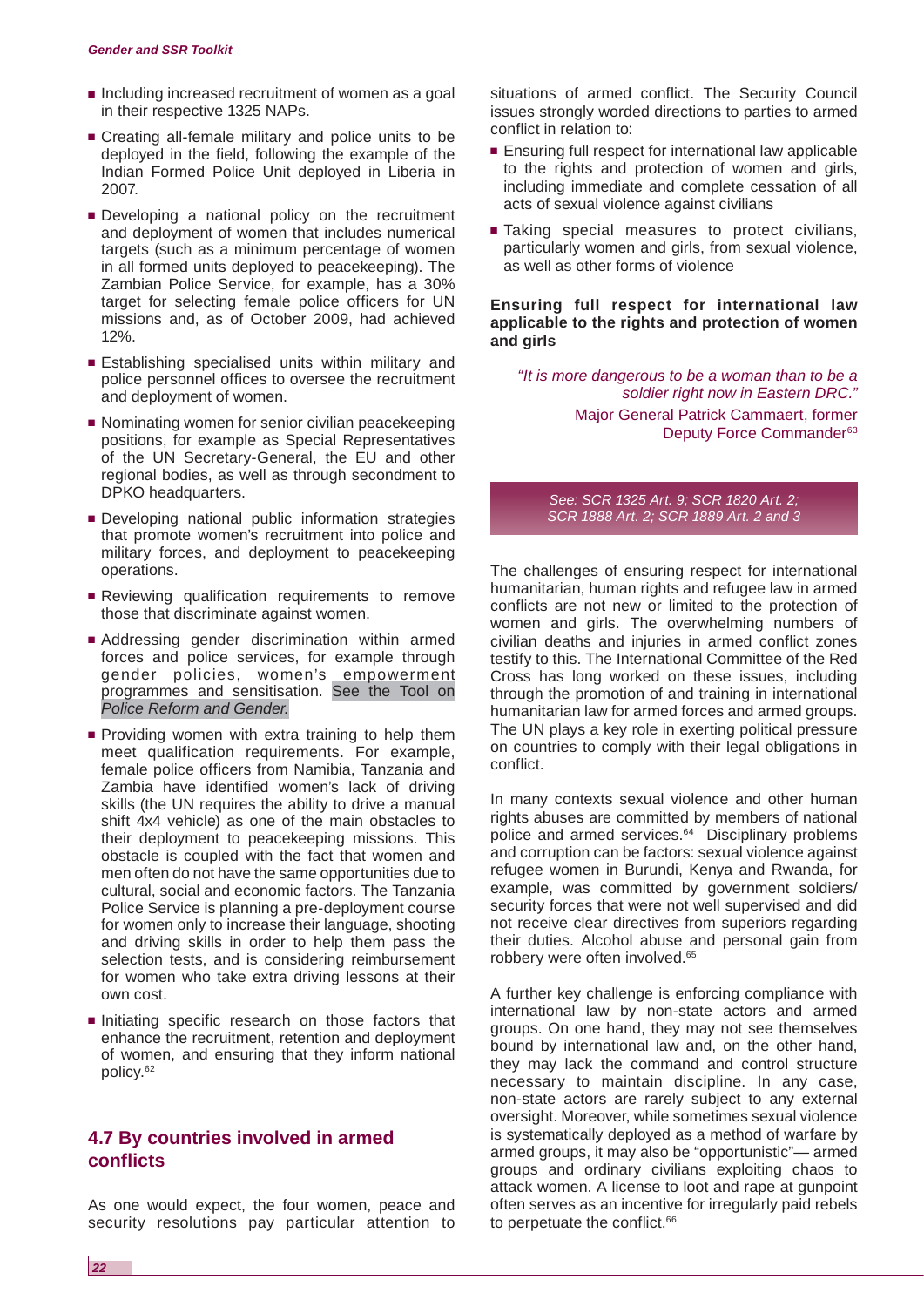- Including increased recruitment of women as a goal in their respective 1325 NAPs.
- Creating all-female military and police units to be deployed in the field, following the example of the Indian Formed Police Unit deployed in Liberia in 2007.
- Developing a national policy on the recruitment and deployment of women that includes numerical targets (such as a minimum percentage of women in all formed units deployed to peacekeeping). The Zambian Police Service, for example, has a 30% target for selecting female police officers for UN missions and, as of October 2009, had achieved 12%.
- Establishing specialised units within military and police personnel offices to oversee the recruitment and deployment of women.
- Nominating women for senior civilian peacekeeping positions, for example as Special Representatives of the UN Secretary-General, the EU and other regional bodies, as well as through secondment to DPKO headquarters.
- Developing national public information strategies that promote women's recruitment into police and military forces, and deployment to peacekeeping operations.
- Reviewing qualification requirements to remove those that discriminate against women.
- Addressing gender discrimination within armed forces and police services, for example through gender policies, women's empowerment programmes and sensitisation. See the Tool on *Police Reform and Gender.*
- Providing women with extra training to help them meet qualification requirements. For example, female police officers from Namibia, Tanzania and Zambia have identified women's lack of driving skills (the UN requires the ability to drive a manual shift 4x4 vehicle) as one of the main obstacles to their deployment to peacekeeping missions. This obstacle is coupled with the fact that women and men often do not have the same opportunities due to cultural, social and economic factors. The Tanzania Police Service is planning a pre-deployment course for women only to increase their language, shooting and driving skills in order to help them pass the selection tests, and is considering reimbursement for women who take extra driving lessons at their own cost.
- Initiating specific research on those factors that enhance the recruitment, retention and deployment of women, and ensuring that they inform national policy.[62]

## 4.7 By countries involved in armed conflicts

As one would expect, the four women, peace and security resolutions pay particular attention to situations of armed conflict. The Security Council issues strongly worded directions to parties to armed conflict in relation to:

- Ensuring full respect for international law applicable to the rights and protection of women and girls, including immediate and complete cessation of all acts of sexual violence against civilians
- Taking special measures to protect civilians, particularly women and girls, from sexual violence, as well as other forms of violence

### Ensuring full respect for international law applicable to the rights and protection of women and girls

> *"It is more dangerous to be a woman than to be a soldier right now in Eastern DRC."*
>
> Major General Patrick Cammaert, former Deputy Force Commander[63]

*See: SCR 1325 Art. 9; SCR 1820 Art. 2; SCR 1888 Art. 2; SCR 1889 Art. 2 and 3*

The challenges of ensuring respect for international humanitarian, human rights and refugee law in armed conflicts are not new or limited to the protection of women and girls. The overwhelming numbers of civilian deaths and injuries in armed conflict zones testify to this. The International Committee of the Red Cross has long worked on these issues, including through the promotion of and training in international humanitarian law for armed forces and armed groups. The UN plays a key role in exerting political pressure on countries to comply with their legal obligations in conflict.

In many contexts sexual violence and other human rights abuses are committed by members of national police and armed services.[64] Disciplinary problems and corruption can be factors: sexual violence against refugee women in Burundi, Kenya and Rwanda, for example, was committed by government soldiers/security forces that were not well supervised and did not receive clear directives from superiors regarding their duties. Alcohol abuse and personal gain from robbery were often involved.[65]

A further key challenge is enforcing compliance with international law by non-state actors and armed groups. On one hand, they may not see themselves bound by international law and, on the other hand, they may lack the command and control structure necessary to maintain discipline. In any case, non-state actors are rarely subject to any external oversight. Moreover, while sometimes sexual violence is systematically deployed as a method of warfare by armed groups, it may also be "opportunistic"— armed groups and ordinary civilians exploiting chaos to attack women. A license to loot and rape at gunpoint often serves as an incentive for irregularly paid rebels to perpetuate the conflict.[66]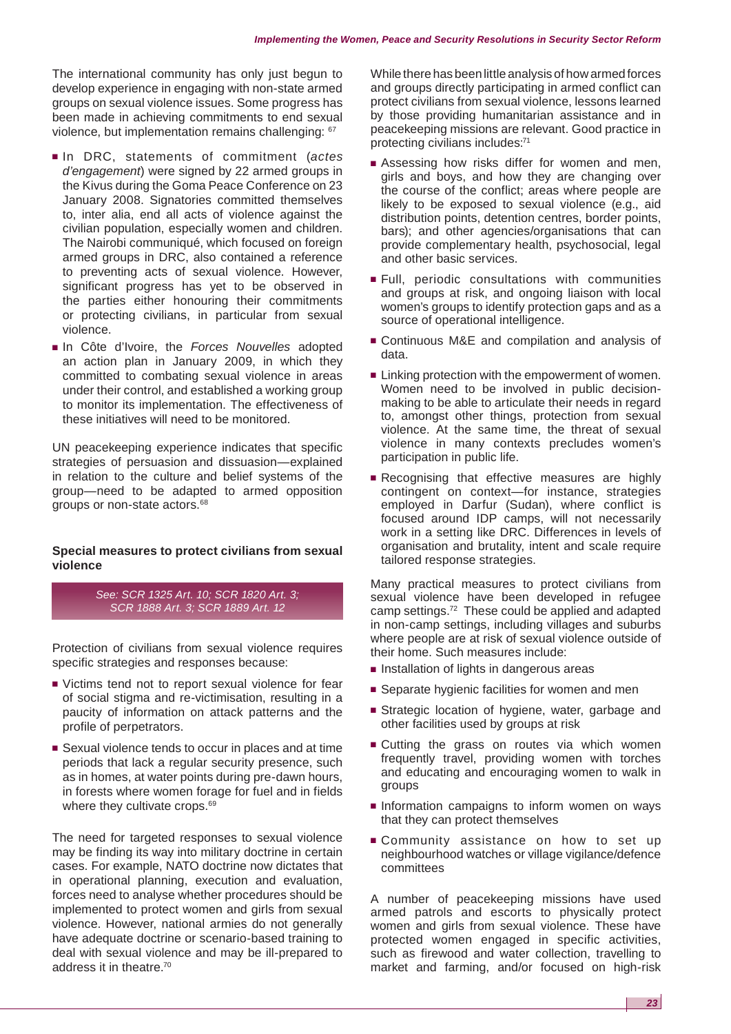The international community has only just begun to develop experience in engaging with non-state armed groups on sexual violence issues. Some progress has been made in achieving commitments to end sexual violence, but implementation remains challenging: [67]

- In DRC, statements of commitment (*actes d'engagement*) were signed by 22 armed groups in the Kivus during the Goma Peace Conference on 23 January 2008. Signatories committed themselves to, inter alia, end all acts of violence against the civilian population, especially women and children. The Nairobi communiqué, which focused on foreign armed groups in DRC, also contained a reference to preventing acts of sexual violence. However, significant progress has yet to be observed in the parties either honouring their commitments or protecting civilians, in particular from sexual violence.
- In Côte d'Ivoire, the *Forces Nouvelles* adopted an action plan in January 2009, in which they committed to combating sexual violence in areas under their control, and established a working group to monitor its implementation. The effectiveness of these initiatives will need to be monitored.

UN peacekeeping experience indicates that specific strategies of persuasion and dissuasion—explained in relation to the culture and belief systems of the group—need to be adapted to armed opposition groups or non-state actors.[68]

#### Special measures to protect civilians from sexual violence

*See: SCR 1325 Art. 10; SCR 1820 Art. 3; SCR 1888 Art. 3; SCR 1889 Art. 12*

Protection of civilians from sexual violence requires specific strategies and responses because:

- Victims tend not to report sexual violence for fear of social stigma and re-victimisation, resulting in a paucity of information on attack patterns and the profile of perpetrators.
- Sexual violence tends to occur in places and at time periods that lack a regular security presence, such as in homes, at water points during pre-dawn hours, in forests where women forage for fuel and in fields where they cultivate crops.[69]

The need for targeted responses to sexual violence may be finding its way into military doctrine in certain cases. For example, NATO doctrine now dictates that in operational planning, execution and evaluation, forces need to analyse whether procedures should be implemented to protect women and girls from sexual violence. However, national armies do not generally have adequate doctrine or scenario-based training to deal with sexual violence and may be ill-prepared to address it in theatre.[70]

While there has been little analysis of how armed forces and groups directly participating in armed conflict can protect civilians from sexual violence, lessons learned by those providing humanitarian assistance and in peacekeeping missions are relevant. Good practice in protecting civilians includes:[71]

- Assessing how risks differ for women and men, girls and boys, and how they are changing over the course of the conflict; areas where people are likely to be exposed to sexual violence (e.g., aid distribution points, detention centres, border points, bars); and other agencies/organisations that can provide complementary health, psychosocial, legal and other basic services.
- Full, periodic consultations with communities and groups at risk, and ongoing liaison with local women's groups to identify protection gaps and as a source of operational intelligence.
- Continuous M&E and compilation and analysis of data.
- Linking protection with the empowerment of women. Women need to be involved in public decision-making to be able to articulate their needs in regard to, amongst other things, protection from sexual violence. At the same time, the threat of sexual violence in many contexts precludes women's participation in public life.
- Recognising that effective measures are highly contingent on context—for instance, strategies employed in Darfur (Sudan), where conflict is focused around IDP camps, will not necessarily work in a setting like DRC. Differences in levels of organisation and brutality, intent and scale require tailored response strategies.

Many practical measures to protect civilians from sexual violence have been developed in refugee camp settings.[72] These could be applied and adapted in non-camp settings, including villages and suburbs where people are at risk of sexual violence outside of their home. Such measures include:

- Installation of lights in dangerous areas
- Separate hygienic facilities for women and men
- Strategic location of hygiene, water, garbage and other facilities used by groups at risk
- Cutting the grass on routes via which women frequently travel, providing women with torches and educating and encouraging women to walk in groups
- Information campaigns to inform women on ways that they can protect themselves
- Community assistance on how to set up neighbourhood watches or village vigilance/defence committees

A number of peacekeeping missions have used armed patrols and escorts to physically protect women and girls from sexual violence. These have protected women engaged in specific activities, such as firewood and water collection, travelling to market and farming, and/or focused on high-risk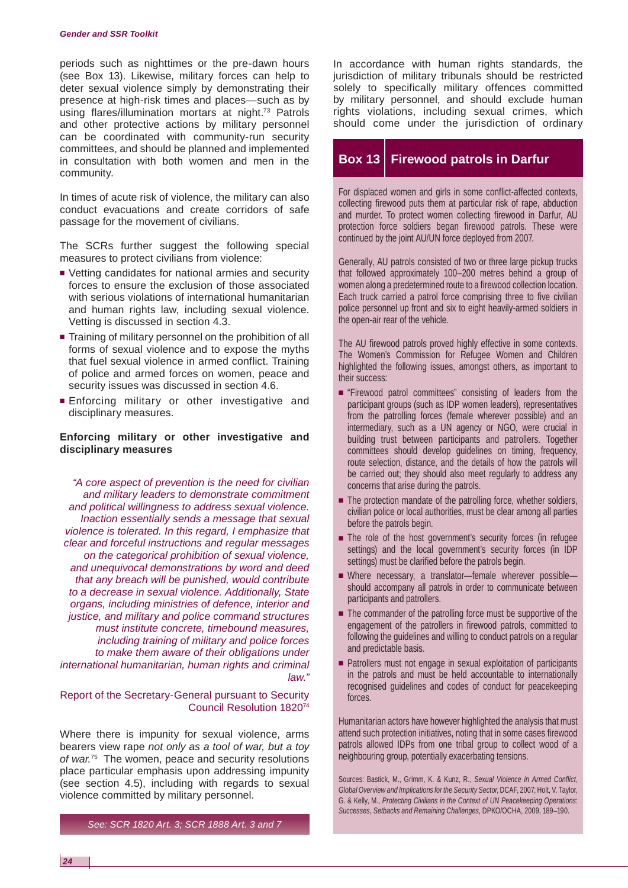periods such as nighttimes or the pre-dawn hours (see Box 13). Likewise, military forces can help to deter sexual violence simply by demonstrating their presence at high-risk times and places—such as by using flares/illumination mortars at night.[73] Patrols and other protective actions by military personnel can be coordinated with community-run security committees, and should be planned and implemented in consultation with both women and men in the community.

In times of acute risk of violence, the military can also conduct evacuations and create corridors of safe passage for the movement of civilians.

The SCRs further suggest the following special measures to protect civilians from violence:

- Vetting candidates for national armies and security forces to ensure the exclusion of those associated with serious violations of international humanitarian and human rights law, including sexual violence. Vetting is discussed in section 4.3.
- Training of military personnel on the prohibition of all forms of sexual violence and to expose the myths that fuel sexual violence in armed conflict. Training of police and armed forces on women, peace and security issues was discussed in section 4.6.
- Enforcing military or other investigative and disciplinary measures.

**Enforcing military or other investigative and disciplinary measures**

*"A core aspect of prevention is the need for civilian and military leaders to demonstrate commitment and political willingness to address sexual violence. Inaction essentially sends a message that sexual violence is tolerated. In this regard, I emphasize that clear and forceful instructions and regular messages on the categorical prohibition of sexual violence, and unequivocal demonstrations by word and deed that any breach will be punished, would contribute to a decrease in sexual violence. Additionally, State organs, including ministries of defence, interior and justice, and military and police command structures must institute concrete, timebound measures, including training of military and police forces to make them aware of their obligations under international humanitarian, human rights and criminal law."*

Report of the Secretary-General pursuant to Security Council Resolution 1820[74]

Where there is impunity for sexual violence, arms bearers view rape *not only as a tool of war, but a toy of war.*[75] The women, peace and security resolutions place particular emphasis upon addressing impunity (see section 4.5), including with regards to sexual violence committed by military personnel.

*See: SCR 1820 Art. 3; SCR 1888 Art. 3 and 7*

In accordance with human rights standards, the jurisdiction of military tribunals should be restricted solely to specifically military offences committed by military personnel, and should exclude human rights violations, including sexual crimes, which should come under the jurisdiction of ordinary

## Box 13 Firewood patrols in Darfur

For displaced women and girls in some conflict-affected contexts, collecting firewood puts them at particular risk of rape, abduction and murder. To protect women collecting firewood in Darfur, AU protection force soldiers began firewood patrols. These were continued by the joint AU/UN force deployed from 2007.

Generally, AU patrols consisted of two or three large pickup trucks that followed approximately 100–200 metres behind a group of women along a predetermined route to a firewood collection location. Each truck carried a patrol force comprising three to five civilian police personnel up front and six to eight heavily-armed soldiers in the open-air rear of the vehicle.

The AU firewood patrols proved highly effective in some contexts. The Women's Commission for Refugee Women and Children highlighted the following issues, amongst others, as important to their success:

- "Firewood patrol committees" consisting of leaders from the participant groups (such as IDP women leaders), representatives from the patrolling forces (female wherever possible) and an intermediary, such as a UN agency or NGO, were crucial in building trust between participants and patrollers. Together committees should develop guidelines on timing, frequency, route selection, distance, and the details of how the patrols will be carried out; they should also meet regularly to address any concerns that arise during the patrols.
- The protection mandate of the patrolling force, whether soldiers, civilian police or local authorities, must be clear among all parties before the patrols begin.
- The role of the host government's security forces (in refugee settings) and the local government's security forces (in IDP settings) must be clarified before the patrols begin.
- Where necessary, a translator—female wherever possible—should accompany all patrols in order to communicate between participants and patrollers.
- The commander of the patrolling force must be supportive of the engagement of the patrollers in firewood patrols, committed to following the guidelines and willing to conduct patrols on a regular and predictable basis.
- Patrollers must not engage in sexual exploitation of participants in the patrols and must be held accountable to internationally recognised guidelines and codes of conduct for peacekeeping forces.

Humanitarian actors have however highlighted the analysis that must attend such protection initiatives, noting that in some cases firewood patrols allowed IDPs from one tribal group to collect wood of a neighbouring group, potentially exacerbating tensions.

Sources: Bastick, M., Grimm, K. & Kunz, R., *Sexual Violence in Armed Conflict, Global Overview and Implications for the Security Sector*, DCAF, 2007; Holt, V. Taylor, G. & Kelly, M., *Protecting Civilians in the Context of UN Peacekeeping Operations: Successes, Setbacks and Remaining Challenges*, DPKO/OCHA, 2009, 189–190.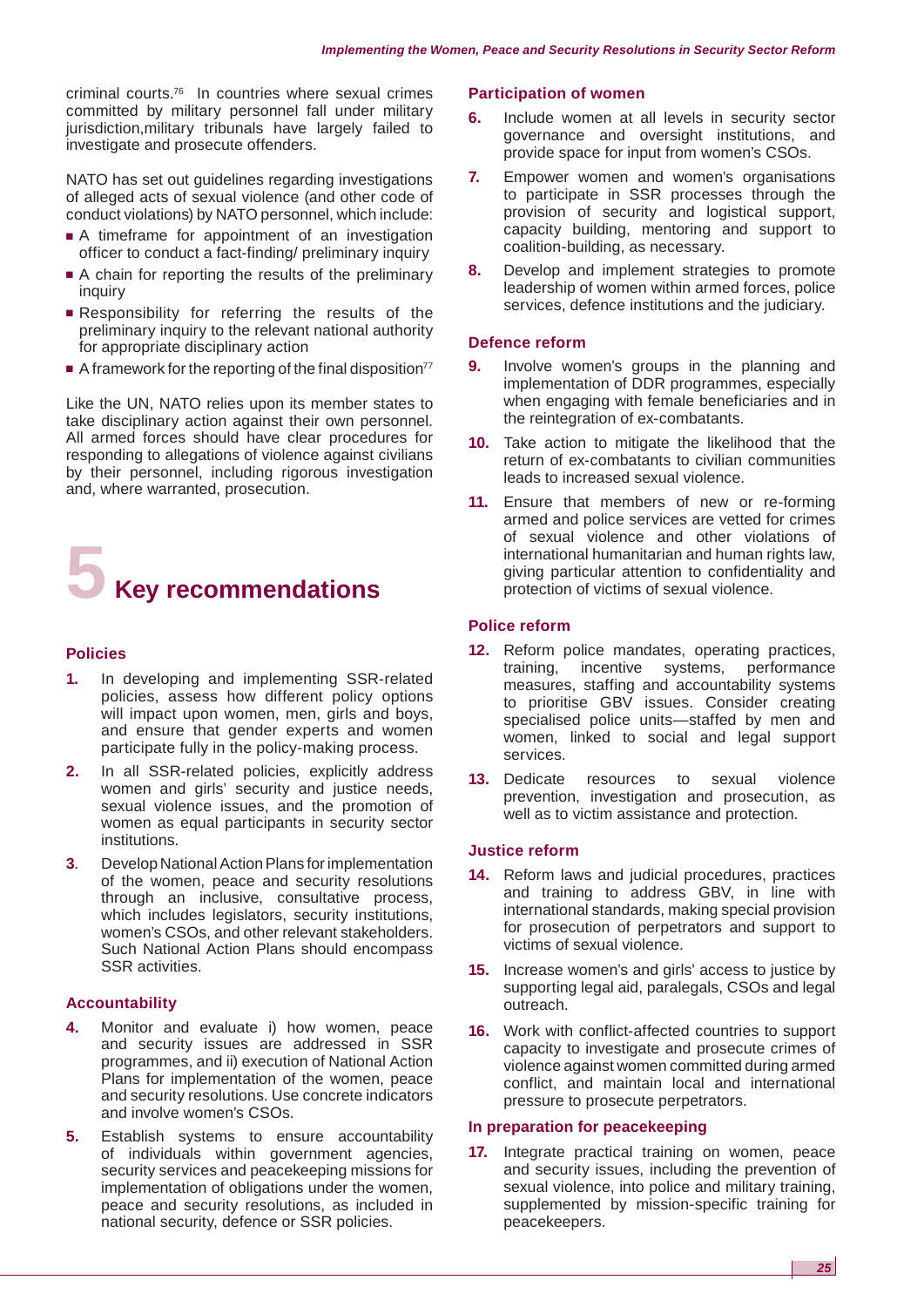criminal courts.[76] In countries where sexual crimes committed by military personnel fall under military jurisdiction,military tribunals have largely failed to investigate and prosecute offenders.

NATO has set out guidelines regarding investigations of alleged acts of sexual violence (and other code of conduct violations) by NATO personnel, which include:

- A timeframe for appointment of an investigation officer to conduct a fact-finding/ preliminary inquiry
- A chain for reporting the results of the preliminary inquiry
- Responsibility for referring the results of the preliminary inquiry to the relevant national authority for appropriate disciplinary action
- A framework for the reporting of the final disposition[77]

Like the UN, NATO relies upon its member states to take disciplinary action against their own personnel. All armed forces should have clear procedures for responding to allegations of violence against civilians by their personnel, including rigorous investigation and, where warranted, prosecution.

# 5 Key recommendations

### Policies

**1.** In developing and implementing SSR-related policies, assess how different policy options will impact upon women, men, girls and boys, and ensure that gender experts and women participate fully in the policy-making process.

**2.** In all SSR-related policies, explicitly address women and girls' security and justice needs, sexual violence issues, and the promotion of women as equal participants in security sector institutions.

**3**. Develop National Action Plans for implementation of the women, peace and security resolutions through an inclusive, consultative process, which includes legislators, security institutions, women's CSOs, and other relevant stakeholders. Such National Action Plans should encompass SSR activities.

### Accountability

**4.** Monitor and evaluate i) how women, peace and security issues are addressed in SSR programmes, and ii) execution of National Action Plans for implementation of the women, peace and security resolutions. Use concrete indicators and involve women's CSOs.

**5.** Establish systems to ensure accountability of individuals within government agencies, security services and peacekeeping missions for implementation of obligations under the women, peace and security resolutions, as included in national security, defence or SSR policies.

### Participation of women

**6.** Include women at all levels in security sector governance and oversight institutions, and provide space for input from women's CSOs.

**7.** Empower women and women's organisations to participate in SSR processes through the provision of security and logistical support, capacity building, mentoring and support to coalition-building, as necessary.

**8.** Develop and implement strategies to promote leadership of women within armed forces, police services, defence institutions and the judiciary.

### Defence reform

**9.** Involve women's groups in the planning and implementation of DDR programmes, especially when engaging with female beneficiaries and in the reintegration of ex-combatants.

**10.** Take action to mitigate the likelihood that the return of ex-combatants to civilian communities leads to increased sexual violence.

**11.** Ensure that members of new or re-forming armed and police services are vetted for crimes of sexual violence and other violations of international humanitarian and human rights law, giving particular attention to confidentiality and protection of victims of sexual violence.

### Police reform

**12.** Reform police mandates, operating practices, training, incentive systems, performance measures, staffing and accountability systems to prioritise GBV issues. Consider creating specialised police units—staffed by men and women, linked to social and legal support services.

**13.** Dedicate resources to sexual violence prevention, investigation and prosecution, as well as to victim assistance and protection.

### Justice reform

**14.** Reform laws and judicial procedures, practices and training to address GBV, in line with international standards, making special provision for prosecution of perpetrators and support to victims of sexual violence.

**15.** Increase women's and girls' access to justice by supporting legal aid, paralegals, CSOs and legal outreach.

**16.** Work with conflict-affected countries to support capacity to investigate and prosecute crimes of violence against women committed during armed conflict, and maintain local and international pressure to prosecute perpetrators.

### In preparation for peacekeeping

**17.** Integrate practical training on women, peace and security issues, including the prevention of sexual violence, into police and military training, supplemented by mission-specific training for peacekeepers.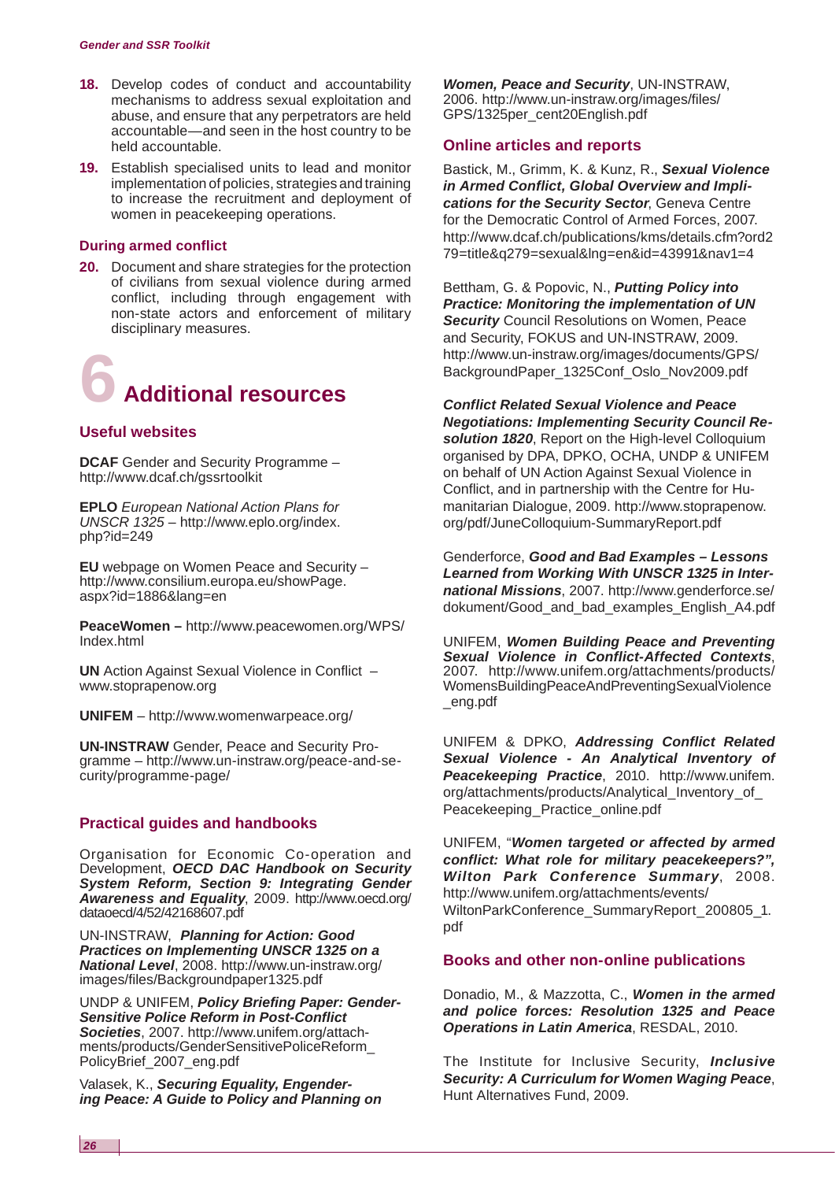18. Develop codes of conduct and accountability mechanisms to address sexual exploitation and abuse, and ensure that any perpetrators are held accountable—and seen in the host country to be held accountable.

19. Establish specialised units to lead and monitor implementation of policies, strategies and training to increase the recruitment and deployment of women in peacekeeping operations.

### During armed conflict

20. Document and share strategies for the protection of civilians from sexual violence during armed conflict, including through engagement with non-state actors and enforcement of military disciplinary measures.

# 6 Additional resources

### Useful websites

**DCAF** Gender and Security Programme – http://www.dcaf.ch/gssrtoolkit

**EPLO** *European National Action Plans for UNSCR 1325* – http://www.eplo.org/index.php?id=249

**EU** webpage on Women Peace and Security – http://www.consilium.europa.eu/showPage.aspx?id=1886&lang=en

**PeaceWomen –** http://www.peacewomen.org/WPS/Index.html

**UN** Action Against Sexual Violence in Conflict – www.stoprapenow.org

**UNIFEM** – http://www.womenwarpeace.org/

**UN-INSTRAW** Gender, Peace and Security Programme – http://www.un-instraw.org/peace-and-security/programme-page/

### Practical guides and handbooks

Organisation for Economic Co-operation and Development, ***OECD DAC Handbook on Security System Reform, Section 9: Integrating Gender Awareness and Equality***, 2009. http://www.oecd.org/dataoecd/4/52/42168607.pdf

UN-INSTRAW, ***Planning for Action: Good Practices on Implementing UNSCR 1325 on a National Level***, 2008. http://www.un-instraw.org/images/files/Backgroundpaper1325.pdf

UNDP & UNIFEM, ***Policy Briefing Paper: Gender-Sensitive Police Reform in Post-Conflict Societies***, 2007. http://www.unifem.org/attachments/products/GenderSensitivePoliceReform_PolicyBrief_2007_eng.pdf

Valasek, K., ***Securing Equality, Engendering Peace: A Guide to Policy and Planning on Women, Peace and Security***, UN-INSTRAW, 2006. http://www.un-instraw.org/images/files/GPS/1325per_cent20English.pdf

### Online articles and reports

Bastick, M., Grimm, K. & Kunz, R., ***Sexual Violence in Armed Conflict, Global Overview and Implications for the Security Sector***, Geneva Centre for the Democratic Control of Armed Forces, 2007. http://www.dcaf.ch/publications/kms/details.cfm?ord279=title&q279=sexual&lng=en&id=43991&nav1=4

Bettham, G. & Popovic, N., ***Putting Policy into Practice: Monitoring the implementation of UN Security*** Council Resolutions on Women, Peace and Security, FOKUS and UN-INSTRAW, 2009. http://www.un-instraw.org/images/documents/GPS/BackgroundPaper_1325Conf_Oslo_Nov2009.pdf

***Conflict Related Sexual Violence and Peace Negotiations: Implementing Security Council Resolution 1820***, Report on the High-level Colloquium organised by DPA, DPKO, OCHA, UNDP & UNIFEM on behalf of UN Action Against Sexual Violence in Conflict, and in partnership with the Centre for Humanitarian Dialogue, 2009. http://www.stoprapenow.org/pdf/JuneColloquium-SummaryReport.pdf

Genderforce, ***Good and Bad Examples – Lessons Learned from Working With UNSCR 1325 in International Missions***, 2007. http://www.genderforce.se/dokument/Good_and_bad_examples_English_A4.pdf

UNIFEM, ***Women Building Peace and Preventing Sexual Violence in Conflict-Affected Contexts***, 2007. http://www.unifem.org/attachments/products/WomensBuildingPeaceAndPreventingSexualViolence_eng.pdf

UNIFEM & DPKO, ***Addressing Conflict Related Sexual Violence - An Analytical Inventory of Peacekeeping Practice***, 2010. http://www.unifem.org/attachments/products/Analytical_Inventory_of_Peacekeeping_Practice_online.pdf

UNIFEM, "***Women targeted or affected by armed conflict: What role for military peacekeepers?", Wilton Park Conference Summary***, 2008. http://www.unifem.org/attachments/events/WiltonParkConference_SummaryReport_200805_1.pdf

### Books and other non-online publications

Donadio, M., & Mazzotta, C., ***Women in the armed and police forces: Resolution 1325 and Peace Operations in Latin America***, RESDAL, 2010.

The Institute for Inclusive Security, ***Inclusive Security: A Curriculum for Women Waging Peace***, Hunt Alternatives Fund, 2009.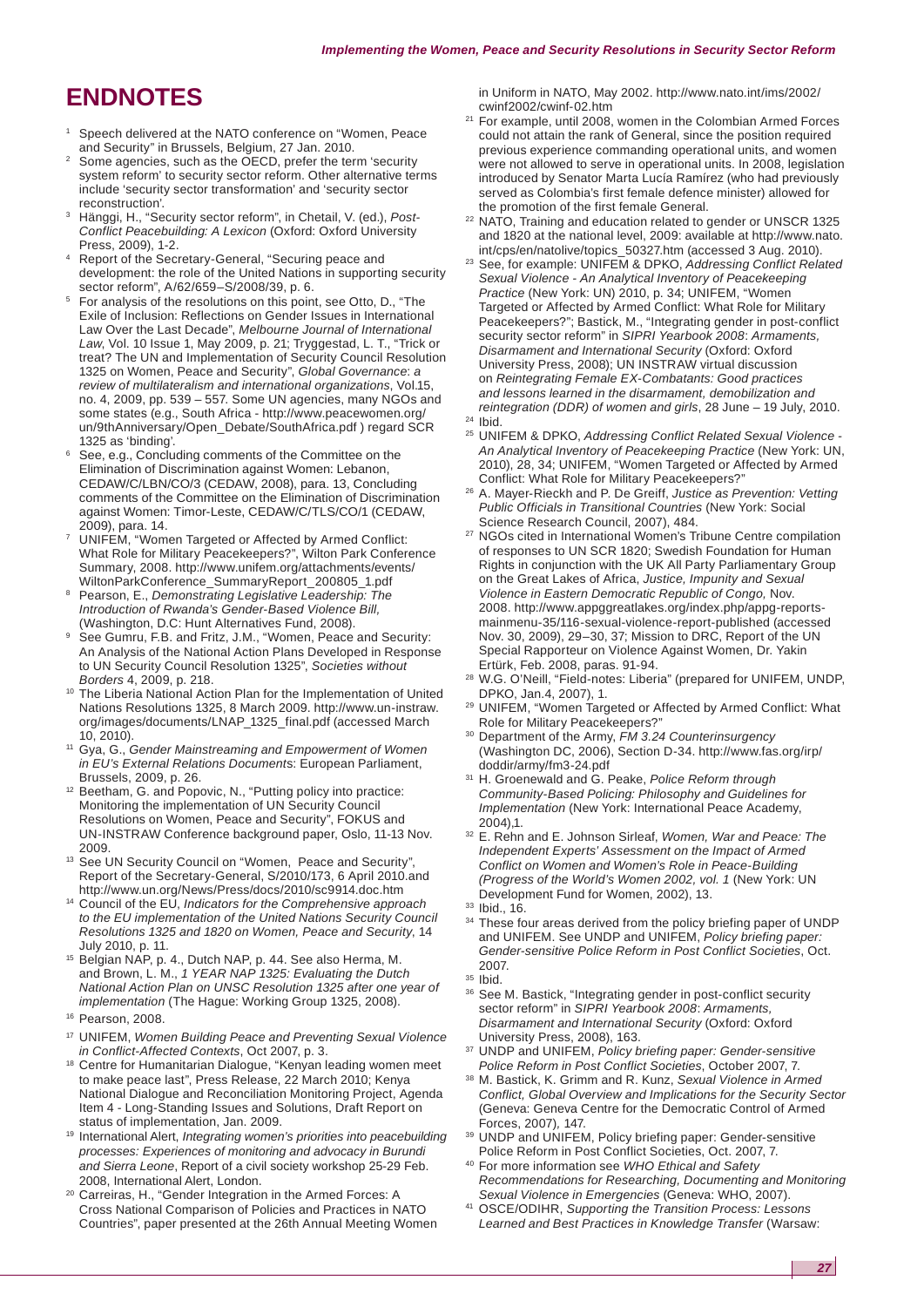# ENDNOTES

1. Speech delivered at the NATO conference on "Women, Peace and Security" in Brussels, Belgium, 27 Jan. 2010.
2. Some agencies, such as the OECD, prefer the term 'security system reform' to security sector reform. Other alternative terms include 'security sector transformation' and 'security sector reconstruction'.
3. Hänggi, H., "Security sector reform", in Chetail, V. (ed.), *Post-Conflict Peacebuilding: A Lexicon* (Oxford: Oxford University Press, 2009), 1-2.
4. Report of the Secretary-General, "Securing peace and development: the role of the United Nations in supporting security sector reform", A/62/659–S/2008/39, p. 6.
5. For analysis of the resolutions on this point, see Otto, D., "The Exile of Inclusion: Reflections on Gender Issues in International Law Over the Last Decade", *Melbourne Journal of International Law*, Vol. 10 Issue 1, May 2009, p. 21; Tryggestad, L. T., "Trick or treat? The UN and Implementation of Security Council Resolution 1325 on Women, Peace and Security", *Global Governance*: *a review of multilateralism and international organizations*, Vol.15, no. 4, 2009, pp. 539 – 557. Some UN agencies, many NGOs and some states (e.g., South Africa - http://www.peacewomen.org/un/9thAnniversary/Open_Debate/SouthAfrica.pdf ) regard SCR 1325 as 'binding'.
6. See, e.g., Concluding comments of the Committee on the Elimination of Discrimination against Women: Lebanon, CEDAW/C/LBN/CO/3 (CEDAW, 2008), para. 13, Concluding comments of the Committee on the Elimination of Discrimination against Women: Timor-Leste, CEDAW/C/TLS/CO/1 (CEDAW, 2009), para. 14.
7. UNIFEM, "Women Targeted or Affected by Armed Conflict: What Role for Military Peacekeepers?", Wilton Park Conference Summary, 2008. http://www.unifem.org/attachments/events/WiltonParkConference_SummaryReport_200805_1.pdf
8. Pearson, E., *Demonstrating Legislative Leadership: The Introduction of Rwanda's Gender-Based Violence Bill,* (Washington, D.C: Hunt Alternatives Fund, 2008).
9. See Gumru, F.B. and Fritz, J.M., "Women, Peace and Security: An Analysis of the National Action Plans Developed in Response to UN Security Council Resolution 1325", *Societies without Borders* 4, 2009, p. 218.
10. The Liberia National Action Plan for the Implementation of United Nations Resolutions 1325, 8 March 2009. http://www.un-instraw.org/images/documents/LNAP_1325_final.pdf (accessed March 10, 2010).
11. Gya, G., *Gender Mainstreaming and Empowerment of Women in EU's External Relations Document*s: European Parliament, Brussels, 2009, p. 26.
12. Beetham, G. and Popovic, N., "Putting policy into practice: Monitoring the implementation of UN Security Council Resolutions on Women, Peace and Security", FOKUS and UN-INSTRAW Conference background paper, Oslo, 11-13 Nov. 2009.
13. See UN Security Council on "Women, Peace and Security", Report of the Secretary-General, S/2010/173, 6 April 2010.and http://www.un.org/News/Press/docs/2010/sc9914.doc.htm
14. Council of the EU, *Indicators for the Comprehensive approach to the EU implementation of the United Nations Security Council Resolutions 1325 and 1820 on Women, Peace and Security*, 14 July 2010, p. 11.
15. Belgian NAP, p. 4., Dutch NAP, p. 44. See also Herma, M. and Brown, L. M., *1 YEAR NAP 1325: Evaluating the Dutch National Action Plan on UNSC Resolution 1325 after one year of implementation* (The Hague: Working Group 1325, 2008).
16. Pearson, 2008.
17. UNIFEM, *Women Building Peace and Preventing Sexual Violence in Conflict-Affected Contexts*, Oct 2007, p. 3.
18. Centre for Humanitarian Dialogue, "Kenyan leading women meet to make peace last", Press Release, 22 March 2010; Kenya National Dialogue and Reconciliation Monitoring Project, Agenda Item 4 - Long-Standing Issues and Solutions, Draft Report on status of implementation, Jan. 2009.
19. International Alert, *Integrating women's priorities into peacebuilding processes: Experiences of monitoring and advocacy in Burundi and Sierra Leone*, Report of a civil society workshop 25-29 Feb. 2008, International Alert, London.
20. Carreiras, H., "Gender Integration in the Armed Forces: A Cross National Comparison of Policies and Practices in NATO Countries", paper presented at the 26th Annual Meeting Women in Uniform in NATO, May 2002. http://www.nato.int/ims/2002/cwinf2002/cwinf-02.htm
21. For example, until 2008, women in the Colombian Armed Forces could not attain the rank of General, since the position required previous experience commanding operational units, and women were not allowed to serve in operational units. In 2008, legislation introduced by Senator Marta Lucía Ramírez (who had previously served as Colombia's first female defence minister) allowed for the promotion of the first female General.
22. NATO, Training and education related to gender or UNSCR 1325 and 1820 at the national level, 2009: available at http://www.nato.int/cps/en/natolive/topics_50327.htm (accessed 3 Aug. 2010).
23. See, for example: UNIFEM & DPKO, *Addressing Conflict Related Sexual Violence - An Analytical Inventory of Peacekeeping Practice* (New York: UN) 2010, p. 34; UNIFEM, "Women Targeted or Affected by Armed Conflict: What Role for Military Peacekeepers?"; Bastick, M., "Integrating gender in post-conflict security sector reform" in *SIPRI Yearbook 2008*: *Armaments, Disarmament and International Security* (Oxford: Oxford University Press, 2008); UN INSTRAW virtual discussion on *Reintegrating Female EX-Combatants: Good practices and lessons learned in the disarmament, demobilization and reintegration (DDR) of women and girls*, 28 June – 19 July, 2010.
24. Ibid.
25. UNIFEM & DPKO, *Addressing Conflict Related Sexual Violence - An Analytical Inventory of Peacekeeping Practice* (New York: UN, 2010), 28, 34; UNIFEM, "Women Targeted or Affected by Armed Conflict: What Role for Military Peacekeepers?"
26. A. Mayer-Rieckh and P. De Greiff, *Justice as Prevention: Vetting Public Officials in Transitional Countries* (New York: Social Science Research Council, 2007), 484.
27. NGOs cited in International Women's Tribune Centre compilation of responses to UN SCR 1820; Swedish Foundation for Human Rights in conjunction with the UK All Party Parliamentary Group on the Great Lakes of Africa, *Justice, Impunity and Sexual Violence in Eastern Democratic Republic of Congo,* Nov. 2008. http://www.appggreatlakes.org/index.php/appg-reports-mainmenu-35/116-sexual-violence-report-published (accessed Nov. 30, 2009), 29–30, 37; Mission to DRC, Report of the UN Special Rapporteur on Violence Against Women, Dr. Yakin Ertürk, Feb. 2008, paras. 91-94.
28. W.G. O'Neill, "Field-notes: Liberia" (prepared for UNIFEM, UNDP, DPKO, Jan.4, 2007), 1.
29. UNIFEM, "Women Targeted or Affected by Armed Conflict: What Role for Military Peacekeepers?"
30. Department of the Army, *FM 3.24 Counterinsurgency* (Washington DC, 2006), Section D-34. http://www.fas.org/irp/doddir/army/fm3-24.pdf
31. H. Groenewald and G. Peake, *Police Reform through Community-Based Policing: Philosophy and Guidelines for Implementation* (New York: International Peace Academy, 2004),1.
32. E. Rehn and E. Johnson Sirleaf, *Women, War and Peace: The Independent Experts' Assessment on the Impact of Armed Conflict on Women and Women's Role in Peace-Building (Progress of the World's Women 2002, vol. 1* (New York: UN Development Fund for Women, 2002), 13.
33. Ibid., 16.
34. These four areas derived from the policy briefing paper of UNDP and UNIFEM. See UNDP and UNIFEM, *Policy briefing paper: Gender-sensitive Police Reform in Post Conflict Societies*, Oct. 2007.
35. Ibid.
36. See M. Bastick, "Integrating gender in post-conflict security sector reform" in *SIPRI Yearbook 2008*: *Armaments, Disarmament and International Security* (Oxford: Oxford University Press, 2008), 163.
37. UNDP and UNIFEM, *Policy briefing paper: Gender-sensitive Police Reform in Post Conflict Societies*, October 2007, 7.
38. M. Bastick, K. Grimm and R. Kunz, *Sexual Violence in Armed Conflict, Global Overview and Implications for the Security Sector* (Geneva: Geneva Centre for the Democratic Control of Armed Forces, 2007), 147.
39. UNDP and UNIFEM, Policy briefing paper: Gender-sensitive Police Reform in Post Conflict Societies, Oct. 2007, 7.
40. For more information see *WHO Ethical and Safety Recommendations for Researching, Documenting and Monitoring Sexual Violence in Emergencies* (Geneva: WHO, 2007).
41. OSCE/ODIHR, *Supporting the Transition Process: Lessons Learned and Best Practices in Knowledge Transfer* (Warsaw: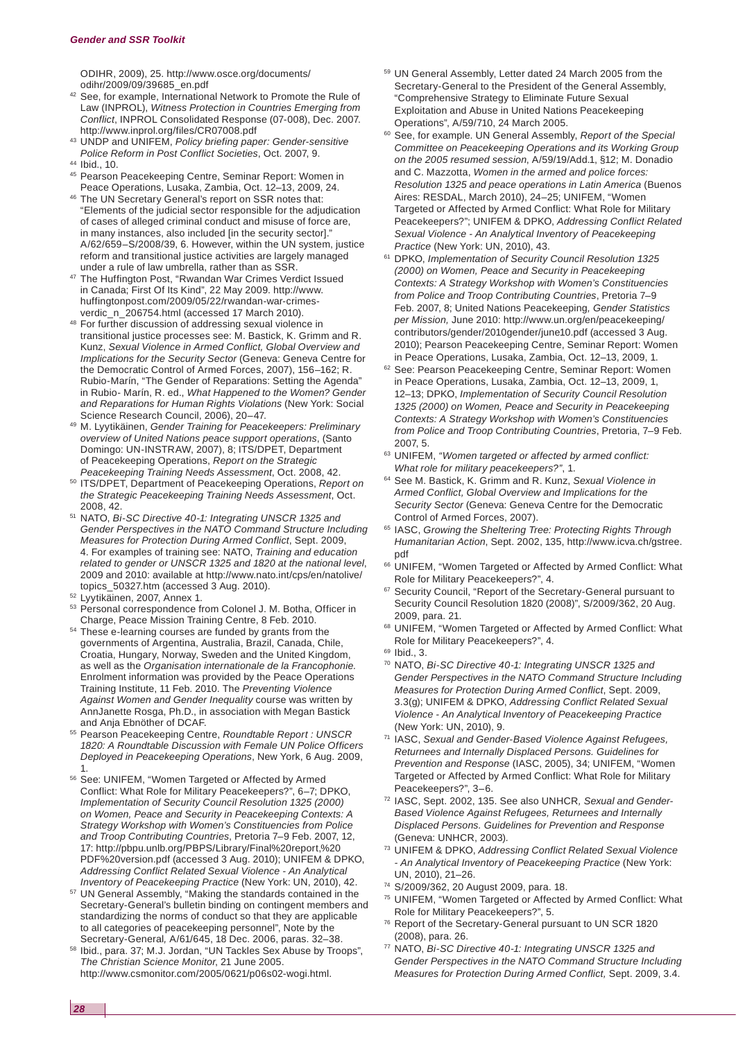ODIHR, 2009), 25. http://www.osce.org/documents/odihr/2009/09/39685_en.pdf

[42] See, for example, International Network to Promote the Rule of Law (INPROL), *Witness Protection in Countries Emerging from Conflict*, INPROL Consolidated Response (07-008), Dec. 2007. http://www.inprol.org/files/CR07008.pdf

[43] UNDP and UNIFEM, *Policy briefing paper: Gender-sensitive Police Reform in Post Conflict Societies*, Oct. 2007, 9.

[44] Ibid., 10.

[45] Pearson Peacekeeping Centre, Seminar Report: Women in Peace Operations, Lusaka, Zambia, Oct. 12–13, 2009, 24.

[46] The UN Secretary General's report on SSR notes that: "Elements of the judicial sector responsible for the adjudication of cases of alleged criminal conduct and misuse of force are, in many instances, also included [in the security sector]." A/62/659–S/2008/39, 6. However, within the UN system, justice reform and transitional justice activities are largely managed under a rule of law umbrella, rather than as SSR.

[47] The Huffington Post, "Rwandan War Crimes Verdict Issued in Canada; First Of Its Kind", 22 May 2009. http://www.huffingtonpost.com/2009/05/22/rwandan-war-crimes-verdic_n_206754.html (accessed 17 March 2010).

[48] For further discussion of addressing sexual violence in transitional justice processes see: M. Bastick, K. Grimm and R. Kunz, *Sexual Violence in Armed Conflict, Global Overview and Implications for the Security Sector* (Geneva: Geneva Centre for the Democratic Control of Armed Forces, 2007), 156–162; R. Rubio-Marín, "The Gender of Reparations: Setting the Agenda" in Rubio- Marín, R. ed., *What Happened to the Women? Gender and Reparations for Human Rights Violations* (New York: Social Science Research Council, 2006), 20–47.

[49] M. Lyytikäinen, *Gender Training for Peacekeepers: Preliminary overview of United Nations peace support operations*, (Santo Domingo: UN-INSTRAW, 2007), 8; ITS/DPET, Department of Peacekeeping Operations, *Report on the Strategic Peacekeeping Training Needs Assessment*, Oct. 2008, 42.

[50] ITS/DPET, Department of Peacekeeping Operations, *Report on the Strategic Peacekeeping Training Needs Assessment*, Oct. 2008, 42.

[51] NATO, *Bi-SC Directive 40-1: Integrating UNSCR 1325 and Gender Perspectives in the NATO Command Structure Including Measures for Protection During Armed Conflict*, Sept. 2009, 4. For examples of training see: NATO, *Training and education related to gender or UNSCR 1325 and 1820 at the national level*, 2009 and 2010: available at http://www.nato.int/cps/en/natolive/topics_50327.htm (accessed 3 Aug. 2010).

[52] Lyytikäinen, 2007, Annex 1.

[53] Personal correspondence from Colonel J. M. Botha, Officer in Charge, Peace Mission Training Centre, 8 Feb. 2010.

[54] These e-learning courses are funded by grants from the governments of Argentina, Australia, Brazil, Canada, Chile, Croatia, Hungary, Norway, Sweden and the United Kingdom, as well as the *Organisation internationale de la Francophonie.* Enrolment information was provided by the Peace Operations Training Institute, 11 Feb. 2010. The *Preventing Violence Against Women and Gender Inequality* course was written by AnnJanette Rosga, Ph.D., in association with Megan Bastick and Anja Ebnöther of DCAF.

[55] Pearson Peacekeeping Centre, *Roundtable Report : UNSCR 1820: A Roundtable Discussion with Female UN Police Officers Deployed in Peacekeeping Operations*, New York, 6 Aug. 2009, 1.

[56] See: UNIFEM, "Women Targeted or Affected by Armed Conflict: What Role for Military Peacekeepers?", 6–7; DPKO, *Implementation of Security Council Resolution 1325 (2000) on Women, Peace and Security in Peacekeeping Contexts: A Strategy Workshop with Women's Constituencies from Police and Troop Contributing Countries*, Pretoria 7–9 Feb. 2007, 12, 17: http://pbpu.unlb.org/PBPS/Library/Final%20report,%20PDF%20version.pdf (accessed 3 Aug. 2010); UNIFEM & DPKO, *Addressing Conflict Related Sexual Violence - An Analytical Inventory of Peacekeeping Practice* (New York: UN, 2010), 42.

[57] UN General Assembly, "Making the standards contained in the Secretary-General's bulletin binding on contingent members and standardizing the norms of conduct so that they are applicable to all categories of peacekeeping personnel", Note by the Secretary-General*,* A/61/645, 18 Dec. 2006, paras. 32–38.

[58] Ibid., para. 37; M.J. Jordan, "UN Tackles Sex Abuse by Troops", *The Christian Science Monitor*, 21 June 2005. http://www.csmonitor.com/2005/0621/p06s02-wogi.html.

[59] UN General Assembly, Letter dated 24 March 2005 from the Secretary-General to the President of the General Assembly, "Comprehensive Strategy to Eliminate Future Sexual Exploitation and Abuse in United Nations Peacekeeping Operations", A/59/710, 24 March 2005.

[60] See, for example. UN General Assembly, *Report of the Special Committee on Peacekeeping Operations and its Working Group on the 2005 resumed session*, A/59/19/Add.1, §12; M. Donadio and C. Mazzotta, *Women in the armed and police forces: Resolution 1325 and peace operations in Latin America* (Buenos Aires: RESDAL, March 2010), 24–25; UNIFEM, "Women Targeted or Affected by Armed Conflict: What Role for Military Peacekeepers?"; UNIFEM & DPKO, *Addressing Conflict Related Sexual Violence - An Analytical Inventory of Peacekeeping Practice* (New York: UN, 2010), 43.

[61] DPKO, *Implementation of Security Council Resolution 1325 (2000) on Women, Peace and Security in Peacekeeping Contexts: A Strategy Workshop with Women's Constituencies from Police and Troop Contributing Countries*, Pretoria 7–9 Feb. 2007, 8; United Nations Peacekeeping*, Gender Statistics per Mission,* June 2010: http://www.un.org/en/peacekeeping/contributors/gender/2010gender/june10.pdf (accessed 3 Aug. 2010); Pearson Peacekeeping Centre, Seminar Report: Women in Peace Operations, Lusaka, Zambia, Oct. 12–13, 2009, 1*.*

[62] See: Pearson Peacekeeping Centre, Seminar Report: Women in Peace Operations, Lusaka, Zambia, Oct. 12–13, 2009, 1, 12–13; DPKO, *Implementation of Security Council Resolution 1325 (2000) on Women, Peace and Security in Peacekeeping Contexts: A Strategy Workshop with Women's Constituencies from Police and Troop Contributing Countries*, Pretoria, 7–9 Feb. 2007, 5.

[63] UNIFEM, *"Women targeted or affected by armed conflict: What role for military peacekeepers?"*, 1.

[64] See M. Bastick, K. Grimm and R. Kunz, *Sexual Violence in Armed Conflict, Global Overview and Implications for the Security Sector* (Geneva: Geneva Centre for the Democratic Control of Armed Forces, 2007).

[65] IASC, *Growing the Sheltering Tree: Protecting Rights Through Humanitarian Action*, Sept. 2002, 135, http://www.icva.ch/gstree.pdf

[66] UNIFEM, "Women Targeted or Affected by Armed Conflict: What Role for Military Peacekeepers?", 4.

[67] Security Council, "Report of the Secretary-General pursuant to Security Council Resolution 1820 (2008)", S/2009/362, 20 Aug. 2009, para. 21.

[68] UNIFEM, "Women Targeted or Affected by Armed Conflict: What Role for Military Peacekeepers?", 4.

[69] Ibid., 3.

[70] NATO, *Bi-SC Directive 40-1: Integrating UNSCR 1325 and Gender Perspectives in the NATO Command Structure Including Measures for Protection During Armed Conflict*, Sept. 2009, 3.3(g); UNIFEM & DPKO, *Addressing Conflict Related Sexual Violence - An Analytical Inventory of Peacekeeping Practice* (New York: UN, 2010), 9.

[71] IASC, *Sexual and Gender-Based Violence Against Refugees, Returnees and Internally Displaced Persons. Guidelines for Prevention and Response* (IASC, 2005), 34; UNIFEM, "Women Targeted or Affected by Armed Conflict: What Role for Military Peacekeepers?", 3–6.

[72] IASC, Sept. 2002, 135. See also UNHCR*, Sexual and Gender-Based Violence Against Refugees, Returnees and Internally Displaced Persons. Guidelines for Prevention and Response* (Geneva: UNHCR, 2003).

[73] UNIFEM & DPKO, *Addressing Conflict Related Sexual Violence - An Analytical Inventory of Peacekeeping Practice* (New York: UN, 2010), 21–26.

[74] S/2009/362, 20 August 2009, para. 18.

[75] UNIFEM, "Women Targeted or Affected by Armed Conflict: What Role for Military Peacekeepers?", 5.

[76] Report of the Secretary-General pursuant to UN SCR 1820 (2008), para. 26.

[77] NATO, *Bi-SC Directive 40-1: Integrating UNSCR 1325 and Gender Perspectives in the NATO Command Structure Including Measures for Protection During Armed Conflict,* Sept. 2009, 3.4.